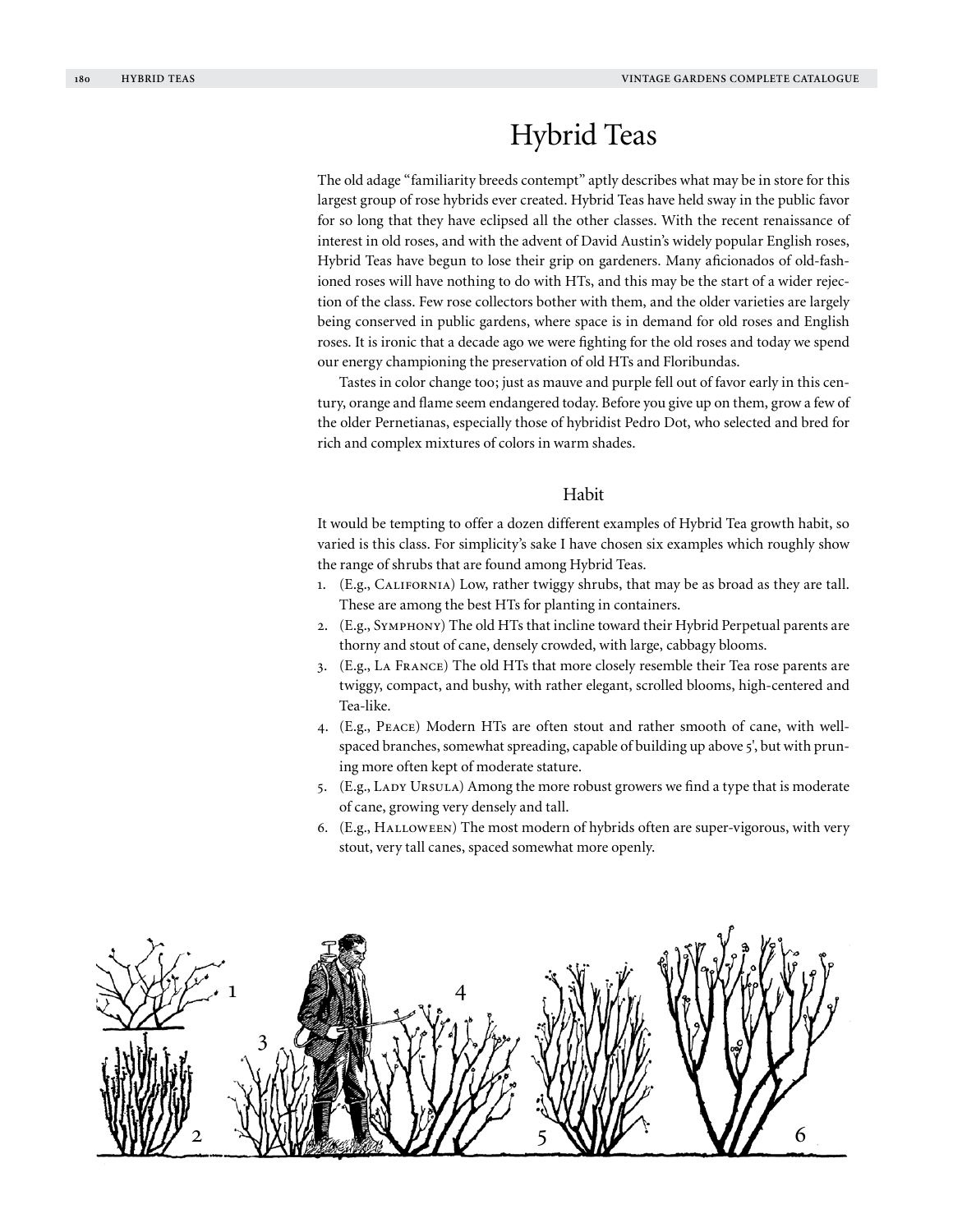# Hybrid Teas

The old adage "familiarity breeds contempt" aptly describes what may be in store for this largest group of rose hybrids ever created. Hybrid Teas have held sway in the public favor for so long that they have eclipsed all the other classes. With the recent renaissance of interest in old roses, and with the advent of David Austin's widely popular English roses, Hybrid Teas have begun to lose their grip on gardeners. Many aficionados of old-fashioned roses will have nothing to do with HTs, and this may be the start of a wider rejection of the class. Few rose collectors bother with them, and the older varieties are largely being conserved in public gardens, where space is in demand for old roses and English roses. It is ironic that a decade ago we were fighting for the old roses and today we spend our energy championing the preservation of old HTs and Floribundas.

Tastes in color change too; just as mauve and purple fell out of favor early in this century, orange and flame seem endangered today. Before you give up on them, grow a few of the older Pernetianas, especially those of hybridist Pedro Dot, who selected and bred for rich and complex mixtures of colors in warm shades.

## Habit

It would be tempting to offer a dozen different examples of Hybrid Tea growth habit, so varied is this class. For simplicity's sake I have chosen six examples which roughly show the range of shrubs that are found among Hybrid Teas.

1. (E.g., California) Low, rather twiggy shrubs, that may be as broad as they are tall. These are among the best HTs for planting in containers.
2. (E.g., Symphony) The old HTs that incline toward their Hybrid Perpetual parents are thorny and stout of cane, densely crowded, with large, cabbagy blooms.
3. (E.g., La France) The old HTs that more closely resemble their Tea rose parents are twiggy, compact, and bushy, with rather elegant, scrolled blooms, high-centered and Tea-like.
4. (E.g., Peace) Modern HTs are often stout and rather smooth of cane, with well-spaced branches, somewhat spreading, capable of building up above 5', but with pruning more often kept of moderate stature.
5. (E.g., Lady Ursula) Among the more robust growers we find a type that is moderate of cane, growing very densely and tall.
6. (E.g., Halloween) The most modern of hybrids often are super-vigorous, with very stout, very tall canes, spaced somewhat more openly.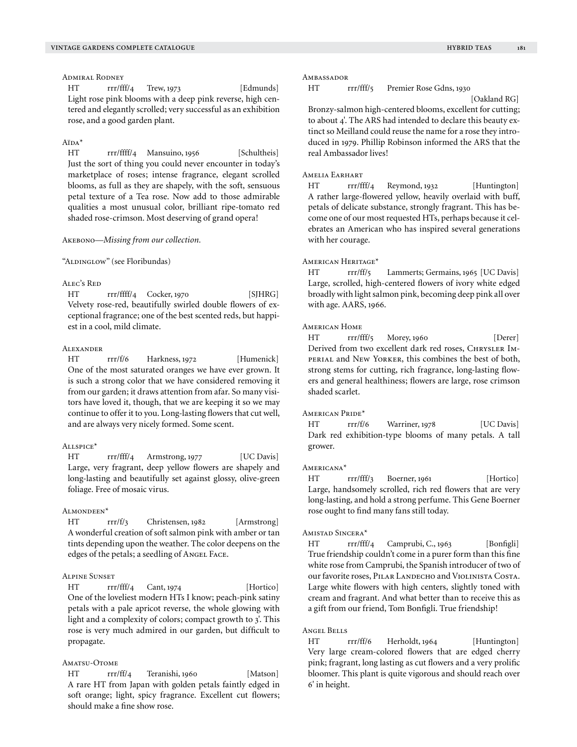### Admiral Rodney

HT rrr/fff/4 Trew, 1973 [Edmunds]

Light rose pink blooms with a deep pink reverse, high centered and elegantly scrolled; very successful as an exhibition rose, and a good garden plant.

### Aïda*

HT rrr/ffff/4 Mansuino, 1956 [Schultheis]

Just the sort of thing you could never encounter in today's marketplace of roses; intense fragrance, elegant scrolled blooms, as full as they are shapely, with the soft, sensuous petal texture of a Tea rose. Now add to those admirable qualities a most unusual color, brilliant ripe-tomato red shaded rose-crimson. Most deserving of grand opera!

### Akebono—*Missing from our collection.*

### "Aldinglow" (see Floribundas)

### Alec's Red

HT rrr/ffff/4 Cocker, 1970 [SJHRG]

Velvety rose-red, beautifully swirled double flowers of exceptional fragrance; one of the best scented reds, but happiest in a cool, mild climate.

### Alexander

HT rrr/f/6 Harkness, 1972 [Humenick]

One of the most saturated oranges we have ever grown. It is such a strong color that we have considered removing it from our garden; it draws attention from afar. So many visitors have loved it, though, that we are keeping it so we may continue to offer it to you. Long-lasting flowers that cut well, and are always very nicely formed. Some scent.

### Allspice*

HT rrr/fff/4 Armstrong, 1977 [UC Davis]

Large, very fragrant, deep yellow flowers are shapely and long-lasting and beautifully set against glossy, olive-green foliage. Free of mosaic virus.

### Almondeen*

HT rrr/f/3 Christensen, 1982 [Armstrong]

A wonderful creation of soft salmon pink with amber or tan tints depending upon the weather. The color deepens on the edges of the petals; a seedling of Angel Face.

### Alpine Sunset

HT rrr/fff/4 Cant, 1974 [Hortico]

One of the loveliest modern HTs I know; peach-pink satiny petals with a pale apricot reverse, the whole glowing with light and a complexity of colors; compact growth to 3'. This rose is very much admired in our garden, but difficult to propagate.

### Amatsu-Otome

HT rrr/ff/4 Teranishi, 1960 [Matson]

A rare HT from Japan with golden petals faintly edged in soft orange; light, spicy fragrance. Excellent cut flowers; should make a fine show rose.

### Ambassador

HT rrr/fff/5 Premier Rose Gdns, 1930 [Oakland RG]

Bronzy-salmon high-centered blooms, excellent for cutting; to about 4'. The ARS had intended to declare this beauty extinct so Meilland could reuse the name for a rose they introduced in 1979. Phillip Robinson informed the ARS that the real Ambassador lives!

### Amelia Earhart

HT rrr/fff/4 Reymond, 1932 [Huntington]

A rather large-flowered yellow, heavily overlaid with buff, petals of delicate substance, strongly fragrant. This has become one of our most requested HTs, perhaps because it celebrates an American who has inspired several generations with her courage.

### American Heritage*

HT rrr/ff/5 Lammerts; Germains, 1965 [UC Davis]

Large, scrolled, high-centered flowers of ivory white edged broadly with light salmon pink, becoming deep pink all over with age. AARS, 1966.

### American Home

HT rrr/fff/5 Morey, 1960 [Derer]

Derived from two excellent dark red roses, Chrysler Imperial and New Yorker, this combines the best of both, strong stems for cutting, rich fragrance, long-lasting flowers and general healthiness; flowers are large, rose crimson shaded scarlet.

### American Pride*

HT rrr/f/6 Warriner, 1978 [UC Davis]

Dark red exhibition-type blooms of many petals. A tall grower.

### Americana*

HT rrr/fff/3 Boerner, 1961 [Hortico]

Large, handsomely scrolled, rich red flowers that are very long-lasting, and hold a strong perfume. This Gene Boerner rose ought to find many fans still today.

### Amistad Sincera*

HT rrr/fff/4 Camprubi, C., 1963 [Bonfigli]

True friendship couldn't come in a purer form than this fine white rose from Camprubi, the Spanish introducer of two of our favorite roses, Pilar Landecho and Violinista Costa. Large white flowers with high centers, slightly toned with cream and fragrant. And what better than to receive this as a gift from our friend, Tom Bonfigli. True friendship!

### Angel Bells

HT rrr/ff/6 Herholdt, 1964 [Huntington]

Very large cream-colored flowers that are edged cherry pink; fragrant, long lasting as cut flowers and a very prolific bloomer. This plant is quite vigorous and should reach over 6' in height.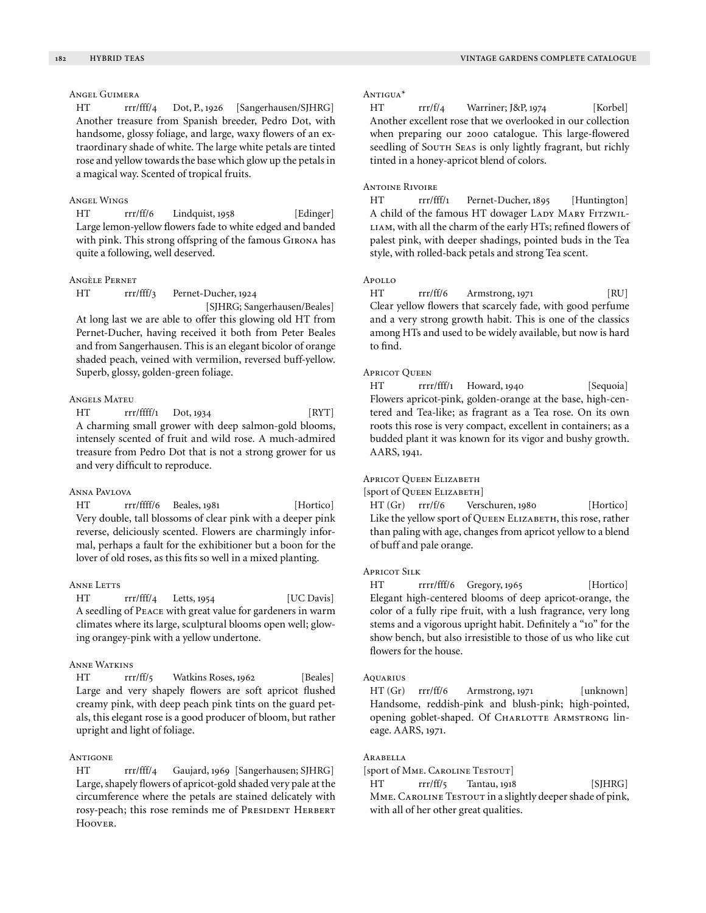### Angel Guimera

HT rrr/fff/4 Dot, P., 1926 [Sangerhausen/SJHRG]
Another treasure from Spanish breeder, Pedro Dot, with handsome, glossy foliage, and large, waxy flowers of an extraordinary shade of white. The large white petals are tinted rose and yellow towards the base which glow up the petals in a magical way. Scented of tropical fruits.

### Angel Wings

HT rrr/ff/6 Lindquist, 1958 [Edinger]
Large lemon-yellow flowers fade to white edged and banded with pink. This strong offspring of the famous Girona has quite a following, well deserved.

### Angèle Pernet

HT rrr/fff/3 Pernet-Ducher, 1924 [SJHRG; Sangerhausen/Beales]
At long last we are able to offer this glowing old HT from Pernet-Ducher, having received it both from Peter Beales and from Sangerhausen. This is an elegant bicolor of orange shaded peach, veined with vermilion, reversed buff-yellow. Superb, glossy, golden-green foliage.

### Angels Mateu

HT rrr/ffff/1 Dot, 1934 [RYT]
A charming small grower with deep salmon-gold blooms, intensely scented of fruit and wild rose. A much-admired treasure from Pedro Dot that is not a strong grower for us and very difficult to reproduce.

### Anna Pavlova

HT rrr/ffff/6 Beales, 1981 [Hortico]
Very double, tall blossoms of clear pink with a deeper pink reverse, deliciously scented. Flowers are charmingly informal, perhaps a fault for the exhibitioner but a boon for the lover of old roses, as this fits so well in a mixed planting.

### Anne Letts

HT rrr/fff/4 Letts, 1954 [UC Davis]
A seedling of Peace with great value for gardeners in warm climates where its large, sculptural blooms open well; glowing orangey-pink with a yellow undertone.

### Anne Watkins

HT rrr/ff/5 Watkins Roses, 1962 [Beales]
Large and very shapely flowers are soft apricot flushed creamy pink, with deep peach pink tints on the guard petals, this elegant rose is a good producer of bloom, but rather upright and light of foliage.

### Antigone

HT rrr/fff/4 Gaujard, 1969 [Sangerhausen; SJHRG]
Large, shapely flowers of apricot-gold shaded very pale at the circumference where the petals are stained delicately with rosy-peach; this rose reminds me of President Herbert Hoover.

### Antigua*

HT rrr/f/4 Warriner; J&P, 1974 [Korbel]
Another excellent rose that we overlooked in our collection when preparing our 2000 catalogue. This large-flowered seedling of South Seas is only lightly fragrant, but richly tinted in a honey-apricot blend of colors.

### Antoine Rivoire

HT rrr/fff/1 Pernet-Ducher, 1895 [Huntington]
A child of the famous HT dowager Lady Mary Fitzwilliam, with all the charm of the early HTs; refined flowers of palest pink, with deeper shadings, pointed buds in the Tea style, with rolled-back petals and strong Tea scent.

### Apollo

HT rrr/ff/6 Armstrong, 1971 [RU]
Clear yellow flowers that scarcely fade, with good perfume and a very strong growth habit. This is one of the classics among HTs and used to be widely available, but now is hard to find.

### Apricot Queen

HT rrrr/fff/1 Howard, 1940 [Sequoia]
Flowers apricot-pink, golden-orange at the base, high-centered and Tea-like; as fragrant as a Tea rose. On its own roots this rose is very compact, excellent in containers; as a budded plant it was known for its vigor and bushy growth. AARS, 1941.

### Apricot Queen Elizabeth

[sport of Queen Elizabeth]
HT (Gr) rrr/f/6 Verschuren, 1980 [Hortico]
Like the yellow sport of Queen Elizabeth, this rose, rather than paling with age, changes from apricot yellow to a blend of buff and pale orange.

### Apricot Silk

HT rrrr/fff/6 Gregory, 1965 [Hortico]
Elegant high-centered blooms of deep apricot-orange, the color of a fully ripe fruit, with a lush fragrance, very long stems and a vigorous upright habit. Definitely a "10" for the show bench, but also irresistible to those of us who like cut flowers for the house.

### Aquarius

HT (Gr) rrr/ff/6 Armstrong, 1971 [unknown]
Handsome, reddish-pink and blush-pink; high-pointed, opening goblet-shaped. Of Charlotte Armstrong lineage. AARS, 1971.

### Arabella

[sport of Mme. Caroline Testout]
HT rrr/ff/5 Tantau, 1918 [SJHRG]
Mme. Caroline Testout in a slightly deeper shade of pink, with all of her other great qualities.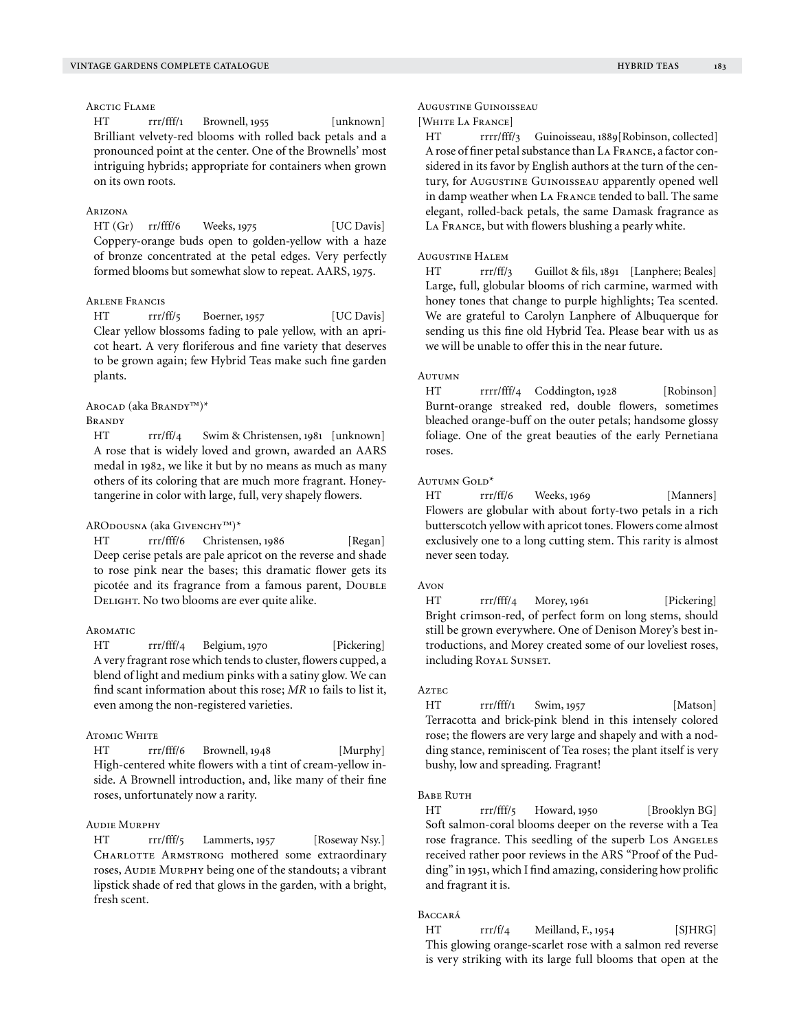### Arctic Flame

HT rrr/fff/1 Brownell, 1955 [unknown]

Brilliant velvety-red blooms with rolled back petals and a pronounced point at the center. One of the Brownells' most intriguing hybrids; appropriate for containers when grown on its own roots.

### Arizona

HT (Gr) rr/fff/6 Weeks, 1975 [UC Davis]

Coppery-orange buds open to golden-yellow with a haze of bronze concentrated at the petal edges. Very perfectly formed blooms but somewhat slow to repeat. AARS, 1975.

### Arlene Francis

HT rrr/ff/5 Boerner, 1957 [UC Davis]

Clear yellow blossoms fading to pale yellow, with an apricot heart. A very floriferous and fine variety that deserves to be grown again; few Hybrid Teas make such fine garden plants.

### Arocad (aka Brandy™)*

### Brandy

HT rrr/ff/4 Swim & Christensen, 1981 [unknown]

A rose that is widely loved and grown, awarded an AARS medal in 1982, we like it but by no means as much as many others of its coloring that are much more fragrant. Honey-tangerine in color with large, full, very shapely flowers.

### ARODousna (aka Givenchy™)*

HT rrr/fff/6 Christensen, 1986 [Regan]

Deep cerise petals are pale apricot on the reverse and shade to rose pink near the bases; this dramatic flower gets its picotée and its fragrance from a famous parent, Double Delight. No two blooms are ever quite alike.

### Aromatic

HT rrr/fff/4 Belgium, 1970 [Pickering]

A very fragrant rose which tends to cluster, flowers cupped, a blend of light and medium pinks with a satiny glow. We can find scant information about this rose; *MR* 10 fails to list it, even among the non-registered varieties.

### Atomic White

HT rrr/fff/6 Brownell, 1948 [Murphy]

High-centered white flowers with a tint of cream-yellow inside. A Brownell introduction, and, like many of their fine roses, unfortunately now a rarity.

### Audie Murphy

HT rrr/fff/5 Lammerts, 1957 [Roseway Nsy.]

Charlotte Armstrong mothered some extraordinary roses, Audie Murphy being one of the standouts; a vibrant lipstick shade of red that glows in the garden, with a bright, fresh scent.

### Augustine Guinoisseau

### [White La France]

HT rrrr/fff/3 Guinoisseau, 1889 [Robinson, collected]

A rose of finer petal substance than La France, a factor considered in its favor by English authors at the turn of the century, for Augustine Guinoisseau apparently opened well in damp weather when La France tended to ball. The same elegant, rolled-back petals, the same Damask fragrance as La France, but with flowers blushing a pearly white.

### Augustine Halem

HT rrr/ff/3 Guillot & fils, 1891 [Lanphere; Beales]

Large, full, globular blooms of rich carmine, warmed with honey tones that change to purple highlights; Tea scented. We are grateful to Carolyn Lanphere of Albuquerque for sending us this fine old Hybrid Tea. Please bear with us as we will be unable to offer this in the near future.

### Autumn

HT rrrr/fff/4 Coddington, 1928 [Robinson]

Burnt-orange streaked red, double flowers, sometimes bleached orange-buff on the outer petals; handsome glossy foliage. One of the great beauties of the early Pernetiana roses.

### Autumn Gold*

HT rrr/ff/6 Weeks, 1969 [Manners]

Flowers are globular with about forty-two petals in a rich butterscotch yellow with apricot tones. Flowers come almost exclusively one to a long cutting stem. This rarity is almost never seen today.

### Avon

HT rrr/fff/4 Morey, 1961 [Pickering]

Bright crimson-red, of perfect form on long stems, should still be grown everywhere. One of Denison Morey's best introductions, and Morey created some of our loveliest roses, including Royal Sunset.

### Aztec

HT rrr/fff/1 Swim, 1957 [Matson]

Terracotta and brick-pink blend in this intensely colored rose; the flowers are very large and shapely and with a nodding stance, reminiscent of Tea roses; the plant itself is very bushy, low and spreading. Fragrant!

### Babe Ruth

HT rrr/fff/5 Howard, 1950 [Brooklyn BG]

Soft salmon-coral blooms deeper on the reverse with a Tea rose fragrance. This seedling of the superb Los Angeles received rather poor reviews in the ARS "Proof of the Pudding" in 1951, which I find amazing, considering how prolific and fragrant it is.

### Baccará

HT rrr/f/4 Meilland, F., 1954 [SJHRG]

This glowing orange-scarlet rose with a salmon red reverse is very striking with its large full blooms that open at the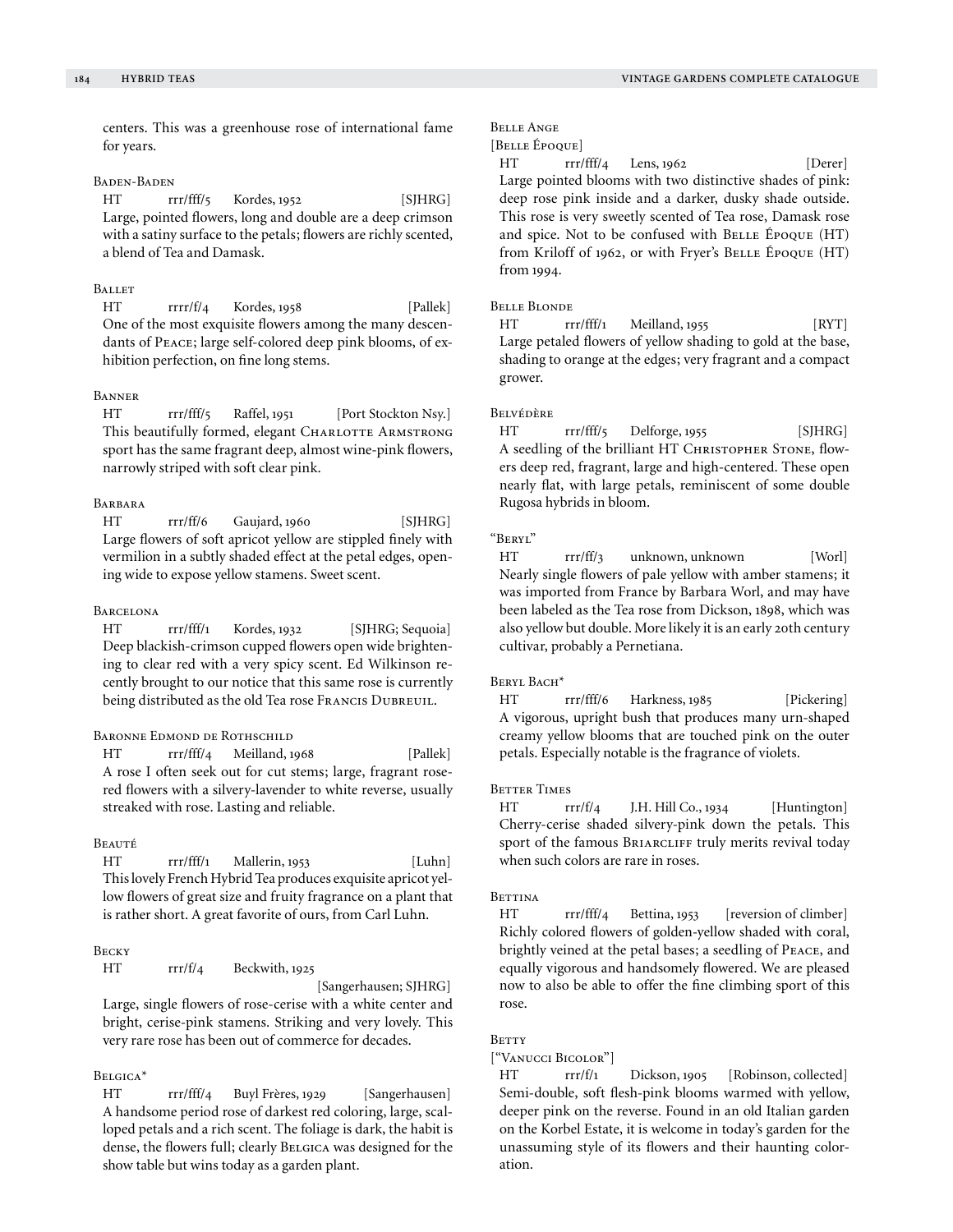centers. This was a greenhouse rose of international fame for years.

### Baden-Baden

HT rrr/fff/5 Kordes, 1952 [SJHRG]

Large, pointed flowers, long and double are a deep crimson with a satiny surface to the petals; flowers are richly scented, a blend of Tea and Damask.

### Ballet

HT rrrr/f/4 Kordes, 1958 [Pallek]

One of the most exquisite flowers among the many descendants of Peace; large self-colored deep pink blooms, of exhibition perfection, on fine long stems.

### Banner

HT rrr/fff/5 Raffel, 1951 [Port Stockton Nsy.]

This beautifully formed, elegant Charlotte Armstrong sport has the same fragrant deep, almost wine-pink flowers, narrowly striped with soft clear pink.

### Barbara

HT rrr/ff/6 Gaujard, 1960 [SJHRG]

Large flowers of soft apricot yellow are stippled finely with vermilion in a subtly shaded effect at the petal edges, opening wide to expose yellow stamens. Sweet scent.

### Barcelona

HT rrr/fff/1 Kordes, 1932 [SJHRG; Sequoia]

Deep blackish-crimson cupped flowers open wide brightening to clear red with a very spicy scent. Ed Wilkinson recently brought to our notice that this same rose is currently being distributed as the old Tea rose Francis Dubreuil.

### Baronne Edmond de Rothschild

HT rrr/fff/4 Meilland, 1968 [Pallek]

A rose I often seek out for cut stems; large, fragrant rose-red flowers with a silvery-lavender to white reverse, usually streaked with rose. Lasting and reliable.

### Beauté

HT rrr/fff/1 Mallerin, 1953 [Luhn]

This lovely French Hybrid Tea produces exquisite apricot yellow flowers of great size and fruity fragrance on a plant that is rather short. A great favorite of ours, from Carl Luhn.

### Becky

HT rrr/f/4 Beckwith, 1925 [Sangerhausen; SJHRG]

Large, single flowers of rose-cerise with a white center and bright, cerise-pink stamens. Striking and very lovely. This very rare rose has been out of commerce for decades.

### Belgica*

HT rrr/fff/4 Buyl Frères, 1929 [Sangerhausen]

A handsome period rose of darkest red coloring, large, scalloped petals and a rich scent. The foliage is dark, the habit is dense, the flowers full; clearly Belgica was designed for the show table but wins today as a garden plant.

### Belle Ange

[Belle Époque]

HT rrr/fff/4 Lens, 1962 [Derer]

Large pointed blooms with two distinctive shades of pink: deep rose pink inside and a darker, dusky shade outside. This rose is very sweetly scented of Tea rose, Damask rose and spice. Not to be confused with Belle Époque (HT) from Kriloff of 1962, or with Fryer's Belle Époque (HT) from 1994.

### Belle Blonde

HT rrr/fff/1 Meilland, 1955 [RYT]

Large petaled flowers of yellow shading to gold at the base, shading to orange at the edges; very fragrant and a compact grower.

### Belvédère

HT rrr/fff/5 Delforge, 1955 [SJHRG]

A seedling of the brilliant HT Christopher Stone, flowers deep red, fragrant, large and high-centered. These open nearly flat, with large petals, reminiscent of some double Rugosa hybrids in bloom.

### "Beryl"

HT rrr/ff/3 unknown, unknown [Worl]

Nearly single flowers of pale yellow with amber stamens; it was imported from France by Barbara Worl, and may have been labeled as the Tea rose from Dickson, 1898, which was also yellow but double. More likely it is an early 20th century cultivar, probably a Pernetiana.

### Beryl Bach*

HT rrr/fff/6 Harkness, 1985 [Pickering]

A vigorous, upright bush that produces many urn-shaped creamy yellow blooms that are touched pink on the outer petals. Especially notable is the fragrance of violets.

### Better Times

HT rrr/f/4 J.H. Hill Co., 1934 [Huntington]

Cherry-cerise shaded silvery-pink down the petals. This sport of the famous Briarcliff truly merits revival today when such colors are rare in roses.

### Bettina

HT rrr/fff/4 Bettina, 1953 [reversion of climber]

Richly colored flowers of golden-yellow shaded with coral, brightly veined at the petal bases; a seedling of Peace, and equally vigorous and handsomely flowered. We are pleased now to also be able to offer the fine climbing sport of this rose.

### Betty

["Vanucci Bicolor"]

HT rrr/f/1 Dickson, 1905 [Robinson, collected]

Semi-double, soft flesh-pink blooms warmed with yellow, deeper pink on the reverse. Found in an old Italian garden on the Korbel Estate, it is welcome in today's garden for the unassuming style of its flowers and their haunting coloration.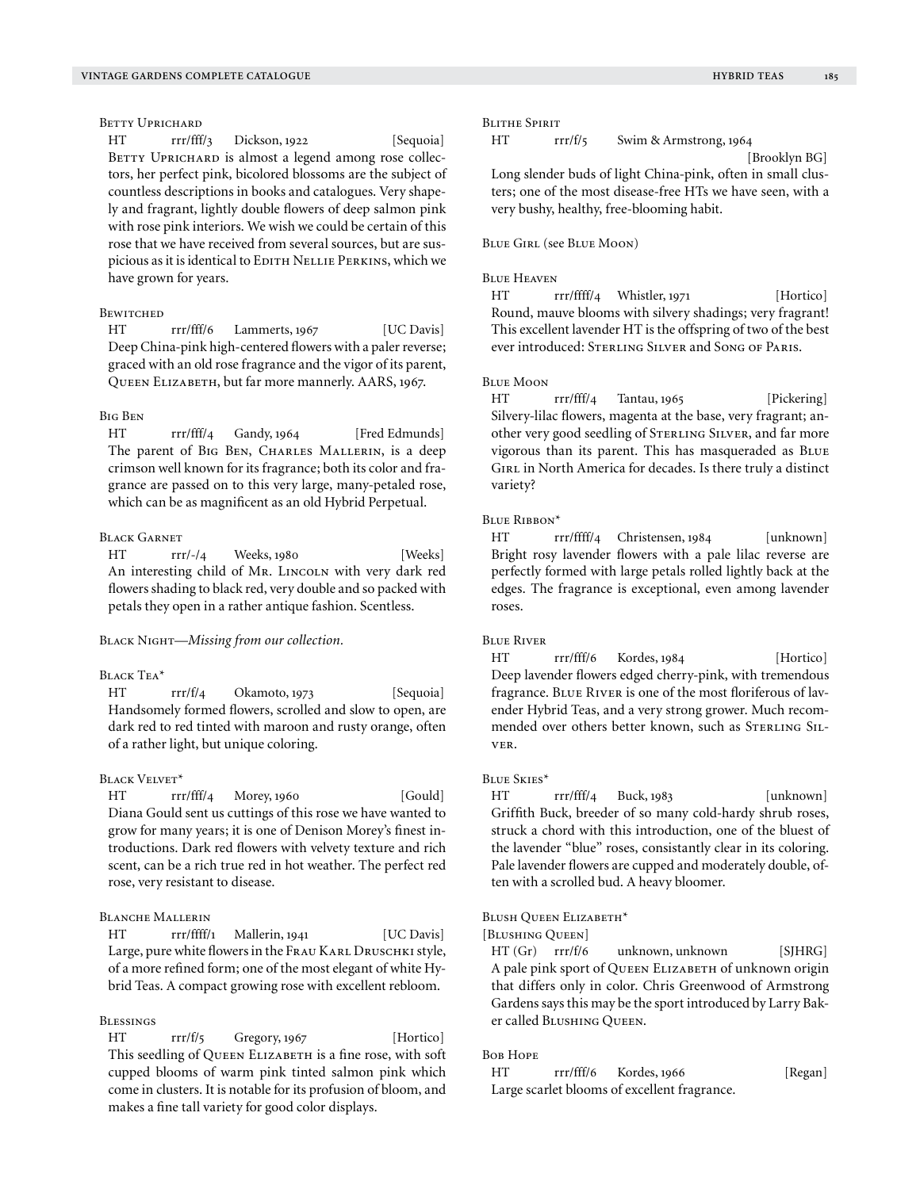### Betty Uprichard

HT rrr/fff/3 Dickson, 1922 [Sequoia]

Betty Uprichard is almost a legend among rose collectors, her perfect pink, bicolored blossoms are the subject of countless descriptions in books and catalogues. Very shapely and fragrant, lightly double flowers of deep salmon pink with rose pink interiors. We wish we could be certain of this rose that we have received from several sources, but are suspicious as it is identical to Edith Nellie Perkins, which we have grown for years.

### Bewitched

HT rrr/fff/6 Lammerts, 1967 [UC Davis]

Deep China-pink high-centered flowers with a paler reverse; graced with an old rose fragrance and the vigor of its parent, Queen Elizabeth, but far more mannerly. AARS, 1967.

### Big Ben

HT rrr/fff/4 Gandy, 1964 [Fred Edmunds]

The parent of Big Ben, Charles Mallerin, is a deep crimson well known for its fragrance; both its color and fragrance are passed on to this very large, many-petaled rose, which can be as magnificent as an old Hybrid Perpetual.

### Black Garnet

HT rrr/-/4 Weeks, 1980 [Weeks]

An interesting child of Mr. Lincoln with very dark red flowers shading to black red, very double and so packed with petals they open in a rather antique fashion. Scentless.

### Black Night—*Missing from our collection.*

### Black Tea*

HT rrr/f/4 Okamoto, 1973 [Sequoia]

Handsomely formed flowers, scrolled and slow to open, are dark red to red tinted with maroon and rusty orange, often of a rather light, but unique coloring.

### Black Velvet*

HT rrr/fff/4 Morey, 1960 [Gould]

Diana Gould sent us cuttings of this rose we have wanted to grow for many years; it is one of Denison Morey's finest introductions. Dark red flowers with velvety texture and rich scent, can be a rich true red in hot weather. The perfect red rose, very resistant to disease.

### Blanche Mallerin

HT rrr/ffff/1 Mallerin, 1941 [UC Davis]

Large, pure white flowers in the Frau Karl Druschki style, of a more refined form; one of the most elegant of white Hybrid Teas. A compact growing rose with excellent rebloom.

### Blessings

HT rrr/f/5 Gregory, 1967 [Hortico]

This seedling of Queen Elizabeth is a fine rose, with soft cupped blooms of warm pink tinted salmon pink which come in clusters. It is notable for its profusion of bloom, and makes a fine tall variety for good color displays.

### Blithe Spirit

HT rrr/f/5 Swim & Armstrong, 1964 [Brooklyn BG]

Long slender buds of light China-pink, often in small clusters; one of the most disease-free HTs we have seen, with a very bushy, healthy, free-blooming habit.

### Blue Girl (see Blue Moon)

### Blue Heaven

HT rrr/ffff/4 Whistler, 1971 [Hortico]

Round, mauve blooms with silvery shadings; very fragrant! This excellent lavender HT is the offspring of two of the best ever introduced: Sterling Silver and Song of Paris.

### Blue Moon

HT rrr/fff/4 Tantau, 1965 [Pickering]

Silvery-lilac flowers, magenta at the base, very fragrant; another very good seedling of Sterling Silver, and far more vigorous than its parent. This has masqueraded as Blue Girl in North America for decades. Is there truly a distinct variety?

### Blue Ribbon*

HT rrr/ffff/4 Christensen, 1984 [unknown]

Bright rosy lavender flowers with a pale lilac reverse are perfectly formed with large petals rolled lightly back at the edges. The fragrance is exceptional, even among lavender roses.

### Blue River

HT rrr/fff/6 Kordes, 1984 [Hortico]

Deep lavender flowers edged cherry-pink, with tremendous fragrance. Blue River is one of the most floriferous of lavender Hybrid Teas, and a very strong grower. Much recommended over others better known, such as Sterling Silver.

### Blue Skies*

HT rrr/fff/4 Buck, 1983 [unknown]

Griffith Buck, breeder of so many cold-hardy shrub roses, struck a chord with this introduction, one of the bluest of the lavender "blue" roses, consistantly clear in its coloring. Pale lavender flowers are cupped and moderately double, often with a scrolled bud. A heavy bloomer.

### Blush Queen Elizabeth*

[Blushing Queen]

HT (Gr) rrr/f/6 unknown, unknown [SJHRG]

A pale pink sport of Queen Elizabeth of unknown origin that differs only in color. Chris Greenwood of Armstrong Gardens says this may be the sport introduced by Larry Baker called Blushing Queen.

### Bob Hope

HT rrr/fff/6 Kordes, 1966 [Regan]

Large scarlet blooms of excellent fragrance.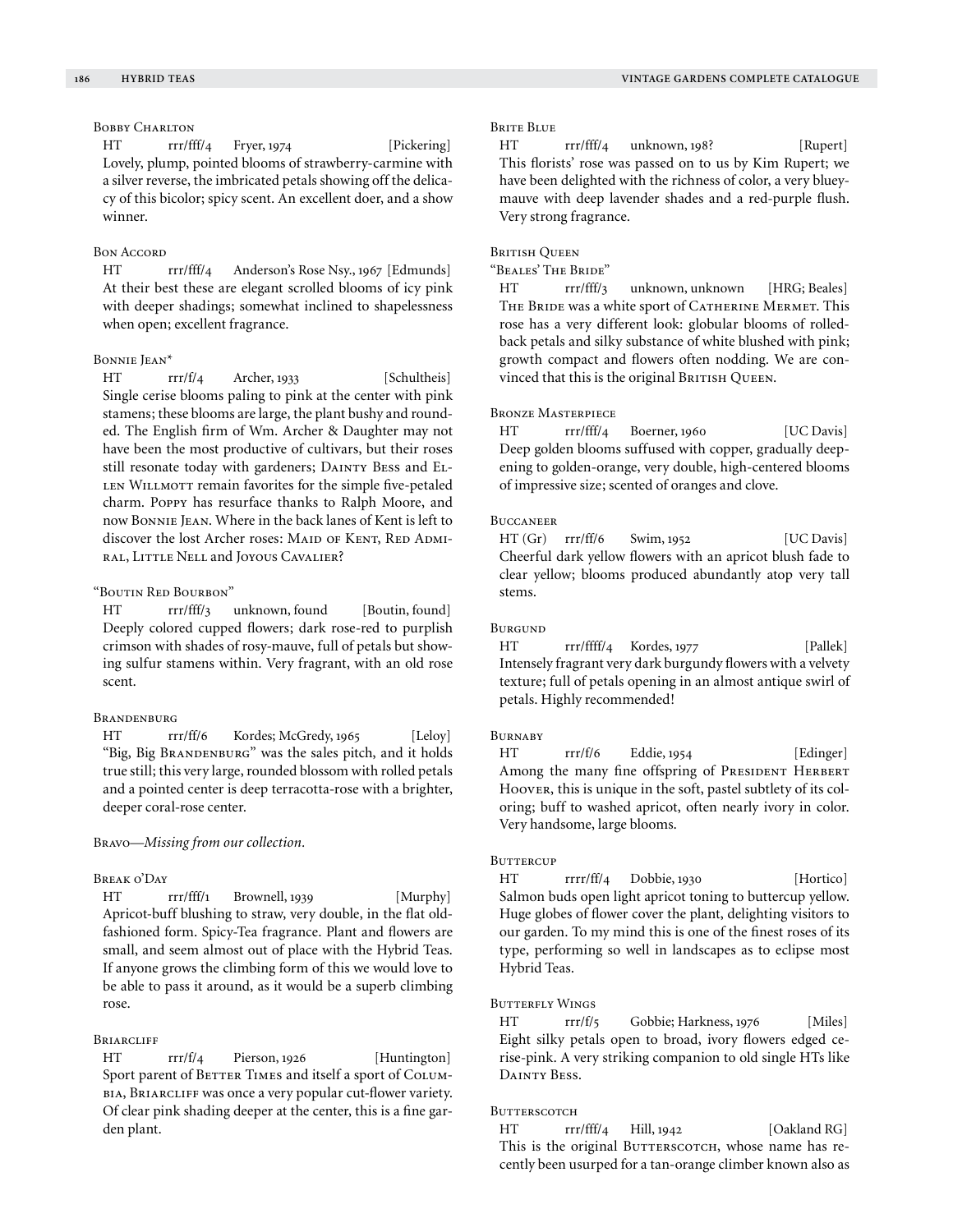### Bobby Charlton

HT rrr/fff/4 Fryer, 1974 [Pickering]
Lovely, plump, pointed blooms of strawberry-carmine with a silver reverse, the imbricated petals showing off the delicacy of this bicolor; spicy scent. An excellent doer, and a show winner.

### Bon Accord

HT rrr/fff/4 Anderson's Rose Nsy., 1967 [Edmunds]
At their best these are elegant scrolled blooms of icy pink with deeper shadings; somewhat inclined to shapelessness when open; excellent fragrance.

### Bonnie Jean*

HT rrr/f/4 Archer, 1933 [Schultheis]
Single cerise blooms paling to pink at the center with pink stamens; these blooms are large, the plant bushy and rounded. The English firm of Wm. Archer & Daughter may not have been the most productive of cultivars, but their roses still resonate today with gardeners; Dainty Bess and Ellen Willmott remain favorites for the simple five-petaled charm. Poppy has resurface thanks to Ralph Moore, and now Bonnie Jean. Where in the back lanes of Kent is left to discover the lost Archer roses: Maid of Kent, Red Admiral, Little Nell and Joyous Cavalier?

### "Boutin Red Bourbon"

HT rrr/fff/3 unknown, found [Boutin, found]
Deeply colored cupped flowers; dark rose-red to purplish crimson with shades of rosy-mauve, full of petals but showing sulfur stamens within. Very fragrant, with an old rose scent.

### Brandenburg

HT rrr/ff/6 Kordes; McGredy, 1965 [Leloy]
"Big, Big Brandenburg" was the sales pitch, and it holds true still; this very large, rounded blossom with rolled petals and a pointed center is deep terracotta-rose with a brighter, deeper coral-rose center.

### Bravo—*Missing from our collection.*

### Break o'Day

HT rrr/fff/1 Brownell, 1939 [Murphy]
Apricot-buff blushing to straw, very double, in the flat old-fashioned form. Spicy-Tea fragrance. Plant and flowers are small, and seem almost out of place with the Hybrid Teas. If anyone grows the climbing form of this we would love to be able to pass it around, as it would be a superb climbing rose.

### Briarcliff

HT rrr/f/4 Pierson, 1926 [Huntington]
Sport parent of Better Times and itself a sport of Columbia, Briarcliff was once a very popular cut-flower variety. Of clear pink shading deeper at the center, this is a fine garden plant.

### Brite Blue

HT rrr/fff/4 unknown, 198? [Rupert]
This florists' rose was passed on to us by Kim Rupert; we have been delighted with the richness of color, a very bluey-mauve with deep lavender shades and a red-purple flush. Very strong fragrance.

### British Queen
### "Beales' The Bride"

HT rrr/fff/3 unknown, unknown [HRG; Beales]
The Bride was a white sport of Catherine Mermet. This rose has a very different look: globular blooms of rolled-back petals and silky substance of white blushed with pink; growth compact and flowers often nodding. We are convinced that this is the original British Queen.

### Bronze Masterpiece

HT rrr/fff/4 Boerner, 1960 [UC Davis]
Deep golden blooms suffused with copper, gradually deepening to golden-orange, very double, high-centered blooms of impressive size; scented of oranges and clove.

### Buccaneer

HT (Gr) rrr/ff/6 Swim, 1952 [UC Davis]
Cheerful dark yellow flowers with an apricot blush fade to clear yellow; blooms produced abundantly atop very tall stems.

### Burgund

HT rrr/ffff/4 Kordes, 1977 [Pallek]
Intensely fragrant very dark burgundy flowers with a velvety texture; full of petals opening in an almost antique swirl of petals. Highly recommended!

### Burnaby

HT rrr/f/6 Eddie, 1954 [Edinger]
Among the many fine offspring of President Herbert Hoover, this is unique in the soft, pastel subtlety of its coloring; buff to washed apricot, often nearly ivory in color. Very handsome, large blooms.

### Buttercup

HT rrrr/ff/4 Dobbie, 1930 [Hortico]
Salmon buds open light apricot toning to buttercup yellow. Huge globes of flower cover the plant, delighting visitors to our garden. To my mind this is one of the finest roses of its type, performing so well in landscapes as to eclipse most Hybrid Teas.

### Butterfly Wings

HT rrr/f/5 Gobbie; Harkness, 1976 [Miles]
Eight silky petals open to broad, ivory flowers edged cerise-pink. A very striking companion to old single HTs like Dainty Bess.

### Butterscotch

HT rrr/fff/4 Hill, 1942 [Oakland RG]
This is the original Butterscotch, whose name has recently been usurped for a tan-orange climber known also as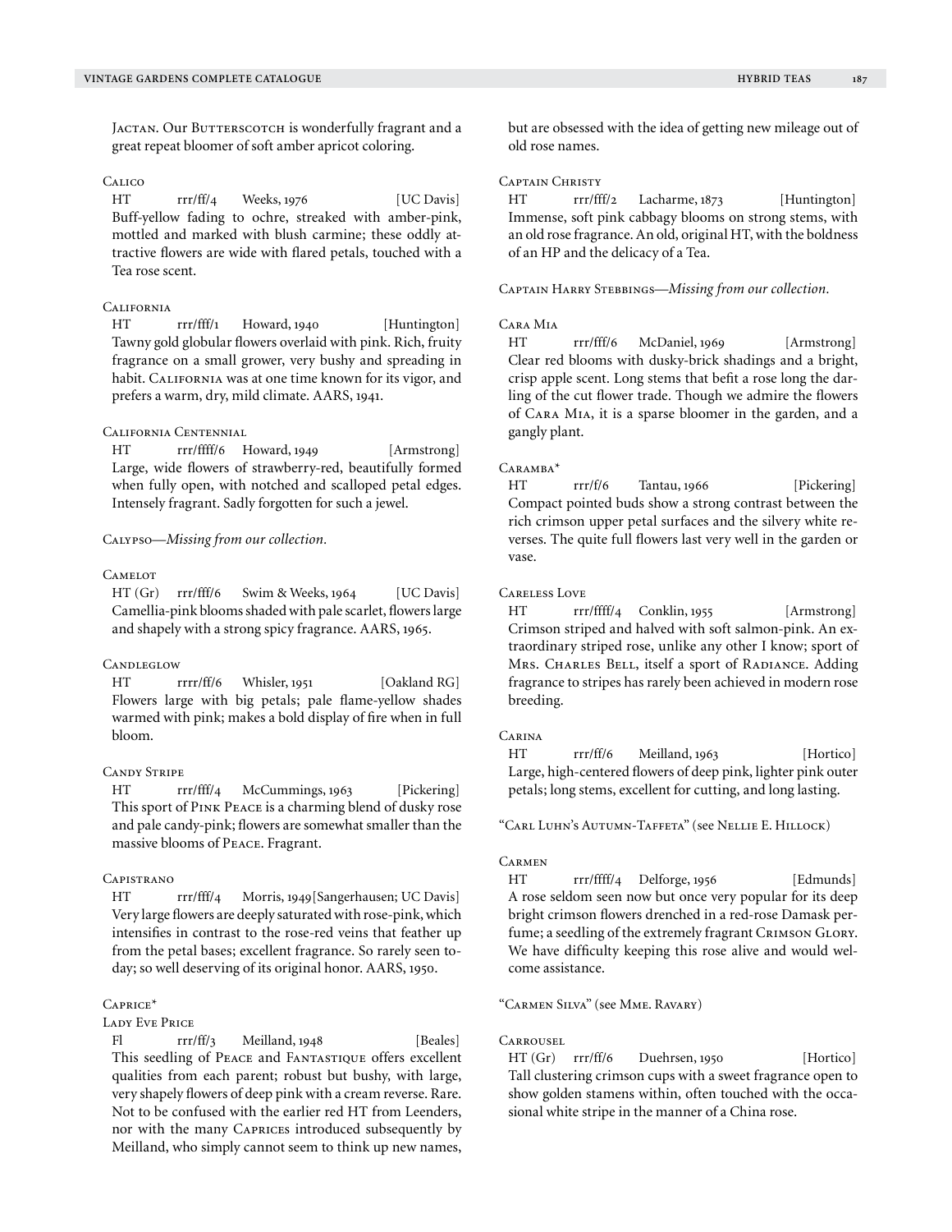Jactan. Our Butterscotch is wonderfully fragrant and a great repeat bloomer of soft amber apricot coloring.

Calico

HT rrr/ff/4 Weeks, 1976 [UC Davis]
Buff-yellow fading to ochre, streaked with amber-pink, mottled and marked with blush carmine; these oddly attractive flowers are wide with flared petals, touched with a Tea rose scent.

California

HT rrr/fff/1 Howard, 1940 [Huntington]
Tawny gold globular flowers overlaid with pink. Rich, fruity fragrance on a small grower, very bushy and spreading in habit. California was at one time known for its vigor, and prefers a warm, dry, mild climate. AARS, 1941.

California Centennial

HT rrr/ffff/6 Howard, 1949 [Armstrong]
Large, wide flowers of strawberry-red, beautifully formed when fully open, with notched and scalloped petal edges. Intensely fragrant. Sadly forgotten for such a jewel.

Calypso—*Missing from our collection.*

Camelot

HT (Gr) rrr/fff/6 Swim & Weeks, 1964 [UC Davis]
Camellia-pink blooms shaded with pale scarlet, flowers large and shapely with a strong spicy fragrance. AARS, 1965.

Candleglow

HT rrrr/ff/6 Whisler, 1951 [Oakland RG]
Flowers large with big petals; pale flame-yellow shades warmed with pink; makes a bold display of fire when in full bloom.

Candy Stripe

HT rrr/fff/4 McCummings, 1963 [Pickering]
This sport of Pink Peace is a charming blend of dusky rose and pale candy-pink; flowers are somewhat smaller than the massive blooms of Peace. Fragrant.

Capistrano

HT rrr/fff/4 Morris, 1949 [Sangerhausen; UC Davis]
Very large flowers are deeply saturated with rose-pink, which intensifies in contrast to the rose-red veins that feather up from the petal bases; excellent fragrance. So rarely seen today; so well deserving of its original honor. AARS, 1950.

Caprice*

Lady Eve Price

Fl rrr/ff/3 Meilland, 1948 [Beales]
This seedling of Peace and Fantastique offers excellent qualities from each parent; robust but bushy, with large, very shapely flowers of deep pink with a cream reverse. Rare. Not to be confused with the earlier red HT from Leenders, nor with the many Caprices introduced subsequently by Meilland, who simply cannot seem to think up new names, but are obsessed with the idea of getting new mileage out of old rose names.

Captain Christy

HT rrr/fff/2 Lacharme, 1873 [Huntington]
Immense, soft pink cabbagy blooms on strong stems, with an old rose fragrance. An old, original HT, with the boldness of an HP and the delicacy of a Tea.

Captain Harry Stebbings—*Missing from our collection.*

Cara Mia

HT rrr/fff/6 McDaniel, 1969 [Armstrong]
Clear red blooms with dusky-brick shadings and a bright, crisp apple scent. Long stems that befit a rose long the darling of the cut flower trade. Though we admire the flowers of Cara Mia, it is a sparse bloomer in the garden, and a gangly plant.

Caramba*

HT rrr/f/6 Tantau, 1966 [Pickering]
Compact pointed buds show a strong contrast between the rich crimson upper petal surfaces and the silvery white reverses. The quite full flowers last very well in the garden or vase.

Careless Love

HT rrr/ffff/4 Conklin, 1955 [Armstrong]
Crimson striped and halved with soft salmon-pink. An extraordinary striped rose, unlike any other I know; sport of Mrs. Charles Bell, itself a sport of Radiance. Adding fragrance to stripes has rarely been achieved in modern rose breeding.

Carina

HT rrr/ff/6 Meilland, 1963 [Hortico]
Large, high-centered flowers of deep pink, lighter pink outer petals; long stems, excellent for cutting, and long lasting.

"Carl Luhn's Autumn-Taffeta" (see Nellie E. Hillock)

Carmen

HT rrr/ffff/4 Delforge, 1956 [Edmunds]
A rose seldom seen now but once very popular for its deep bright crimson flowers drenched in a red-rose Damask perfume; a seedling of the extremely fragrant Crimson Glory. We have difficulty keeping this rose alive and would welcome assistance.

"Carmen Silva" (see Mme. Ravary)

Carrousel

HT (Gr) rrr/ff/6 Duehrsen, 1950 [Hortico]
Tall clustering crimson cups with a sweet fragrance open to show golden stamens within, often touched with the occasional white stripe in the manner of a China rose.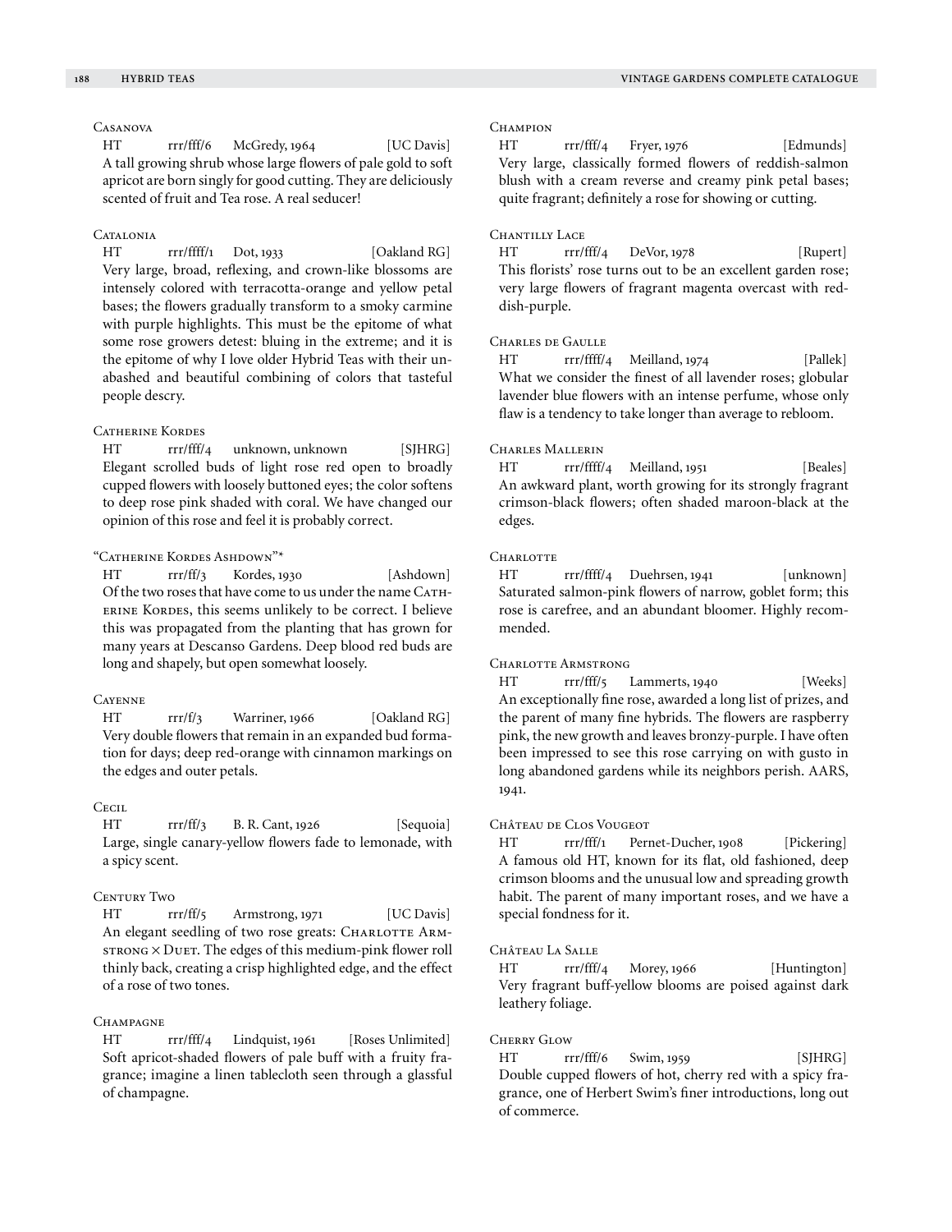### Casanova

HT rrr/fff/6 McGredy, 1964 [UC Davis]

A tall growing shrub whose large flowers of pale gold to soft apricot are born singly for good cutting. They are deliciously scented of fruit and Tea rose. A real seducer!

### Catalonia

HT rrr/ffff/1 Dot, 1933 [Oakland RG]

Very large, broad, reflexing, and crown-like blossoms are intensely colored with terracotta-orange and yellow petal bases; the flowers gradually transform to a smoky carmine with purple highlights. This must be the epitome of what some rose growers detest: bluing in the extreme; and it is the epitome of why I love older Hybrid Teas with their unabashed and beautiful combining of colors that tasteful people descry.

### Catherine Kordes

HT rrr/fff/4 unknown, unknown [SJHRG]

Elegant scrolled buds of light rose red open to broadly cupped flowers with loosely buttoned eyes; the color softens to deep rose pink shaded with coral. We have changed our opinion of this rose and feel it is probably correct.

### "Catherine Kordes Ashdown"*

HT rrr/ff/3 Kordes, 1930 [Ashdown]

Of the two roses that have come to us under the name Catherine Kordes, this seems unlikely to be correct. I believe this was propagated from the planting that has grown for many years at Descanso Gardens. Deep blood red buds are long and shapely, but open somewhat loosely.

### Cayenne

HT rrr/f/3 Warriner, 1966 [Oakland RG]

Very double flowers that remain in an expanded bud formation for days; deep red-orange with cinnamon markings on the edges and outer petals.

### Cecil

HT rrr/ff/3 B. R. Cant, 1926 [Sequoia]

Large, single canary-yellow flowers fade to lemonade, with a spicy scent.

### Century Two

HT rrr/ff/5 Armstrong, 1971 [UC Davis]

An elegant seedling of two rose greats: Charlotte Armstrong × Duet. The edges of this medium-pink flower roll thinly back, creating a crisp highlighted edge, and the effect of a rose of two tones.

### Champagne

HT rrr/fff/4 Lindquist, 1961 [Roses Unlimited]

Soft apricot-shaded flowers of pale buff with a fruity fragrance; imagine a linen tablecloth seen through a glassful of champagne.

### Champion

HT rrr/fff/4 Fryer, 1976 [Edmunds]

Very large, classically formed flowers of reddish-salmon blush with a cream reverse and creamy pink petal bases; quite fragrant; definitely a rose for showing or cutting.

### Chantilly Lace

HT rrr/fff/4 DeVor, 1978 [Rupert]

This florists' rose turns out to be an excellent garden rose; very large flowers of fragrant magenta overcast with reddish-purple.

### Charles de Gaulle

HT rrr/ffff/4 Meilland, 1974 [Pallek]

What we consider the finest of all lavender roses; globular lavender blue flowers with an intense perfume, whose only flaw is a tendency to take longer than average to rebloom.

### Charles Mallerin

HT rrr/ffff/4 Meilland, 1951 [Beales]

An awkward plant, worth growing for its strongly fragrant crimson-black flowers; often shaded maroon-black at the edges.

### Charlotte

HT rrr/ffff/4 Duehrsen, 1941 [unknown]

Saturated salmon-pink flowers of narrow, goblet form; this rose is carefree, and an abundant bloomer. Highly recommended.

### Charlotte Armstrong

HT rrr/fff/5 Lammerts, 1940 [Weeks]

An exceptionally fine rose, awarded a long list of prizes, and the parent of many fine hybrids. The flowers are raspberry pink, the new growth and leaves bronzy-purple. I have often been impressed to see this rose carrying on with gusto in long abandoned gardens while its neighbors perish. AARS, 1941.

### Château de Clos Vougeot

HT rrr/fff/1 Pernet-Ducher, 1908 [Pickering]

A famous old HT, known for its flat, old fashioned, deep crimson blooms and the unusual low and spreading growth habit. The parent of many important roses, and we have a special fondness for it.

### Château La Salle

HT rrr/fff/4 Morey, 1966 [Huntington]

Very fragrant buff-yellow blooms are poised against dark leathery foliage.

### Cherry Glow

HT rrr/fff/6 Swim, 1959 [SJHRG]

Double cupped flowers of hot, cherry red with a spicy fragrance, one of Herbert Swim's finer introductions, long out of commerce.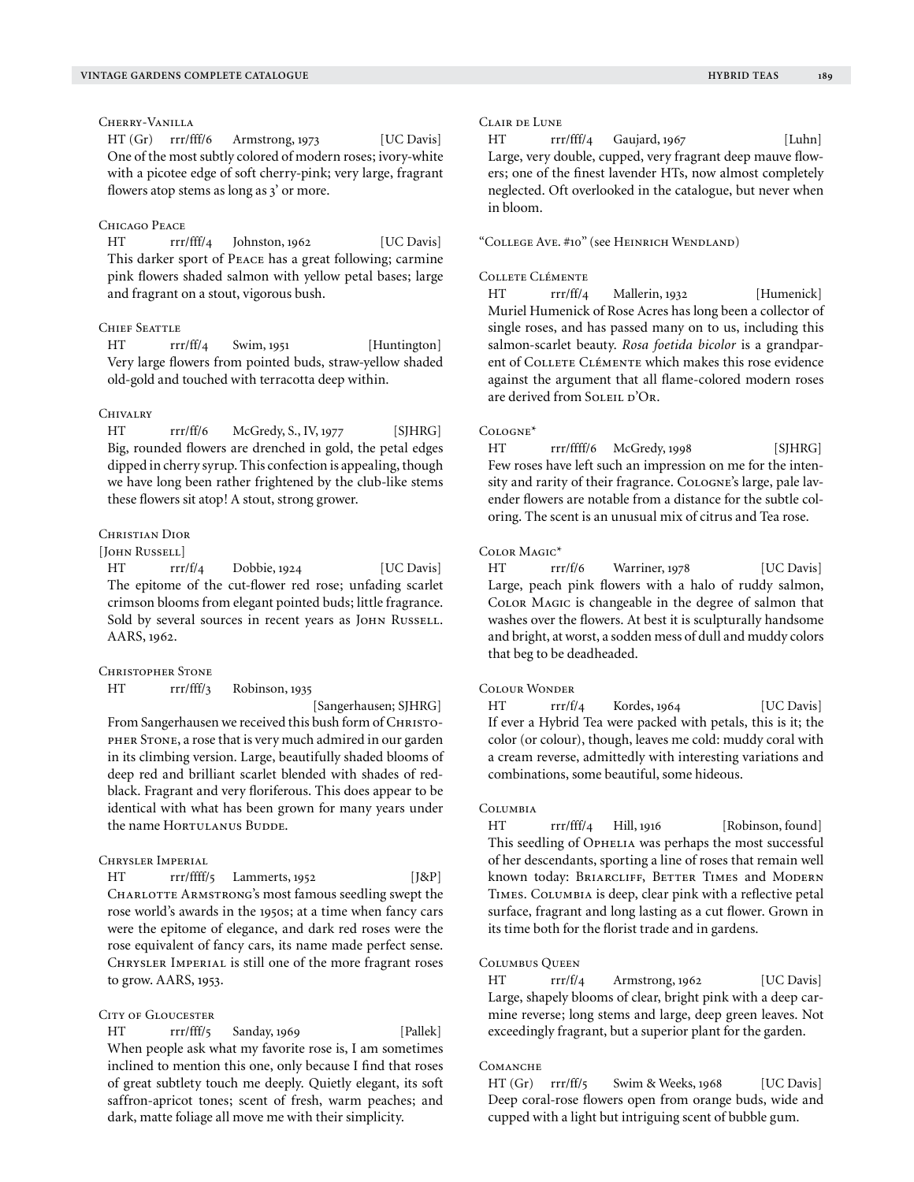### Cherry-Vanilla

HT (Gr) rrr/fff/6 Armstrong, 1973 [UC Davis]

One of the most subtly colored of modern roses; ivory-white with a picotee edge of soft cherry-pink; very large, fragrant flowers atop stems as long as 3' or more.

### Chicago Peace

HT rrr/fff/4 Johnston, 1962 [UC Davis]

This darker sport of Peace has a great following; carmine pink flowers shaded salmon with yellow petal bases; large and fragrant on a stout, vigorous bush.

### Chief Seattle

HT rrr/ff/4 Swim, 1951 [Huntington]

Very large flowers from pointed buds, straw-yellow shaded old-gold and touched with terracotta deep within.

### Chivalry

HT rrr/ff/6 McGredy, S., IV, 1977 [SJHRG]

Big, rounded flowers are drenched in gold, the petal edges dipped in cherry syrup. This confection is appealing, though we have long been rather frightened by the club-like stems these flowers sit atop! A stout, strong grower.

### Christian Dior

[John Russell]

HT rrr/f/4 Dobbie, 1924 [UC Davis]

The epitome of the cut-flower red rose; unfading scarlet crimson blooms from elegant pointed buds; little fragrance. Sold by several sources in recent years as John Russell. AARS, 1962.

### Christopher Stone

HT rrr/fff/3 Robinson, 1935 [Sangerhausen; SJHRG]

From Sangerhausen we received this bush form of Christopher Stone, a rose that is very much admired in our garden in its climbing version. Large, beautifully shaded blooms of deep red and brilliant scarlet blended with shades of red-black. Fragrant and very floriferous. This does appear to be identical with what has been grown for many years under the name Hortulanus Budde.

### Chrysler Imperial

HT rrr/ffff/5 Lammerts, 1952 [J&P]

Charlotte Armstrong's most famous seedling swept the rose world's awards in the 1950s; at a time when fancy cars were the epitome of elegance, and dark red roses were the rose equivalent of fancy cars, its name made perfect sense. Chrysler Imperial is still one of the more fragrant roses to grow. AARS, 1953.

### City of Gloucester

HT rrr/fff/5 Sanday, 1969 [Pallek]

When people ask what my favorite rose is, I am sometimes inclined to mention this one, only because I find that roses of great subtlety touch me deeply. Quietly elegant, its soft saffron-apricot tones; scent of fresh, warm peaches; and dark, matte foliage all move me with their simplicity.

### Clair de Lune

HT rrr/fff/4 Gaujard, 1967 [Luhn]

Large, very double, cupped, very fragrant deep mauve flowers; one of the finest lavender HTs, now almost completely neglected. Oft overlooked in the catalogue, but never when in bloom.

"College Ave. #10" (see Heinrich Wendland)

### Collete Clémente

HT rrr/ff/4 Mallerin, 1932 [Humenick]

Muriel Humenick of Rose Acres has long been a collector of single roses, and has passed many on to us, including this salmon-scarlet beauty. *Rosa foetida bicolor* is a grandparent of Collete Clémente which makes this rose evidence against the argument that all flame-colored modern roses are derived from Soleil d'Or.

### Cologne*

HT rrr/ffff/6 McGredy, 1998 [SJHRG]

Few roses have left such an impression on me for the intensity and rarity of their fragrance. Cologne's large, pale lavender flowers are notable from a distance for the subtle coloring. The scent is an unusual mix of citrus and Tea rose.

### Color Magic*

HT rrr/f/6 Warriner, 1978 [UC Davis]

Large, peach pink flowers with a halo of ruddy salmon, Color Magic is changeable in the degree of salmon that washes over the flowers. At best it is sculpturally handsome and bright, at worst, a sodden mess of dull and muddy colors that beg to be deadheaded.

### Colour Wonder

HT rrr/f/4 Kordes, 1964 [UC Davis]

If ever a Hybrid Tea were packed with petals, this is it; the color (or colour), though, leaves me cold: muddy coral with a cream reverse, admittedly with interesting variations and combinations, some beautiful, some hideous.

### Columbia

HT rrr/fff/4 Hill, 1916 [Robinson, found]

This seedling of Ophelia was perhaps the most successful of her descendants, sporting a line of roses that remain well known today: Briarcliff, Better Times and Modern Times. Columbia is deep, clear pink with a reflective petal surface, fragrant and long lasting as a cut flower. Grown in its time both for the florist trade and in gardens.

### Columbus Queen

HT rrr/f/4 Armstrong, 1962 [UC Davis]

Large, shapely blooms of clear, bright pink with a deep carmine reverse; long stems and large, deep green leaves. Not exceedingly fragrant, but a superior plant for the garden.

### Comanche

HT (Gr) rrr/ff/5 Swim & Weeks, 1968 [UC Davis]

Deep coral-rose flowers open from orange buds, wide and cupped with a light but intriguing scent of bubble gum.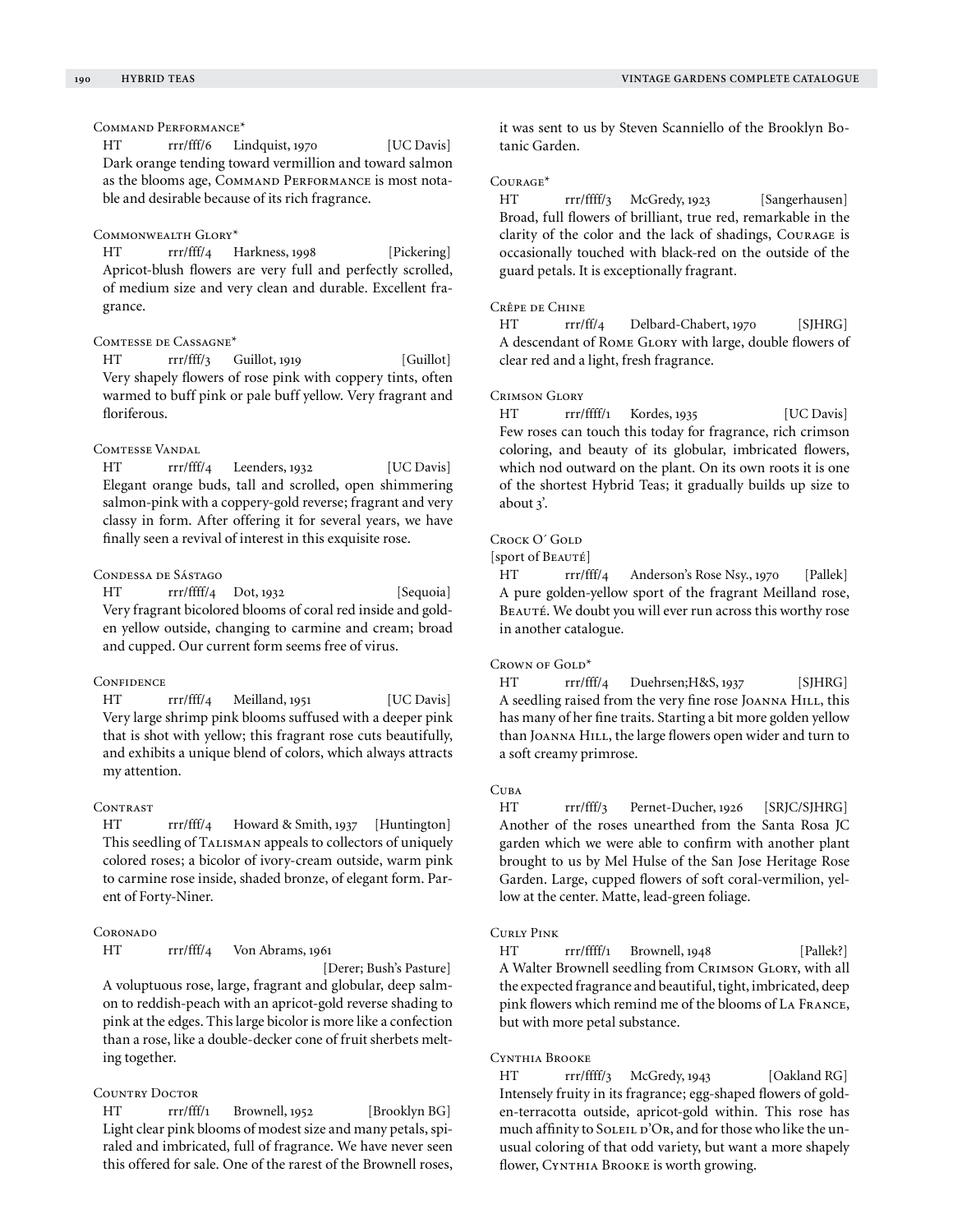### Command Performance*

HT rrr/fff/6 Lindquist, 1970 [UC Davis]

Dark orange tending toward vermillion and toward salmon as the blooms age, Command Performance is most notable and desirable because of its rich fragrance.

### Commonwealth Glory*

HT rrr/fff/4 Harkness, 1998 [Pickering]

Apricot-blush flowers are very full and perfectly scrolled, of medium size and very clean and durable. Excellent fragrance.

### Comtesse de Cassagne*

HT rrr/fff/3 Guillot, 1919 [Guillot]

Very shapely flowers of rose pink with coppery tints, often warmed to buff pink or pale buff yellow. Very fragrant and floriferous.

### Comtesse Vandal

HT rrr/fff/4 Leenders, 1932 [UC Davis]

Elegant orange buds, tall and scrolled, open shimmering salmon-pink with a coppery-gold reverse; fragrant and very classy in form. After offering it for several years, we have finally seen a revival of interest in this exquisite rose.

### Condessa de Sástago

HT rrr/ffff/4 Dot, 1932 [Sequoia]

Very fragrant bicolored blooms of coral red inside and golden yellow outside, changing to carmine and cream; broad and cupped. Our current form seems free of virus.

### Confidence

HT rrr/fff/4 Meilland, 1951 [UC Davis]

Very large shrimp pink blooms suffused with a deeper pink that is shot with yellow; this fragrant rose cuts beautifully, and exhibits a unique blend of colors, which always attracts my attention.

### Contrast

HT rrr/fff/4 Howard & Smith, 1937 [Huntington]

This seedling of Talisman appeals to collectors of uniquely colored roses; a bicolor of ivory-cream outside, warm pink to carmine rose inside, shaded bronze, of elegant form. Parent of Forty-Niner.

### Coronado

HT rrr/fff/4 Von Abrams, 1961 [Derer; Bush's Pasture]

A voluptuous rose, large, fragrant and globular, deep salmon to reddish-peach with an apricot-gold reverse shading to pink at the edges. This large bicolor is more like a confection than a rose, like a double-decker cone of fruit sherbets melting together.

### Country Doctor

HT rrr/fff/1 Brownell, 1952 [Brooklyn BG]

Light clear pink blooms of modest size and many petals, spiraled and imbricated, full of fragrance. We have never seen this offered for sale. One of the rarest of the Brownell roses, it was sent to us by Steven Scanniello of the Brooklyn Botanic Garden.

### Courage*

HT rrr/ffff/3 McGredy, 1923 [Sangerhausen]

Broad, full flowers of brilliant, true red, remarkable in the clarity of the color and the lack of shadings, Courage is occasionally touched with black-red on the outside of the guard petals. It is exceptionally fragrant.

### Crêpe de Chine

HT rrr/ff/4 Delbard-Chabert, 1970 [SJHRG]

A descendant of Rome Glory with large, double flowers of clear red and a light, fresh fragrance.

### Crimson Glory

HT rrr/ffff/1 Kordes, 1935 [UC Davis]

Few roses can touch this today for fragrance, rich crimson coloring, and beauty of its globular, imbricated flowers, which nod outward on the plant. On its own roots it is one of the shortest Hybrid Teas; it gradually builds up size to about 3'.

### Crock O' Gold

[sport of Beauté]

HT rrr/fff/4 Anderson's Rose Nsy., 1970 [Pallek]

A pure golden-yellow sport of the fragrant Meilland rose, Beauté. We doubt you will ever run across this worthy rose in another catalogue.

### Crown of Gold*

HT rrr/fff/4 Duehrsen;H&S, 1937 [SJHRG]

A seedling raised from the very fine rose Joanna Hill, this has many of her fine traits. Starting a bit more golden yellow than Joanna Hill, the large flowers open wider and turn to a soft creamy primrose.

### Cuba

HT rrr/fff/3 Pernet-Ducher, 1926 [SRJC/SJHRG]

Another of the roses unearthed from the Santa Rosa JC garden which we were able to confirm with another plant brought to us by Mel Hulse of the San Jose Heritage Rose Garden. Large, cupped flowers of soft coral-vermilion, yellow at the center. Matte, lead-green foliage.

### Curly Pink

HT rrr/ffff/1 Brownell, 1948 [Pallek?]

A Walter Brownell seedling from Crimson Glory, with all the expected fragrance and beautiful, tight, imbricated, deep pink flowers which remind me of the blooms of La France, but with more petal substance.

### Cynthia Brooke

HT rrr/ffff/3 McGredy, 1943 [Oakland RG]

Intensely fruity in its fragrance; egg-shaped flowers of golden-terracotta outside, apricot-gold within. This rose has much affinity to Soleil d'Or, and for those who like the unusual coloring of that odd variety, but want a more shapely flower, Cynthia Brooke is worth growing.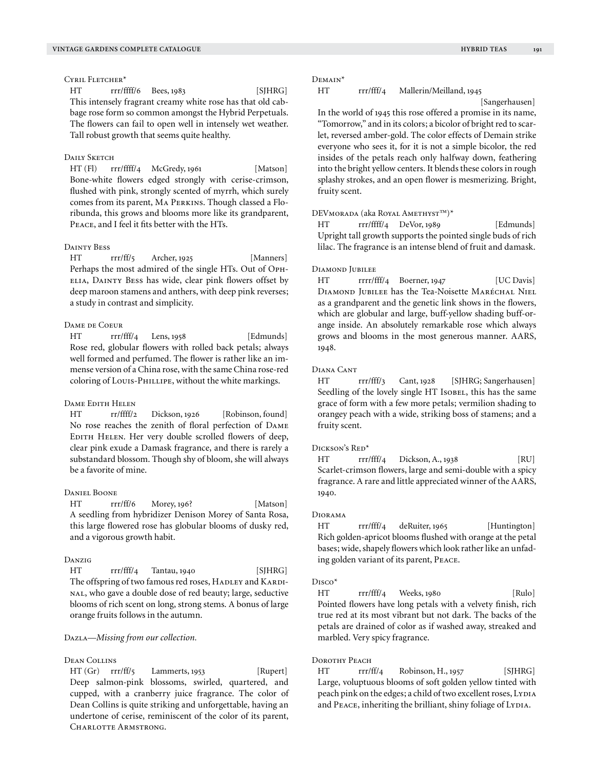### Cyril Fletcher*

HT rrr/ffff/6 Bees, 1983 [SJHRG]

This intensely fragrant creamy white rose has that old cabbage rose form so common amongst the Hybrid Perpetuals. The flowers can fail to open well in intensely wet weather. Tall robust growth that seems quite healthy.

### Daily Sketch

HT (Fl) rrr/ffff/4 McGredy, 1961 [Matson]

Bone-white flowers edged strongly with cerise-crimson, flushed with pink, strongly scented of myrrh, which surely comes from its parent, Ma Perkins. Though classed a Floribunda, this grows and blooms more like its grandparent, Peace, and I feel it fits better with the HTs.

### Dainty Bess

HT rrr/ff/5 Archer, 1925 [Manners]

Perhaps the most admired of the single HTs. Out of Ophelia, Dainty Bess has wide, clear pink flowers offset by deep maroon stamens and anthers, with deep pink reverses; a study in contrast and simplicity.

### Dame de Coeur

HT rrr/fff/4 Lens, 1958 [Edmunds]

Rose red, globular flowers with rolled back petals; always well formed and perfumed. The flower is rather like an immense version of a China rose, with the same China rose-red coloring of Louis-Phillipe, without the white markings.

### Dame Edith Helen

HT rr/ffff/2 Dickson, 1926 [Robinson, found]

No rose reaches the zenith of floral perfection of Dame Edith Helen. Her very double scrolled flowers of deep, clear pink exude a Damask fragrance, and there is rarely a substandard blossom. Though shy of bloom, she will always be a favorite of mine.

### Daniel Boone

HT rrr/ff/6 Morey, 196? [Matson]

A seedling from hybridizer Denison Morey of Santa Rosa, this large flowered rose has globular blooms of dusky red, and a vigorous growth habit.

### Danzig

HT rrr/fff/4 Tantau, 1940 [SJHRG]

The offspring of two famous red roses, Hadley and Kardinal, who gave a double dose of red beauty; large, seductive blooms of rich scent on long, strong stems. A bonus of large orange fruits follows in the autumn.

### Dazla—*Missing from our collection.*

### Dean Collins

HT (Gr) rrr/ff/5 Lammerts, 1953 [Rupert]

Deep salmon-pink blossoms, swirled, quartered, and cupped, with a cranberry juice fragrance. The color of Dean Collins is quite striking and unforgettable, having an undertone of cerise, reminiscent of the color of its parent, Charlotte Armstrong.

### Demain*

HT rrr/fff/4 Mallerin/Meilland, 1945 [Sangerhausen]

In the world of 1945 this rose offered a promise in its name, "Tomorrow," and in its colors; a bicolor of bright red to scarlet, reversed amber-gold. The color effects of Demain strike everyone who sees it, for it is not a simple bicolor, the red insides of the petals reach only halfway down, feathering into the bright yellow centers. It blends these colors in rough splashy strokes, and an open flower is mesmerizing. Bright, fruity scent.

### DEVmorada (aka Royal Amethyst™)*

HT rrr/ffff/4 DeVor, 1989 [Edmunds]

Upright tall growth supports the pointed single buds of rich lilac. The fragrance is an intense blend of fruit and damask.

### Diamond Jubilee

HT rrrr/fff/4 Boerner, 1947 [UC Davis]

Diamond Jubilee has the Tea-Noisette Maréchal Niel as a grandparent and the genetic link shows in the flowers, which are globular and large, buff-yellow shading buff-orange inside. An absolutely remarkable rose which always grows and blooms in the most generous manner. AARS, 1948.

### Diana Cant

HT rrr/fff/3 Cant, 1928 [SJHRG; Sangerhausen]

Seedling of the lovely single HT Isobel, this has the same grace of form with a few more petals; vermilion shading to orangey peach with a wide, striking boss of stamens; and a fruity scent.

### Dickson's Red*

HT rrr/fff/4 Dickson, A., 1938 [RU]

Scarlet-crimson flowers, large and semi-double with a spicy fragrance. A rare and little appreciated winner of the AARS, 1940.

### Diorama

HT rrr/fff/4 deRuiter, 1965 [Huntington]

Rich golden-apricot blooms flushed with orange at the petal bases; wide, shapely flowers which look rather like an unfading golden variant of its parent, Peace.

### Disco*

HT rrr/fff/4 Weeks, 1980 [Rulo]

Pointed flowers have long petals with a velvety finish, rich true red at its most vibrant but not dark. The backs of the petals are drained of color as if washed away, streaked and marbled. Very spicy fragrance.

### Dorothy Peach

HT rrr/ff/4 Robinson, H., 1957 [SJHRG]

Large, voluptuous blooms of soft golden yellow tinted with peach pink on the edges; a child of two excellent roses, Lydia and Peace, inheriting the brilliant, shiny foliage of Lydia.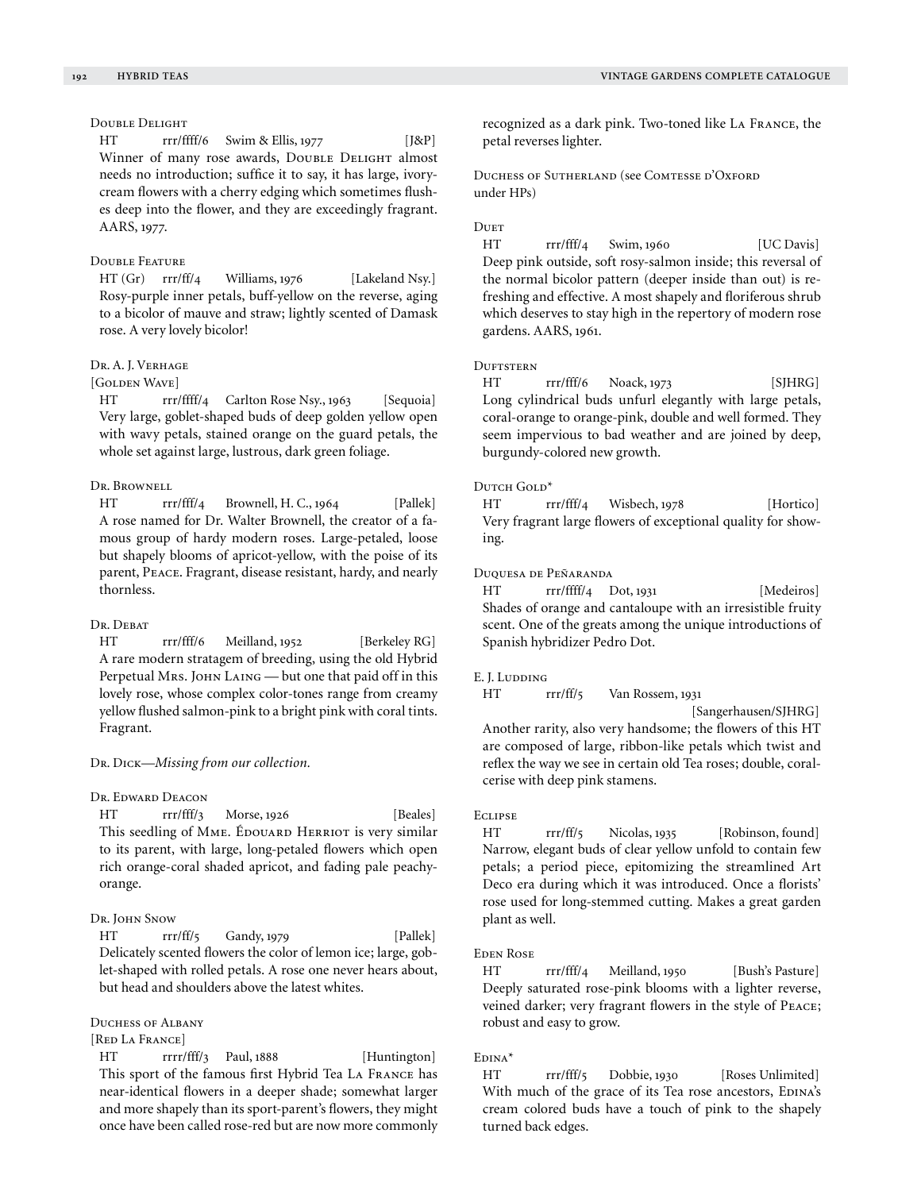### Double Delight

HT rrr/ffff/6 Swim & Ellis, 1977 [J&P]

Winner of many rose awards, Double Delight almost needs no introduction; suffice it to say, it has large, ivory-cream flowers with a cherry edging which sometimes flushes deep into the flower, and they are exceedingly fragrant. AARS, 1977.

### Double Feature

HT (Gr) rrr/ff/4 Williams, 1976 [Lakeland Nsy.]

Rosy-purple inner petals, buff-yellow on the reverse, aging to a bicolor of mauve and straw; lightly scented of Damask rose. A very lovely bicolor!

### Dr. A. J. Verhage

[Golden Wave]

HT rrr/ffff/4 Carlton Rose Nsy., 1963 [Sequoia]

Very large, goblet-shaped buds of deep golden yellow open with wavy petals, stained orange on the guard petals, the whole set against large, lustrous, dark green foliage.

### Dr. Brownell

HT rrr/fff/4 Brownell, H. C., 1964 [Pallek]

A rose named for Dr. Walter Brownell, the creator of a famous group of hardy modern roses. Large-petaled, loose but shapely blooms of apricot-yellow, with the poise of its parent, Peace. Fragrant, disease resistant, hardy, and nearly thornless.

### Dr. Debat

HT rrr/fff/6 Meilland, 1952 [Berkeley RG]

A rare modern stratagem of breeding, using the old Hybrid Perpetual Mrs. John Laing — but one that paid off in this lovely rose, whose complex color-tones range from creamy yellow flushed salmon-pink to a bright pink with coral tints. Fragrant.

### Dr. Dick—*Missing from our collection.*

### Dr. Edward Deacon

HT rrr/fff/3 Morse, 1926 [Beales]

This seedling of Mme. Édouard Herriot is very similar to its parent, with large, long-petaled flowers which open rich orange-coral shaded apricot, and fading pale peachy-orange.

### Dr. John Snow

HT rrr/ff/5 Gandy, 1979 [Pallek]

Delicately scented flowers the color of lemon ice; large, goblet-shaped with rolled petals. A rose one never hears about, but head and shoulders above the latest whites.

### Duchess of Albany

[Red La France]

HT rrrr/fff/3 Paul, 1888 [Huntington]

This sport of the famous first Hybrid Tea La France has near-identical flowers in a deeper shade; somewhat larger and more shapely than its sport-parent's flowers, they might once have been called rose-red but are now more commonly recognized as a dark pink. Two-toned like La France, the petal reverses lighter.

### Duchess of Sutherland (see Comtesse d'Oxford under HPs)

### Duet

HT rrr/fff/4 Swim, 1960 [UC Davis]

Deep pink outside, soft rosy-salmon inside; this reversal of the normal bicolor pattern (deeper inside than out) is refreshing and effective. A most shapely and floriferous shrub which deserves to stay high in the repertory of modern rose gardens. AARS, 1961.

### Duftstern

HT rrr/fff/6 Noack, 1973 [SJHRG]

Long cylindrical buds unfurl elegantly with large petals, coral-orange to orange-pink, double and well formed. They seem impervious to bad weather and are joined by deep, burgundy-colored new growth.

### Dutch Gold*

HT rrr/fff/4 Wisbech, 1978 [Hortico]

Very fragrant large flowers of exceptional quality for showing.

### Duquesa de Peñaranda

HT rrr/ffff/4 Dot, 1931 [Medeiros]

Shades of orange and cantaloupe with an irresistible fruity scent. One of the greats among the unique introductions of Spanish hybridizer Pedro Dot.

### E. J. Ludding

HT rrr/ff/5 Van Rossem, 1931 [Sangerhausen/SJHRG]

Another rarity, also very handsome; the flowers of this HT are composed of large, ribbon-like petals which twist and reflex the way we see in certain old Tea roses; double, coral-cerise with deep pink stamens.

### Eclipse

HT rrr/ff/5 Nicolas, 1935 [Robinson, found]

Narrow, elegant buds of clear yellow unfold to contain few petals; a period piece, epitomizing the streamlined Art Deco era during which it was introduced. Once a florists' rose used for long-stemmed cutting. Makes a great garden plant as well.

### Eden Rose

HT rrr/fff/4 Meilland, 1950 [Bush's Pasture]

Deeply saturated rose-pink blooms with a lighter reverse, veined darker; very fragrant flowers in the style of Peace; robust and easy to grow.

### Edina*

HT rrr/fff/5 Dobbie, 1930 [Roses Unlimited]

With much of the grace of its Tea rose ancestors, Edina's cream colored buds have a touch of pink to the shapely turned back edges.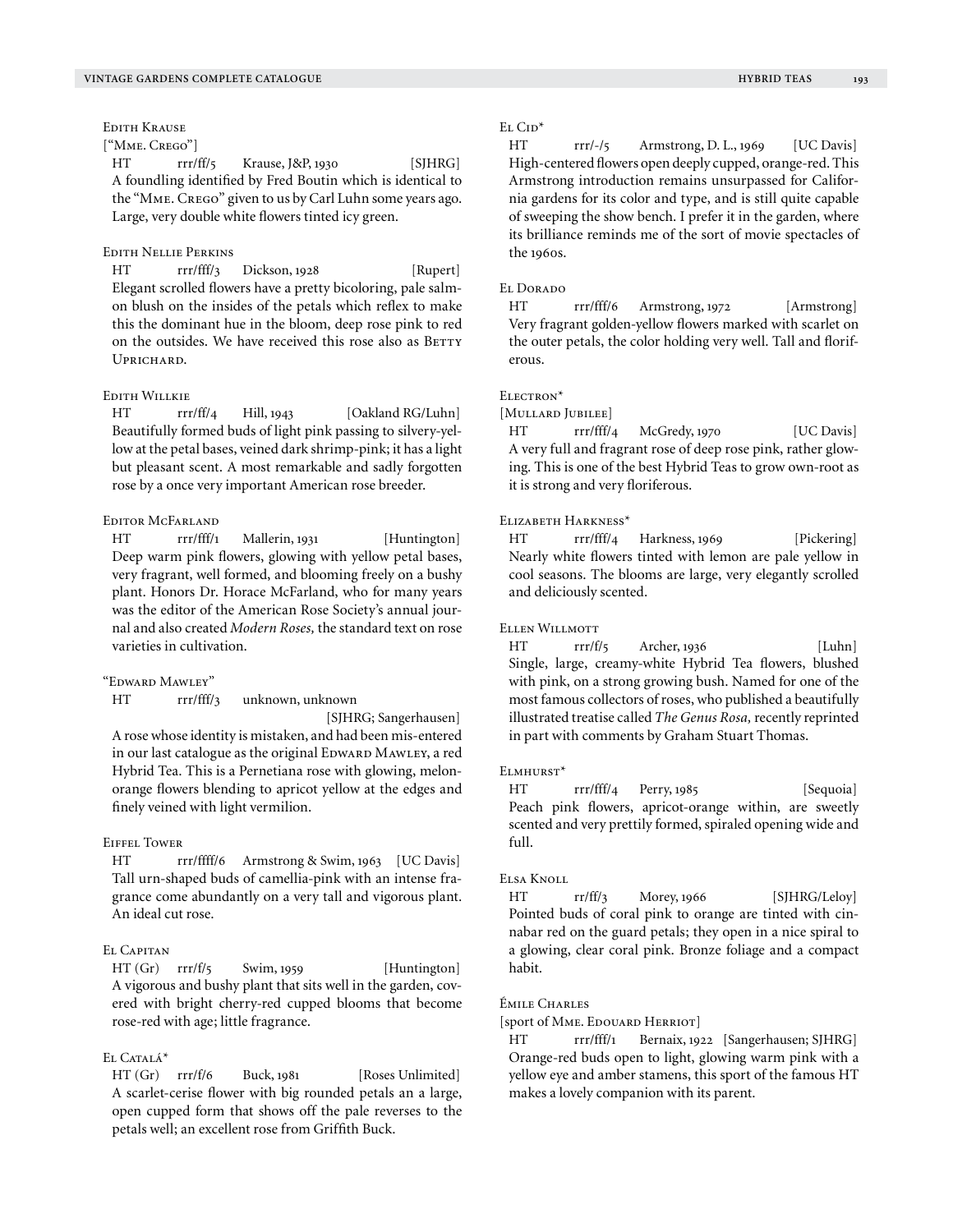### Edith Krause

["Mme. Crego"]

HT rrr/ff/5 Krause, J&P, 1930 [SJHRG]

A foundling identified by Fred Boutin which is identical to the "Mme. Crego" given to us by Carl Luhn some years ago. Large, very double white flowers tinted icy green.

### Edith Nellie Perkins

HT rrr/fff/3 Dickson, 1928 [Rupert]

Elegant scrolled flowers have a pretty bicoloring, pale salmon blush on the insides of the petals which reflex to make this the dominant hue in the bloom, deep rose pink to red on the outsides. We have received this rose also as Betty Uprichard.

### Edith Willkie

HT rrr/ff/4 Hill, 1943 [Oakland RG/Luhn]

Beautifully formed buds of light pink passing to silvery-yellow at the petal bases, veined dark shrimp-pink; it has a light but pleasant scent. A most remarkable and sadly forgotten rose by a once very important American rose breeder.

### Editor McFarland

HT rrr/fff/1 Mallerin, 1931 [Huntington]

Deep warm pink flowers, glowing with yellow petal bases, very fragrant, well formed, and blooming freely on a bushy plant. Honors Dr. Horace McFarland, who for many years was the editor of the American Rose Society's annual journal and also created *Modern Roses,* the standard text on rose varieties in cultivation.

### "Edward Mawley"

HT rrr/fff/3 unknown, unknown [SJHRG; Sangerhausen]

A rose whose identity is mistaken, and had been mis-entered in our last catalogue as the original Edward Mawley, a red Hybrid Tea. This is a Pernetiana rose with glowing, melon-orange flowers blending to apricot yellow at the edges and finely veined with light vermilion.

### Eiffel Tower

HT rrr/ffff/6 Armstrong & Swim, 1963 [UC Davis]

Tall urn-shaped buds of camellia-pink with an intense fragrance come abundantly on a very tall and vigorous plant. An ideal cut rose.

### El Capitan

HT (Gr) rrr/f/5 Swim, 1959 [Huntington]

A vigorous and bushy plant that sits well in the garden, covered with bright cherry-red cupped blooms that become rose-red with age; little fragrance.

### El Catalá*

HT (Gr) rrr/f/6 Buck, 1981 [Roses Unlimited]

A scarlet-cerise flower with big rounded petals an a large, open cupped form that shows off the pale reverses to the petals well; an excellent rose from Griffith Buck.

### El Cid*

HT rrr/-/5 Armstrong, D. L., 1969 [UC Davis]

High-centered flowers open deeply cupped, orange-red. This Armstrong introduction remains unsurpassed for California gardens for its color and type, and is still quite capable of sweeping the show bench. I prefer it in the garden, where its brilliance reminds me of the sort of movie spectacles of the 1960s.

### El Dorado

HT rrr/fff/6 Armstrong, 1972 [Armstrong]

Very fragrant golden-yellow flowers marked with scarlet on the outer petals, the color holding very well. Tall and floriferous.

### Electron*

[Mullard Jubilee]

HT rrr/fff/4 McGredy, 1970 [UC Davis]

A very full and fragrant rose of deep rose pink, rather glowing. This is one of the best Hybrid Teas to grow own-root as it is strong and very floriferous.

### Elizabeth Harkness*

HT rrr/fff/4 Harkness, 1969 [Pickering]

Nearly white flowers tinted with lemon are pale yellow in cool seasons. The blooms are large, very elegantly scrolled and deliciously scented.

### Ellen Willmott

HT rrr/f/5 Archer, 1936 [Luhn]

Single, large, creamy-white Hybrid Tea flowers, blushed with pink, on a strong growing bush. Named for one of the most famous collectors of roses, who published a beautifully illustrated treatise called *The Genus Rosa,* recently reprinted in part with comments by Graham Stuart Thomas.

### Elmhurst*

HT rrr/fff/4 Perry, 1985 [Sequoia]

Peach pink flowers, apricot-orange within, are sweetly scented and very prettily formed, spiraled opening wide and full.

### Elsa Knoll

HT rr/ff/3 Morey, 1966 [SJHRG/Leloy]

Pointed buds of coral pink to orange are tinted with cinnabar red on the guard petals; they open in a nice spiral to a glowing, clear coral pink. Bronze foliage and a compact habit.

### Émile Charles

[sport of Mme. Edouard Herriot]

HT rrr/fff/1 Bernaix, 1922 [Sangerhausen; SJHRG]

Orange-red buds open to light, glowing warm pink with a yellow eye and amber stamens, this sport of the famous HT makes a lovely companion with its parent.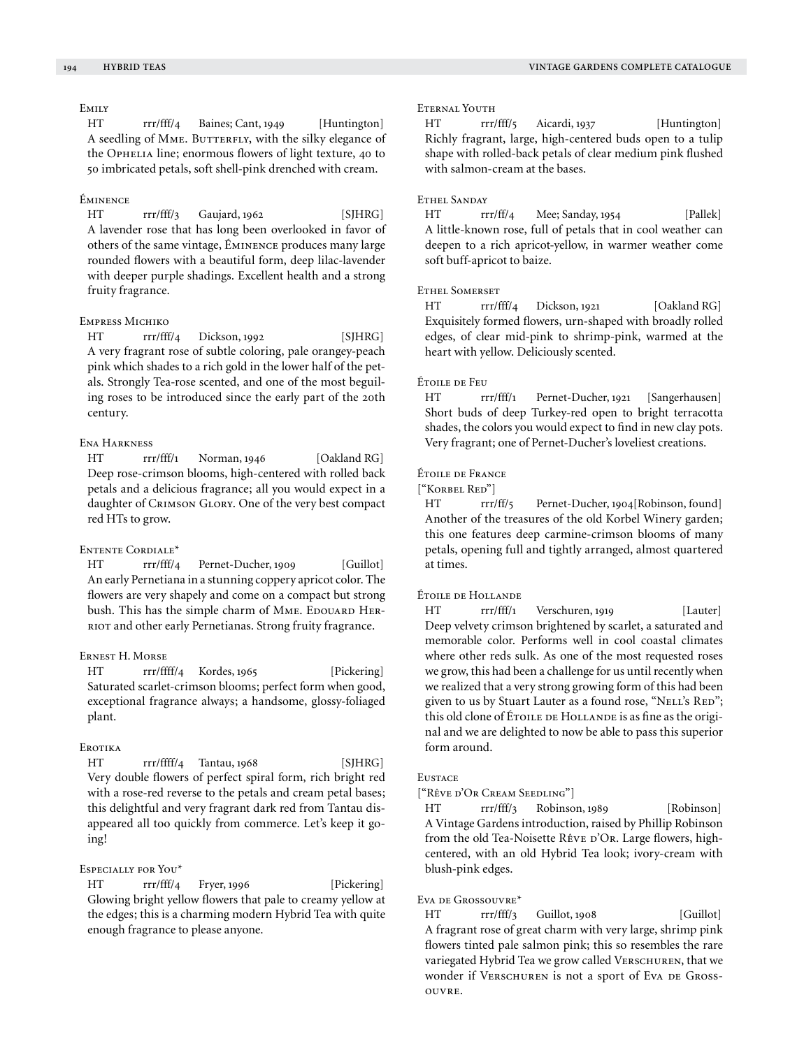### Emily

HT rrr/fff/4 Baines; Cant, 1949 [Huntington]
A seedling of Mme. Butterfly, with the silky elegance of the Ophelia line; enormous flowers of light texture, 40 to 50 imbricated petals, soft shell-pink drenched with cream.

### Éminence

HT rrr/fff/3 Gaujard, 1962 [SJHRG]
A lavender rose that has long been overlooked in favor of others of the same vintage, Éminence produces many large rounded flowers with a beautiful form, deep lilac-lavender with deeper purple shadings. Excellent health and a strong fruity fragrance.

### Empress Michiko

HT rrr/fff/4 Dickson, 1992 [SJHRG]
A very fragrant rose of subtle coloring, pale orangey-peach pink which shades to a rich gold in the lower half of the petals. Strongly Tea-rose scented, and one of the most beguiling roses to be introduced since the early part of the 20th century.

### Ena Harkness

HT rrr/fff/1 Norman, 1946 [Oakland RG]
Deep rose-crimson blooms, high-centered with rolled back petals and a delicious fragrance; all you would expect in a daughter of Crimson Glory. One of the very best compact red HTs to grow.

### Entente Cordiale*

HT rrr/fff/4 Pernet-Ducher, 1909 [Guillot]
An early Pernetiana in a stunning coppery apricot color. The flowers are very shapely and come on a compact but strong bush. This has the simple charm of Mme. Edouard Herriot and other early Pernetianas. Strong fruity fragrance.

### Ernest H. Morse

HT rrr/ffff/4 Kordes, 1965 [Pickering]
Saturated scarlet-crimson blooms; perfect form when good, exceptional fragrance always; a handsome, glossy-foliaged plant.

### Erotika

HT rrr/ffff/4 Tantau, 1968 [SJHRG]
Very double flowers of perfect spiral form, rich bright red with a rose-red reverse to the petals and cream petal bases; this delightful and very fragrant dark red from Tantau disappeared all too quickly from commerce. Let's keep it going!

### Especially for You*

HT rrr/fff/4 Fryer, 1996 [Pickering]
Glowing bright yellow flowers that pale to creamy yellow at the edges; this is a charming modern Hybrid Tea with quite enough fragrance to please anyone.

### Eternal Youth

HT rrr/fff/5 Aicardi, 1937 [Huntington]
Richly fragrant, large, high-centered buds open to a tulip shape with rolled-back petals of clear medium pink flushed with salmon-cream at the bases.

### Ethel Sanday

HT rrr/ff/4 Mee; Sanday, 1954 [Pallek]
A little-known rose, full of petals that in cool weather can deepen to a rich apricot-yellow, in warmer weather come soft buff-apricot to baize.

### Ethel Somerset

HT rrr/fff/4 Dickson, 1921 [Oakland RG]
Exquisitely formed flowers, urn-shaped with broadly rolled edges, of clear mid-pink to shrimp-pink, warmed at the heart with yellow. Deliciously scented.

### Étoile de Feu

HT rrr/fff/1 Pernet-Ducher, 1921 [Sangerhausen]
Short buds of deep Turkey-red open to bright terracotta shades, the colors you would expect to find in new clay pots. Very fragrant; one of Pernet-Ducher's loveliest creations.

### Étoile de France

["Korbel Red"]

HT rrr/ff/5 Pernet-Ducher, 1904[Robinson, found]
Another of the treasures of the old Korbel Winery garden; this one features deep carmine-crimson blooms of many petals, opening full and tightly arranged, almost quartered at times.

### Étoile de Hollande

HT rrr/fff/1 Verschuren, 1919 [Lauter]
Deep velvety crimson brightened by scarlet, a saturated and memorable color. Performs well in cool coastal climates where other reds sulk. As one of the most requested roses we grow, this had been a challenge for us until recently when we realized that a very strong growing form of this had been given to us by Stuart Lauter as a found rose, "Nell's Red"; this old clone of Étoile de Hollande is as fine as the original and we are delighted to now be able to pass this superior form around.

### Eustace

["Rêve d'Or Cream Seedling"]

HT rrr/fff/3 Robinson, 1989 [Robinson]
A Vintage Gardens introduction, raised by Phillip Robinson from the old Tea-Noisette Rêve d'Or. Large flowers, high-centered, with an old Hybrid Tea look; ivory-cream with blush-pink edges.

### Eva de Grossouvre*

HT rrr/fff/3 Guillot, 1908 [Guillot]
A fragrant rose of great charm with very large, shrimp pink flowers tinted pale salmon pink; this so resembles the rare variegated Hybrid Tea we grow called Verschuren, that we wonder if Verschuren is not a sport of Eva de Grossouvre.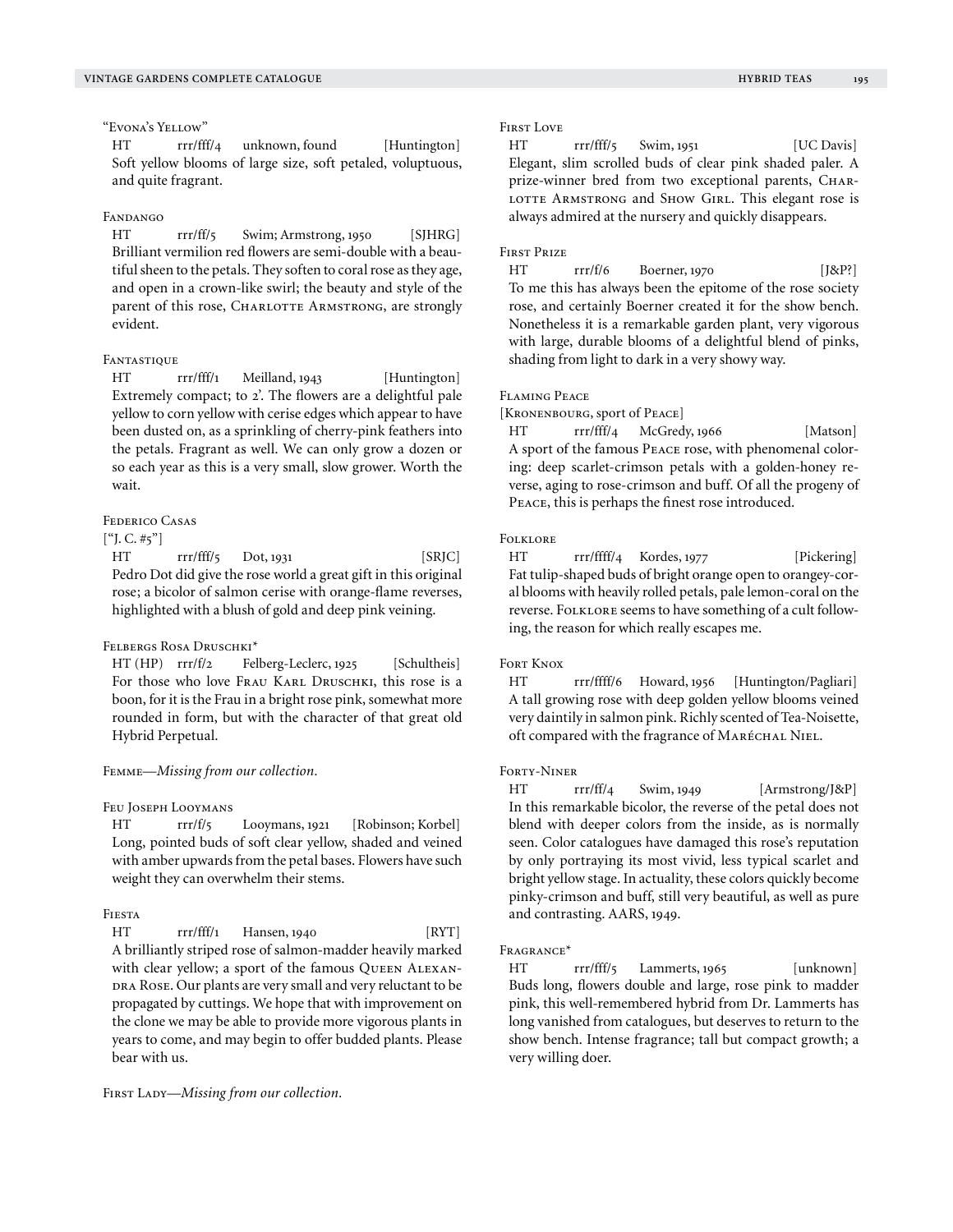### "Evona's Yellow"

HT  rrr/fff/4  unknown, found  [Huntington]
Soft yellow blooms of large size, soft petaled, voluptuous, and quite fragrant.

### Fandango

HT  rrr/ff/5  Swim; Armstrong, 1950  [SJHRG]
Brilliant vermilion red flowers are semi-double with a beautiful sheen to the petals. They soften to coral rose as they age, and open in a crown-like swirl; the beauty and style of the parent of this rose, Charlotte Armstrong, are strongly evident.

### Fantastique

HT  rrr/fff/1  Meilland, 1943  [Huntington]
Extremely compact; to 2'. The flowers are a delightful pale yellow to corn yellow with cerise edges which appear to have been dusted on, as a sprinkling of cherry-pink feathers into the petals. Fragrant as well. We can only grow a dozen or so each year as this is a very small, slow grower. Worth the wait.

### Federico Casas

["J. C. #5"]

HT  rrr/fff/5  Dot, 1931  [SRJC]
Pedro Dot did give the rose world a great gift in this original rose; a bicolor of salmon cerise with orange-flame reverses, highlighted with a blush of gold and deep pink veining.

### Felbergs Rosa Druschki*

HT (HP)  rrr/f/2  Felberg-Leclerc, 1925  [Schultheis]
For those who love Frau Karl Druschki, this rose is a boon, for it is the Frau in a bright rose pink, somewhat more rounded in form, but with the character of that great old Hybrid Perpetual.

Femme—*Missing from our collection.*

### Feu Joseph Looymans

HT  rrr/f/5  Looymans, 1921  [Robinson; Korbel]
Long, pointed buds of soft clear yellow, shaded and veined with amber upwards from the petal bases. Flowers have such weight they can overwhelm their stems.

### Fiesta

HT  rrr/fff/1  Hansen, 1940  [RYT]
A brilliantly striped rose of salmon-madder heavily marked with clear yellow; a sport of the famous Queen Alexandra Rose. Our plants are very small and very reluctant to be propagated by cuttings. We hope that with improvement on the clone we may be able to provide more vigorous plants in years to come, and may begin to offer budded plants. Please bear with us.

First Lady—*Missing from our collection.*

### First Love

HT  rrr/fff/5  Swim, 1951  [UC Davis]
Elegant, slim scrolled buds of clear pink shaded paler. A prize-winner bred from two exceptional parents, Charlotte Armstrong and Show Girl. This elegant rose is always admired at the nursery and quickly disappears.

### First Prize

HT  rrr/f/6  Boerner, 1970  [J&P?]
To me this has always been the epitome of the rose society rose, and certainly Boerner created it for the show bench. Nonetheless it is a remarkable garden plant, very vigorous with large, durable blooms of a delightful blend of pinks, shading from light to dark in a very showy way.

### Flaming Peace

[Kronenbourg, sport of Peace]

HT  rrr/fff/4  McGredy, 1966  [Matson]
A sport of the famous Peace rose, with phenomenal coloring: deep scarlet-crimson petals with a golden-honey reverse, aging to rose-crimson and buff. Of all the progeny of Peace, this is perhaps the finest rose introduced.

### Folklore

HT  rrr/ffff/4  Kordes, 1977  [Pickering]
Fat tulip-shaped buds of bright orange open to orangey-coral blooms with heavily rolled petals, pale lemon-coral on the reverse. Folklore seems to have something of a cult following, the reason for which really escapes me.

### Fort Knox

HT  rrr/ffff/6  Howard, 1956  [Huntington/Pagliari]
A tall growing rose with deep golden yellow blooms veined very daintily in salmon pink. Richly scented of Tea-Noisette, oft compared with the fragrance of Maréchal Niel.

### Forty-Niner

HT  rrr/ff/4  Swim, 1949  [Armstrong/J&P]
In this remarkable bicolor, the reverse of the petal does not blend with deeper colors from the inside, as is normally seen. Color catalogues have damaged this rose's reputation by only portraying its most vivid, less typical scarlet and bright yellow stage. In actuality, these colors quickly become pinky-crimson and buff, still very beautiful, as well as pure and contrasting. AARS, 1949.

### Fragrance*

HT  rrr/fff/5  Lammerts, 1965  [unknown]
Buds long, flowers double and large, rose pink to madder pink, this well-remembered hybrid from Dr. Lammerts has long vanished from catalogues, but deserves to return to the show bench. Intense fragrance; tall but compact growth; a very willing doer.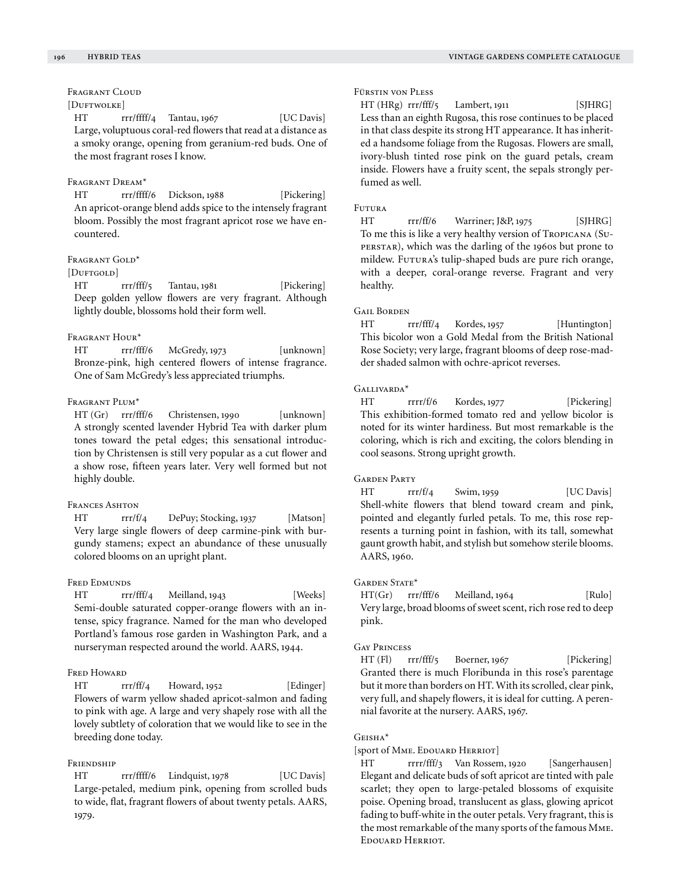### Fragrant Cloud

[Duftwolke]

HT rrr/ffff/4 Tantau, 1967 [UC Davis]

Large, voluptuous coral-red flowers that read at a distance as a smoky orange, opening from geranium-red buds. One of the most fragrant roses I know.

### Fragrant Dream*

HT rrr/ffff/6 Dickson, 1988 [Pickering]

An apricot-orange blend adds spice to the intensely fragrant bloom. Possibly the most fragrant apricot rose we have encountered.

### Fragrant Gold*

[Duftgold]

HT rrr/fff/5 Tantau, 1981 [Pickering]

Deep golden yellow flowers are very fragrant. Although lightly double, blossoms hold their form well.

### Fragrant Hour*

HT rrr/fff/6 McGredy, 1973 [unknown]

Bronze-pink, high centered flowers of intense fragrance. One of Sam McGredy's less appreciated triumphs.

### Fragrant Plum*

HT (Gr) rrr/fff/6 Christensen, 1990 [unknown]

A strongly scented lavender Hybrid Tea with darker plum tones toward the petal edges; this sensational introduction by Christensen is still very popular as a cut flower and a show rose, fifteen years later. Very well formed but not highly double.

### Frances Ashton

HT rrr/f/4 DePuy; Stocking, 1937 [Matson]

Very large single flowers of deep carmine-pink with burgundy stamens; expect an abundance of these unusually colored blooms on an upright plant.

### Fred Edmunds

HT rrr/fff/4 Meilland, 1943 [Weeks]

Semi-double saturated copper-orange flowers with an intense, spicy fragrance. Named for the man who developed Portland's famous rose garden in Washington Park, and a nurseryman respected around the world. AARS, 1944.

### Fred Howard

HT rrr/ff/4 Howard, 1952 [Edinger]

Flowers of warm yellow shaded apricot-salmon and fading to pink with age. A large and very shapely rose with all the lovely subtlety of coloration that we would like to see in the breeding done today.

### Friendship

HT rrr/ffff/6 Lindquist, 1978 [UC Davis]

Large-petaled, medium pink, opening from scrolled buds to wide, flat, fragrant flowers of about twenty petals. AARS, 1979.

### Fürstin von Pless

HT (HRg) rrr/fff/5 Lambert, 1911 [SJHRG]

Less than an eighth Rugosa, this rose continues to be placed in that class despite its strong HT appearance. It has inherited a handsome foliage from the Rugosas. Flowers are small, ivory-blush tinted rose pink on the guard petals, cream inside. Flowers have a fruity scent, the sepals strongly perfumed as well.

### Futura

HT rrr/ff/6 Warriner; J&P, 1975 [SJHRG]

To me this is like a very healthy version of Tropicana (Superstar), which was the darling of the 1960s but prone to mildew. Futura's tulip-shaped buds are pure rich orange, with a deeper, coral-orange reverse. Fragrant and very healthy.

### Gail Borden

HT rrr/fff/4 Kordes, 1957 [Huntington]

This bicolor won a Gold Medal from the British National Rose Society; very large, fragrant blooms of deep rose-madder shaded salmon with ochre-apricot reverses.

### Gallivarda*

HT rrrr/f/6 Kordes, 1977 [Pickering]

This exhibition-formed tomato red and yellow bicolor is noted for its winter hardiness. But most remarkable is the coloring, which is rich and exciting, the colors blending in cool seasons. Strong upright growth.

### Garden Party

HT rrr/f/4 Swim, 1959 [UC Davis]

Shell-white flowers that blend toward cream and pink, pointed and elegantly furled petals. To me, this rose represents a turning point in fashion, with its tall, somewhat gaunt growth habit, and stylish but somehow sterile blooms. AARS, 1960.

### Garden State*

HT(Gr) rrr/fff/6 Meilland, 1964 [Rulo]

Very large, broad blooms of sweet scent, rich rose red to deep pink.

### Gay Princess

HT (Fl) rrr/fff/5 Boerner, 1967 [Pickering]

Granted there is much Floribunda in this rose's parentage but it more than borders on HT. With its scrolled, clear pink, very full, and shapely flowers, it is ideal for cutting. A perennial favorite at the nursery. AARS, 1967.

### Geisha*

[sport of Mme. Edouard Herriot]

HT rrrr/fff/3 Van Rossem, 1920 [Sangerhausen]

Elegant and delicate buds of soft apricot are tinted with pale scarlet; they open to large-petaled blossoms of exquisite poise. Opening broad, translucent as glass, glowing apricot fading to buff-white in the outer petals. Very fragrant, this is the most remarkable of the many sports of the famous Mme. Edouard Herriot.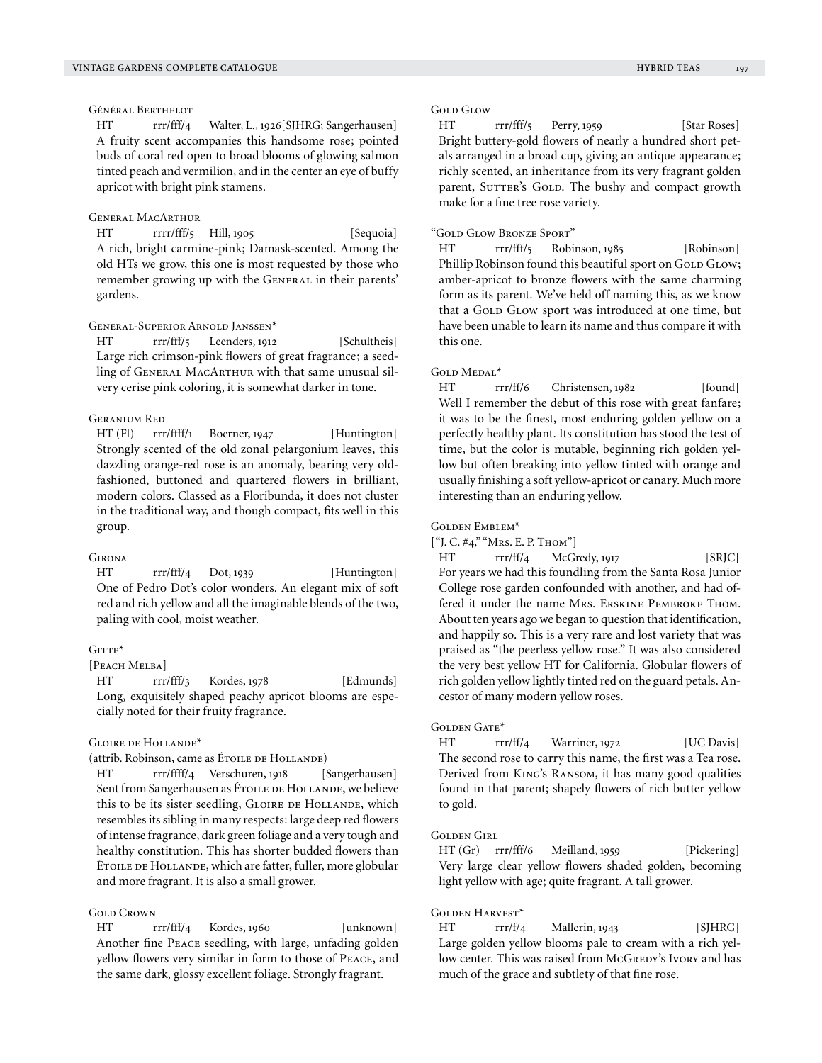### Général Berthelot

HT rrr/fff/4 Walter, L., 1926 [SJHRG; Sangerhausen]

A fruity scent accompanies this handsome rose; pointed buds of coral red open to broad blooms of glowing salmon tinted peach and vermilion, and in the center an eye of buffy apricot with bright pink stamens.

### General MacArthur

HT rrrr/fff/5 Hill, 1905 [Sequoia]

A rich, bright carmine-pink; Damask-scented. Among the old HTs we grow, this one is most requested by those who remember growing up with the General in their parents' gardens.

### General-Superior Arnold Janssen*

HT rrr/fff/5 Leenders, 1912 [Schultheis]

Large rich crimson-pink flowers of great fragrance; a seedling of General MacArthur with that same unusual silvery cerise pink coloring, it is somewhat darker in tone.

### Geranium Red

HT (Fl) rrr/ffff/1 Boerner, 1947 [Huntington]

Strongly scented of the old zonal pelargonium leaves, this dazzling orange-red rose is an anomaly, bearing very old-fashioned, buttoned and quartered flowers in brilliant, modern colors. Classed as a Floribunda, it does not cluster in the traditional way, and though compact, fits well in this group.

### Girona

HT rrr/fff/4 Dot, 1939 [Huntington]

One of Pedro Dot's color wonders. An elegant mix of soft red and rich yellow and all the imaginable blends of the two, paling with cool, moist weather.

### Gitte*

[Peach Melba]

HT rrr/fff/3 Kordes, 1978 [Edmunds]

Long, exquisitely shaped peachy apricot blooms are especially noted for their fruity fragrance.

### Gloire de Hollande*

(attrib. Robinson, came as Étoile de Hollande)

HT rrr/ffff/4 Verschuren, 1918 [Sangerhausen]

Sent from Sangerhausen as Étoile de Hollande, we believe this to be its sister seedling, Gloire de Hollande, which resembles its sibling in many respects: large deep red flowers of intense fragrance, dark green foliage and a very tough and healthy constitution. This has shorter budded flowers than Étoile de Hollande, which are fatter, fuller, more globular and more fragrant. It is also a small grower.

### Gold Crown

HT rrr/fff/4 Kordes, 1960 [unknown]

Another fine Peace seedling, with large, unfading golden yellow flowers very similar in form to those of Peace, and the same dark, glossy excellent foliage. Strongly fragrant.

### Gold Glow

HT rrr/fff/5 Perry, 1959 [Star Roses]

Bright buttery-gold flowers of nearly a hundred short petals arranged in a broad cup, giving an antique appearance; richly scented, an inheritance from its very fragrant golden parent, Sutter's Gold. The bushy and compact growth make for a fine tree rose variety.

### "Gold Glow Bronze Sport"

HT rrr/fff/5 Robinson, 1985 [Robinson]

Phillip Robinson found this beautiful sport on Gold Glow; amber-apricot to bronze flowers with the same charming form as its parent. We've held off naming this, as we know that a Gold Glow sport was introduced at one time, but have been unable to learn its name and thus compare it with this one.

### Gold Medal*

HT rrr/ff/6 Christensen, 1982 [found]

Well I remember the debut of this rose with great fanfare; it was to be the finest, most enduring golden yellow on a perfectly healthy plant. Its constitution has stood the test of time, but the color is mutable, beginning rich golden yellow but often breaking into yellow tinted with orange and usually finishing a soft yellow-apricot or canary. Much more interesting than an enduring yellow.

### Golden Emblem*

["J. C. #4," "Mrs. E. P. Thom"]

HT rrr/ff/4 McGredy, 1917 [SRJC]

For years we had this foundling from the Santa Rosa Junior College rose garden confounded with another, and had offered it under the name Mrs. Erskine Pembroke Thom. About ten years ago we began to question that identification, and happily so. This is a very rare and lost variety that was praised as "the peerless yellow rose." It was also considered the very best yellow HT for California. Globular flowers of rich golden yellow lightly tinted red on the guard petals. Ancestor of many modern yellow roses.

### Golden Gate*

HT rrr/ff/4 Warriner, 1972 [UC Davis]

The second rose to carry this name, the first was a Tea rose. Derived from King's Ransom, it has many good qualities found in that parent; shapely flowers of rich butter yellow to gold.

### Golden Girl

HT (Gr) rrr/fff/6 Meilland, 1959 [Pickering]

Very large clear yellow flowers shaded golden, becoming light yellow with age; quite fragrant. A tall grower.

### Golden Harvest*

HT rrr/f/4 Mallerin, 1943 [SJHRG]

Large golden yellow blooms pale to cream with a rich yellow center. This was raised from McGredy's Ivory and has much of the grace and subtlety of that fine rose.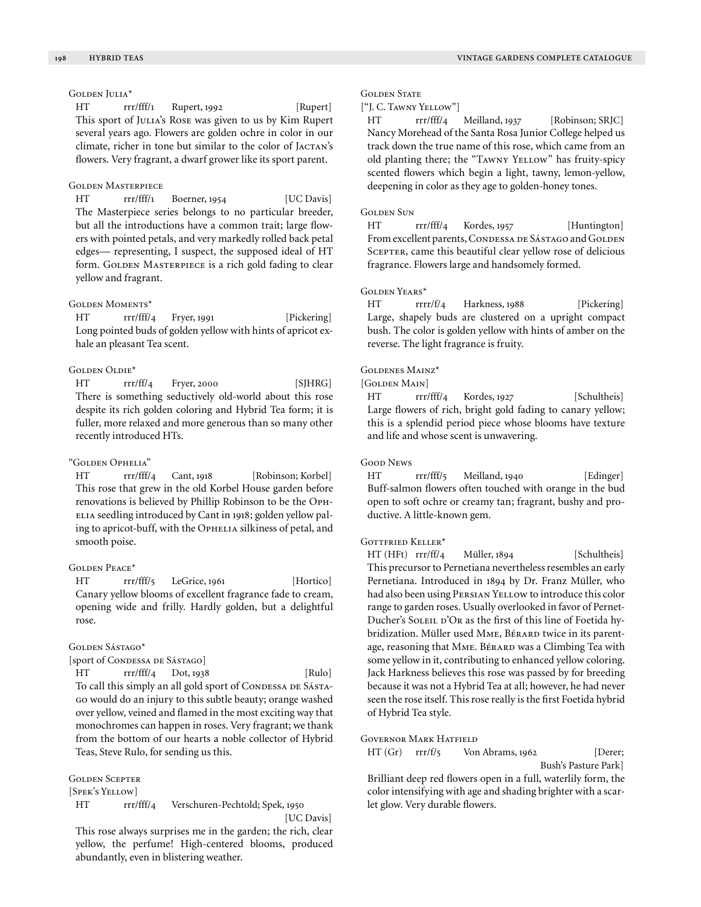### Golden Julia*

HT rrr/fff/1 Rupert, 1992 [Rupert]

This sport of Julia's Rose was given to us by Kim Rupert several years ago. Flowers are golden ochre in color in our climate, richer in tone but similar to the color of Jactan's flowers. Very fragrant, a dwarf grower like its sport parent.

### Golden Masterpiece

HT rrr/fff/1 Boerner, 1954 [UC Davis]

The Masterpiece series belongs to no particular breeder, but all the introductions have a common trait; large flowers with pointed petals, and very markedly rolled back petal edges— representing, I suspect, the supposed ideal of HT form. Golden Masterpiece is a rich gold fading to clear yellow and fragrant.

### Golden Moments*

HT rrr/fff/4 Fryer, 1991 [Pickering]

Long pointed buds of golden yellow with hints of apricot exhale an pleasant Tea scent.

### Golden Oldie*

HT rrr/ff/4 Fryer, 2000 [SJHRG]

There is something seductively old-world about this rose despite its rich golden coloring and Hybrid Tea form; it is fuller, more relaxed and more generous than so many other recently introduced HTs.

### "Golden Ophelia"

HT rrr/fff/4 Cant, 1918 [Robinson; Korbel]

This rose that grew in the old Korbel House garden before renovations is believed by Phillip Robinson to be the Ophelia seedling introduced by Cant in 1918; golden yellow paling to apricot-buff, with the Ophelia silkiness of petal, and smooth poise.

### Golden Peace*

HT rrr/fff/5 LeGrice, 1961 [Hortico]

Canary yellow blooms of excellent fragrance fade to cream, opening wide and frilly. Hardly golden, but a delightful rose.

### Golden Sástago*

[sport of Condessa de Sástago]

HT rrr/fff/4 Dot, 1938 [Rulo]

To call this simply an all gold sport of Condessa de Sástago would do an injury to this subtle beauty; orange washed over yellow, veined and flamed in the most exciting way that monochromes can happen in roses. Very fragrant; we thank from the bottom of our hearts a noble collector of Hybrid Teas, Steve Rulo, for sending us this.

### Golden Scepter

[Spek's Yellow]

HT rrr/fff/4 Verschuren-Pechtold; Spek, 1950 [UC Davis]

This rose always surprises me in the garden; the rich, clear yellow, the perfume! High-centered blooms, produced abundantly, even in blistering weather.

### Golden State

["J. C. Tawny Yellow"]

HT rrr/fff/4 Meilland, 1937 [Robinson; SRJC]

Nancy Morehead of the Santa Rosa Junior College helped us track down the true name of this rose, which came from an old planting there; the "Tawny Yellow" has fruity-spicy scented flowers which begin a light, tawny, lemon-yellow, deepening in color as they age to golden-honey tones.

### Golden Sun

HT rrr/fff/4 Kordes, 1957 [Huntington]

From excellent parents, Condessa de Sástago and Golden Scepter, came this beautiful clear yellow rose of delicious fragrance. Flowers large and handsomely formed.

### Golden Years*

HT rrrr/f/4 Harkness, 1988 [Pickering]

Large, shapely buds are clustered on a upright compact bush. The color is golden yellow with hints of amber on the reverse. The light fragrance is fruity.

### Goldenes Mainz*

[Golden Main]

HT rrr/fff/4 Kordes, 1927 [Schultheis]

Large flowers of rich, bright gold fading to canary yellow; this is a splendid period piece whose blooms have texture and life and whose scent is unwavering.

### Good News

HT rrr/fff/5 Meilland, 1940 [Edinger]

Buff-salmon flowers often touched with orange in the bud open to soft ochre or creamy tan; fragrant, bushy and productive. A little-known gem.

### Gottfried Keller*

HT (HFt) rrr/ff/4 Müller, 1894 [Schultheis]

This precursor to Pernetiana nevertheless resembles an early Pernetiana. Introduced in 1894 by Dr. Franz Müller, who had also been using Persian Yellow to introduce this color range to garden roses. Usually overlooked in favor of Pernet-Ducher's Soleil d'Or as the first of this line of Foetida hybridization. Müller used Mme, Bérard twice in its parentage, reasoning that Mme. Bérard was a Climbing Tea with some yellow in it, contributing to enhanced yellow coloring. Jack Harkness believes this rose was passed by for breeding because it was not a Hybrid Tea at all; however, he had never seen the rose itself. This rose really is the first Foetida hybrid of Hybrid Tea style.

### Governor Mark Hatfield

HT (Gr) rrr/f/5 Von Abrams, 1962 [Derer; Bush's Pasture Park]

Brilliant deep red flowers open in a full, waterlily form, the color intensifying with age and shading brighter with a scarlet glow. Very durable flowers.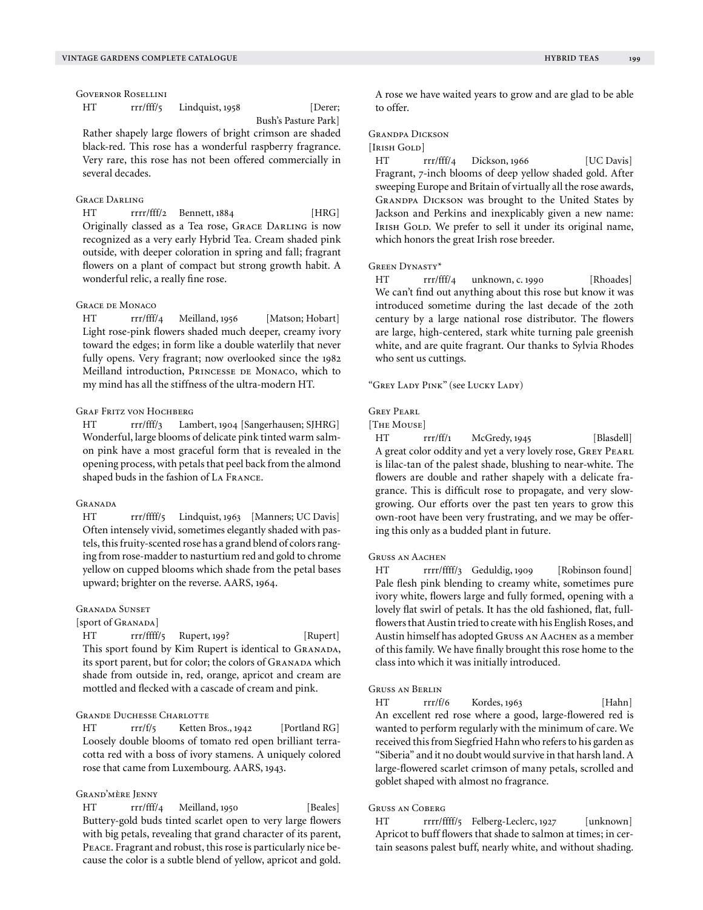### Governor Rosellini

HT rrr/fff/5 Lindquist, 1958 [Derer; Bush's Pasture Park]

Rather shapely large flowers of bright crimson are shaded black-red. This rose has a wonderful raspberry fragrance. Very rare, this rose has not been offered commercially in several decades.

### Grace Darling

HT rrrr/fff/2 Bennett, 1884 [HRG]

Originally classed as a Tea rose, Grace Darling is now recognized as a very early Hybrid Tea. Cream shaded pink outside, with deeper coloration in spring and fall; fragrant flowers on a plant of compact but strong growth habit. A wonderful relic, a really fine rose.

### Grace de Monaco

HT rrr/fff/4 Meilland, 1956 [Matson; Hobart]

Light rose-pink flowers shaded much deeper, creamy ivory toward the edges; in form like a double waterlily that never fully opens. Very fragrant; now overlooked since the 1982 Meilland introduction, Princesse de Monaco, which to my mind has all the stiffness of the ultra-modern HT.

### Graf Fritz von Hochberg

HT rrr/fff/3 Lambert, 1904 [Sangerhausen; SJHRG]

Wonderful, large blooms of delicate pink tinted warm salmon pink have a most graceful form that is revealed in the opening process, with petals that peel back from the almond shaped buds in the fashion of La France.

### Granada

HT rrr/ffff/5 Lindquist, 1963 [Manners; UC Davis]

Often intensely vivid, sometimes elegantly shaded with pastels, this fruity-scented rose has a grand blend of colors ranging from rose-madder to nasturtium red and gold to chrome yellow on cupped blooms which shade from the petal bases upward; brighter on the reverse. AARS, 1964.

### Granada Sunset

[sport of Granada]

HT rrr/ffff/5 Rupert, 199? [Rupert]

This sport found by Kim Rupert is identical to Granada, its sport parent, but for color; the colors of Granada which shade from outside in, red, orange, apricot and cream are mottled and flecked with a cascade of cream and pink.

### Grande Duchesse Charlotte

HT rrr/f/5 Ketten Bros., 1942 [Portland RG]

Loosely double blooms of tomato red open brilliant terracotta red with a boss of ivory stamens. A uniquely colored rose that came from Luxembourg. AARS, 1943.

### Grand'mère Jenny

HT rrr/fff/4 Meilland, 1950 [Beales]

Buttery-gold buds tinted scarlet open to very large flowers with big petals, revealing that grand character of its parent, Peace. Fragrant and robust, this rose is particularly nice because the color is a subtle blend of yellow, apricot and gold. A rose we have waited years to grow and are glad to be able to offer.

### Grandpa Dickson

[Irish Gold]

HT rrr/fff/4 Dickson, 1966 [UC Davis]

Fragrant, 7-inch blooms of deep yellow shaded gold. After sweeping Europe and Britain of virtually all the rose awards, Grandpa Dickson was brought to the United States by Jackson and Perkins and inexplicably given a new name: Irish Gold. We prefer to sell it under its original name, which honors the great Irish rose breeder.

### Green Dynasty*

HT rrr/fff/4 unknown, c. 1990 [Rhoades]

We can't find out anything about this rose but know it was introduced sometime during the last decade of the 20th century by a large national rose distributor. The flowers are large, high-centered, stark white turning pale greenish white, and are quite fragrant. Our thanks to Sylvia Rhodes who sent us cuttings.

"Grey Lady Pink" (see Lucky Lady)

### Grey Pearl

[The Mouse]

HT rrr/ff/1 McGredy, 1945 [Blasdell]

A great color oddity and yet a very lovely rose, Grey Pearl is lilac-tan of the palest shade, blushing to near-white. The flowers are double and rather shapely with a delicate fragrance. This is difficult rose to propagate, and very slow-growing. Our efforts over the past ten years to grow this own-root have been very frustrating, and we may be offering this only as a budded plant in future.

### Gruss an Aachen

HT rrrr/ffff/3 Geduldig, 1909 [Robinson found]

Pale flesh pink blending to creamy white, sometimes pure ivory white, flowers large and fully formed, opening with a lovely flat swirl of petals. It has the old fashioned, flat, full-flowers that Austin tried to create with his English Roses, and Austin himself has adopted Gruss an Aachen as a member of this family. We have finally brought this rose home to the class into which it was initially introduced.

### Gruss an Berlin

HT rrr/f/6 Kordes, 1963 [Hahn]

An excellent red rose where a good, large-flowered red is wanted to perform regularly with the minimum of care. We received this from Siegfried Hahn who refers to his garden as "Siberia" and it no doubt would survive in that harsh land. A large-flowered scarlet crimson of many petals, scrolled and goblet shaped with almost no fragrance.

### Gruss an Coberg

HT rrrr/ffff/5 Felberg-Leclerc, 1927 [unknown]

Apricot to buff flowers that shade to salmon at times; in certain seasons palest buff, nearly white, and without shading.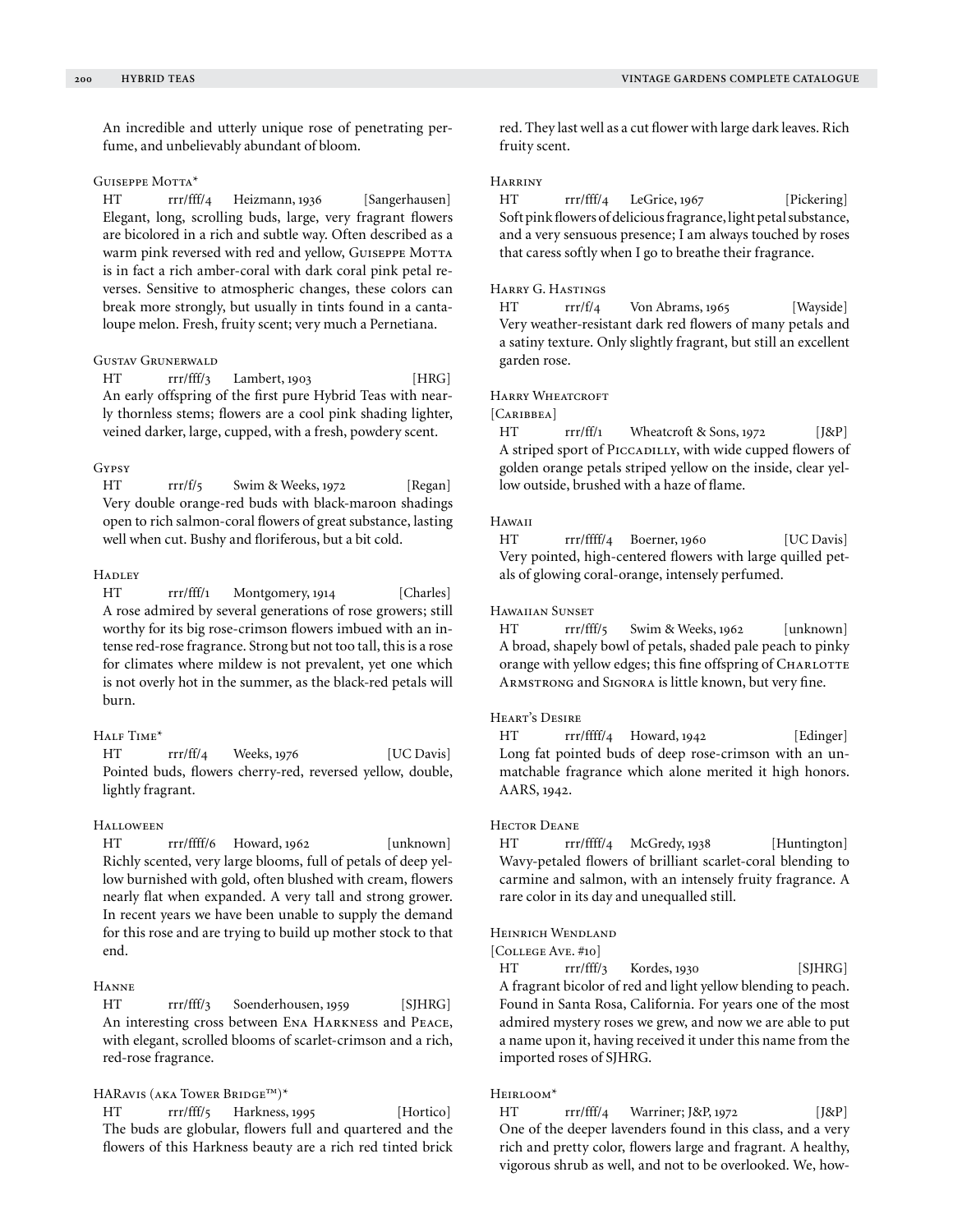An incredible and utterly unique rose of penetrating perfume, and unbelievably abundant of bloom.

**Guiseppe Motta***

HT rrr/fff/4 Heizmann, 1936 [Sangerhausen]

Elegant, long, scrolling buds, large, very fragrant flowers are bicolored in a rich and subtle way. Often described as a warm pink reversed with red and yellow, Guiseppe Motta is in fact a rich amber-coral with dark coral pink petal reverses. Sensitive to atmospheric changes, these colors can break more strongly, but usually in tints found in a cantaloupe melon. Fresh, fruity scent; very much a Pernetiana.

**Gustav Grunerwald**

HT rrr/fff/3 Lambert, 1903 [HRG]

An early offspring of the first pure Hybrid Teas with nearly thornless stems; flowers are a cool pink shading lighter, veined darker, large, cupped, with a fresh, powdery scent.

**Gypsy**

HT rrr/f/5 Swim & Weeks, 1972 [Regan]

Very double orange-red buds with black-maroon shadings open to rich salmon-coral flowers of great substance, lasting well when cut. Bushy and floriferous, but a bit cold.

**Hadley**

HT rrr/fff/1 Montgomery, 1914 [Charles]

A rose admired by several generations of rose growers; still worthy for its big rose-crimson flowers imbued with an intense red-rose fragrance. Strong but not too tall, this is a rose for climates where mildew is not prevalent, yet one which is not overly hot in the summer, as the black-red petals will burn.

**Half Time***

HT rrr/ff/4 Weeks, 1976 [UC Davis]

Pointed buds, flowers cherry-red, reversed yellow, double, lightly fragrant.

**Halloween**

HT rrr/ffff/6 Howard, 1962 [unknown]

Richly scented, very large blooms, full of petals of deep yellow burnished with gold, often blushed with cream, flowers nearly flat when expanded. A very tall and strong grower. In recent years we have been unable to supply the demand for this rose and are trying to build up mother stock to that end.

**Hanne**

HT rrr/fff/3 Soenderhousen, 1959 [SJHRG]

An interesting cross between Ena Harkness and Peace, with elegant, scrolled blooms of scarlet-crimson and a rich, red-rose fragrance.

**HARavis (aka Tower Bridge™)***

HT rrr/fff/5 Harkness, 1995 [Hortico]

The buds are globular, flowers full and quartered and the flowers of this Harkness beauty are a rich red tinted brick red. They last well as a cut flower with large dark leaves. Rich fruity scent.

**Harriny**

HT rrr/fff/4 LeGrice, 1967 [Pickering]

Soft pink flowers of delicious fragrance, light petal substance, and a very sensuous presence; I am always touched by roses that caress softly when I go to breathe their fragrance.

**Harry G. Hastings**

HT rrr/f/4 Von Abrams, 1965 [Wayside]

Very weather-resistant dark red flowers of many petals and a satiny texture. Only slightly fragrant, but still an excellent garden rose.

**Harry Wheatcroft**

[Caribbea]

HT rrr/ff/1 Wheatcroft & Sons, 1972 [J&P]

A striped sport of Piccadilly, with wide cupped flowers of golden orange petals striped yellow on the inside, clear yellow outside, brushed with a haze of flame.

**Hawaii**

HT rrr/ffff/4 Boerner, 1960 [UC Davis]

Very pointed, high-centered flowers with large quilled petals of glowing coral-orange, intensely perfumed.

**Hawaiian Sunset**

HT rrr/fff/5 Swim & Weeks, 1962 [unknown]

A broad, shapely bowl of petals, shaded pale peach to pinky orange with yellow edges; this fine offspring of Charlotte Armstrong and Signora is little known, but very fine.

**Heart's Desire**

HT rrr/ffff/4 Howard, 1942 [Edinger]

Long fat pointed buds of deep rose-crimson with an unmatchable fragrance which alone merited it high honors. AARS, 1942.

**Hector Deane**

HT rrr/ffff/4 McGredy, 1938 [Huntington]

Wavy-petaled flowers of brilliant scarlet-coral blending to carmine and salmon, with an intensely fruity fragrance. A rare color in its day and unequalled still.

**Heinrich Wendland**

[College Ave. #10]

HT rrr/fff/3 Kordes, 1930 [SJHRG]

A fragrant bicolor of red and light yellow blending to peach. Found in Santa Rosa, California. For years one of the most admired mystery roses we grew, and now we are able to put a name upon it, having received it under this name from the imported roses of SJHRG.

**Heirloom***

HT rrr/fff/4 Warriner; J&P, 1972 [J&P]

One of the deeper lavenders found in this class, and a very rich and pretty color, flowers large and fragrant. A healthy, vigorous shrub as well, and not to be overlooked. We, how-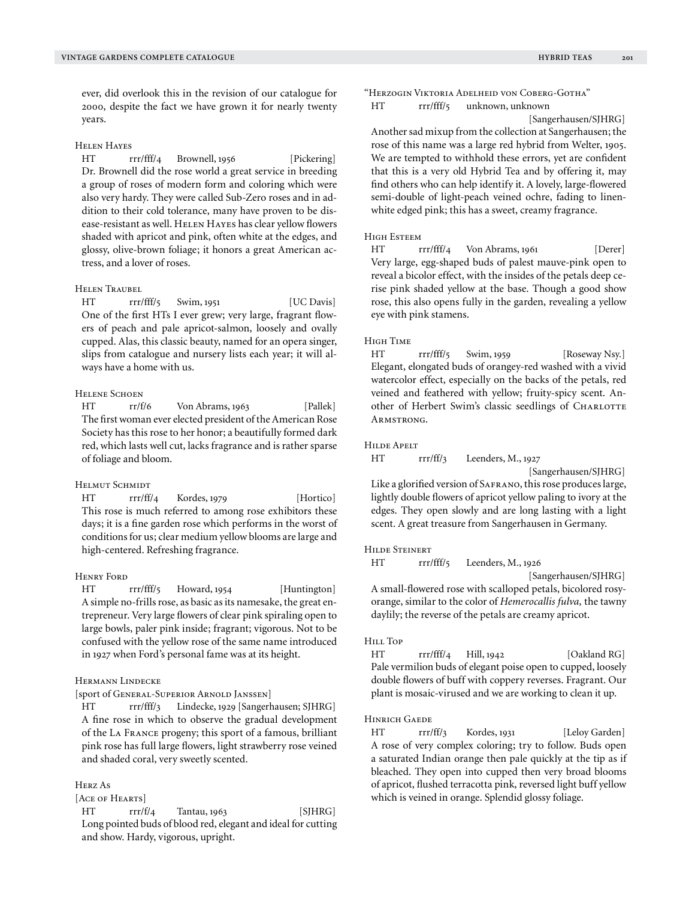ever, did overlook this in the revision of our catalogue for 2000, despite the fact we have grown it for nearly twenty years.

### Helen Hayes

HT rrr/fff/4 Brownell, 1956 [Pickering]

Dr. Brownell did the rose world a great service in breeding a group of roses of modern form and coloring which were also very hardy. They were called Sub-Zero roses and in addition to their cold tolerance, many have proven to be disease-resistant as well. Helen Hayes has clear yellow flowers shaded with apricot and pink, often white at the edges, and glossy, olive-brown foliage; it honors a great American actress, and a lover of roses.

### Helen Traubel

HT rrr/fff/5 Swim, 1951 [UC Davis]

One of the first HTs I ever grew; very large, fragrant flowers of peach and pale apricot-salmon, loosely and ovally cupped. Alas, this classic beauty, named for an opera singer, slips from catalogue and nursery lists each year; it will always have a home with us.

### Helene Schoen

HT rr/f/6 Von Abrams, 1963 [Pallek]

The first woman ever elected president of the American Rose Society has this rose to her honor; a beautifully formed dark red, which lasts well cut, lacks fragrance and is rather sparse of foliage and bloom.

### Helmut Schmidt

HT rrr/ff/4 Kordes, 1979 [Hortico]

This rose is much referred to among rose exhibitors these days; it is a fine garden rose which performs in the worst of conditions for us; clear medium yellow blooms are large and high-centered. Refreshing fragrance.

### Henry Ford

HT rrr/fff/5 Howard, 1954 [Huntington]

A simple no-frills rose, as basic as its namesake, the great entrepreneur. Very large flowers of clear pink spiraling open to large bowls, paler pink inside; fragrant; vigorous. Not to be confused with the yellow rose of the same name introduced in 1927 when Ford's personal fame was at its height.

### Hermann Lindecke

[sport of General-Superior Arnold Janssen]

HT rrr/fff/3 Lindecke, 1929 [Sangerhausen; SJHRG]

A fine rose in which to observe the gradual development of the La France progeny; this sport of a famous, brilliant pink rose has full large flowers, light strawberry rose veined and shaded coral, very sweetly scented.

### Herz As

[Ace of Hearts]

HT rrr/f/4 Tantau, 1963 [SJHRG]

Long pointed buds of blood red, elegant and ideal for cutting and show. Hardy, vigorous, upright.

### "Herzogin Viktoria Adelheid von Coberg-Gotha"

HT rrr/fff/5 unknown, unknown [Sangerhausen/SJHRG]

Another sad mixup from the collection at Sangerhausen; the rose of this name was a large red hybrid from Welter, 1905. We are tempted to withhold these errors, yet are confident that this is a very old Hybrid Tea and by offering it, may find others who can help identify it. A lovely, large-flowered semi-double of light-peach veined ochre, fading to linen-white edged pink; this has a sweet, creamy fragrance.

### High Esteem

HT rrr/fff/4 Von Abrams, 1961 [Derer]

Very large, egg-shaped buds of palest mauve-pink open to reveal a bicolor effect, with the insides of the petals deep cerise pink shaded yellow at the base. Though a good show rose, this also opens fully in the garden, revealing a yellow eye with pink stamens.

### High Time

HT rrr/fff/5 Swim, 1959 [Roseway Nsy.]

Elegant, elongated buds of orangey-red washed with a vivid watercolor effect, especially on the backs of the petals, red veined and feathered with yellow; fruity-spicy scent. Another of Herbert Swim's classic seedlings of Charlotte Armstrong.

### Hilde Apelt

HT rrr/ff/3 Leenders, M., 1927 [Sangerhausen/SJHRG]

Like a glorified version of Safrano, this rose produces large, lightly double flowers of apricot yellow paling to ivory at the edges. They open slowly and are long lasting with a light scent. A great treasure from Sangerhausen in Germany.

### Hilde Steinert

HT rrr/fff/5 Leenders, M., 1926 [Sangerhausen/SJHRG]

A small-flowered rose with scalloped petals, bicolored rosy-orange, similar to the color of *Hemerocallis fulva,* the tawny daylily; the reverse of the petals are creamy apricot.

### Hill Top

HT rrr/fff/4 Hill, 1942 [Oakland RG]

Pale vermilion buds of elegant poise open to cupped, loosely double flowers of buff with coppery reverses. Fragrant. Our plant is mosaic-virused and we are working to clean it up.

### Hinrich Gaede

HT rrr/ff/3 Kordes, 1931 [Leloy Garden]

A rose of very complex coloring; try to follow. Buds open a saturated Indian orange then pale quickly at the tip as if bleached. They open into cupped then very broad blooms of apricot, flushed terracotta pink, reversed light buff yellow which is veined in orange. Splendid glossy foliage.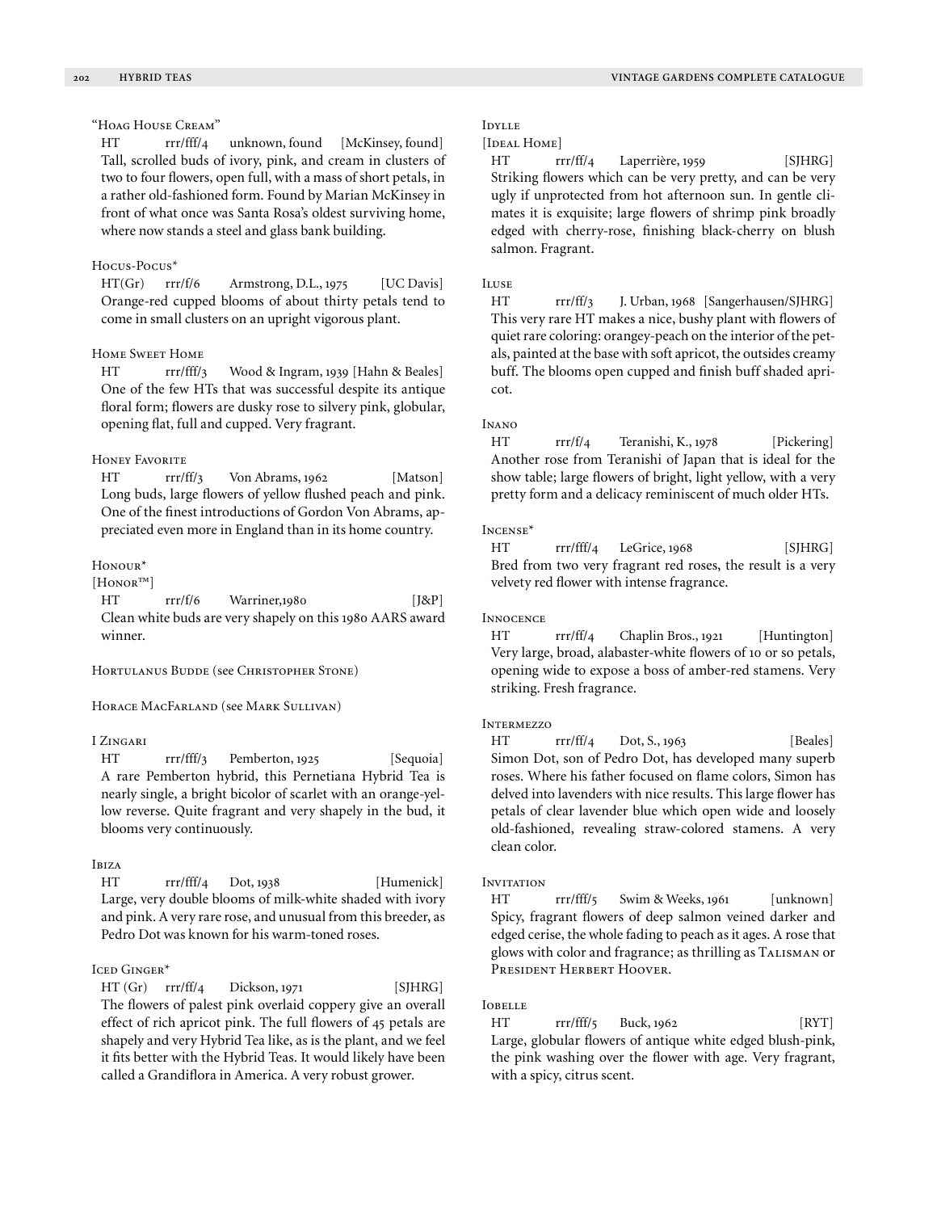### "Hoag House Cream"

HT rrr/fff/4 unknown, found [McKinsey, found]
Tall, scrolled buds of ivory, pink, and cream in clusters of two to four flowers, open full, with a mass of short petals, in a rather old-fashioned form. Found by Marian McKinsey in front of what once was Santa Rosa's oldest surviving home, where now stands a steel and glass bank building.

### Hocus-Pocus*

HT(Gr) rrr/f/6 Armstrong, D.L., 1975 [UC Davis]
Orange-red cupped blooms of about thirty petals tend to come in small clusters on an upright vigorous plant.

### Home Sweet Home

HT rrr/fff/3 Wood & Ingram, 1939 [Hahn & Beales]
One of the few HTs that was successful despite its antique floral form; flowers are dusky rose to silvery pink, globular, opening flat, full and cupped. Very fragrant.

### Honey Favorite

HT rrr/ff/3 Von Abrams, 1962 [Matson]
Long buds, large flowers of yellow flushed peach and pink. One of the finest introductions of Gordon Von Abrams, appreciated even more in England than in its home country.

### Honour*
[Honor™]

HT rrr/f/6 Warriner,1980 [J&P]
Clean white buds are very shapely on this 1980 AARS award winner.

Hortulanus Budde (see Christopher Stone)

Horace MacFarland (see Mark Sullivan)

### I Zingari

HT rrr/fff/3 Pemberton, 1925 [Sequoia]
A rare Pemberton hybrid, this Pernetiana Hybrid Tea is nearly single, a bright bicolor of scarlet with an orange-yellow reverse. Quite fragrant and very shapely in the bud, it blooms very continuously.

### Ibiza

HT rrr/fff/4 Dot, 1938 [Humenick]
Large, very double blooms of milk-white shaded with ivory and pink. A very rare rose, and unusual from this breeder, as Pedro Dot was known for his warm-toned roses.

### Iced Ginger*

HT (Gr) rrr/ff/4 Dickson, 1971 [SJHRG]
The flowers of palest pink overlaid coppery give an overall effect of rich apricot pink. The full flowers of 45 petals are shapely and very Hybrid Tea like, as is the plant, and we feel it fits better with the Hybrid Teas. It would likely have been called a Grandiflora in America. A very robust grower.

### Idylle
[Ideal Home]

HT rrr/ff/4 Laperrière, 1959 [SJHRG]
Striking flowers which can be very pretty, and can be very ugly if unprotected from hot afternoon sun. In gentle climates it is exquisite; large flowers of shrimp pink broadly edged with cherry-rose, finishing black-cherry on blush salmon. Fragrant.

### Iluse

HT rrr/ff/3 J. Urban, 1968 [Sangerhausen/SJHRG]
This very rare HT makes a nice, bushy plant with flowers of quiet rare coloring: orangey-peach on the interior of the petals, painted at the base with soft apricot, the outsides creamy buff. The blooms open cupped and finish buff shaded apricot.

### Inano

HT rrr/f/4 Teranishi, K., 1978 [Pickering]
Another rose from Teranishi of Japan that is ideal for the show table; large flowers of bright, light yellow, with a very pretty form and a delicacy reminiscent of much older HTs.

### Incense*

HT rrr/fff/4 LeGrice, 1968 [SJHRG]
Bred from two very fragrant red roses, the result is a very velvety red flower with intense fragrance.

### Innocence

HT rrr/ff/4 Chaplin Bros., 1921 [Huntington]
Very large, broad, alabaster-white flowers of 10 or so petals, opening wide to expose a boss of amber-red stamens. Very striking. Fresh fragrance.

### Intermezzo

HT rrr/ff/4 Dot, S., 1963 [Beales]
Simon Dot, son of Pedro Dot, has developed many superb roses. Where his father focused on flame colors, Simon has delved into lavenders with nice results. This large flower has petals of clear lavender blue which open wide and loosely old-fashioned, revealing straw-colored stamens. A very clean color.

### Invitation

HT rrr/fff/5 Swim & Weeks, 1961 [unknown]
Spicy, fragrant flowers of deep salmon veined darker and edged cerise, the whole fading to peach as it ages. A rose that glows with color and fragrance; as thrilling as Talisman or President Herbert Hoover.

### Iobelle

HT rrr/fff/5 Buck, 1962 [RYT]
Large, globular flowers of antique white edged blush-pink, the pink washing over the flower with age. Very fragrant, with a spicy, citrus scent.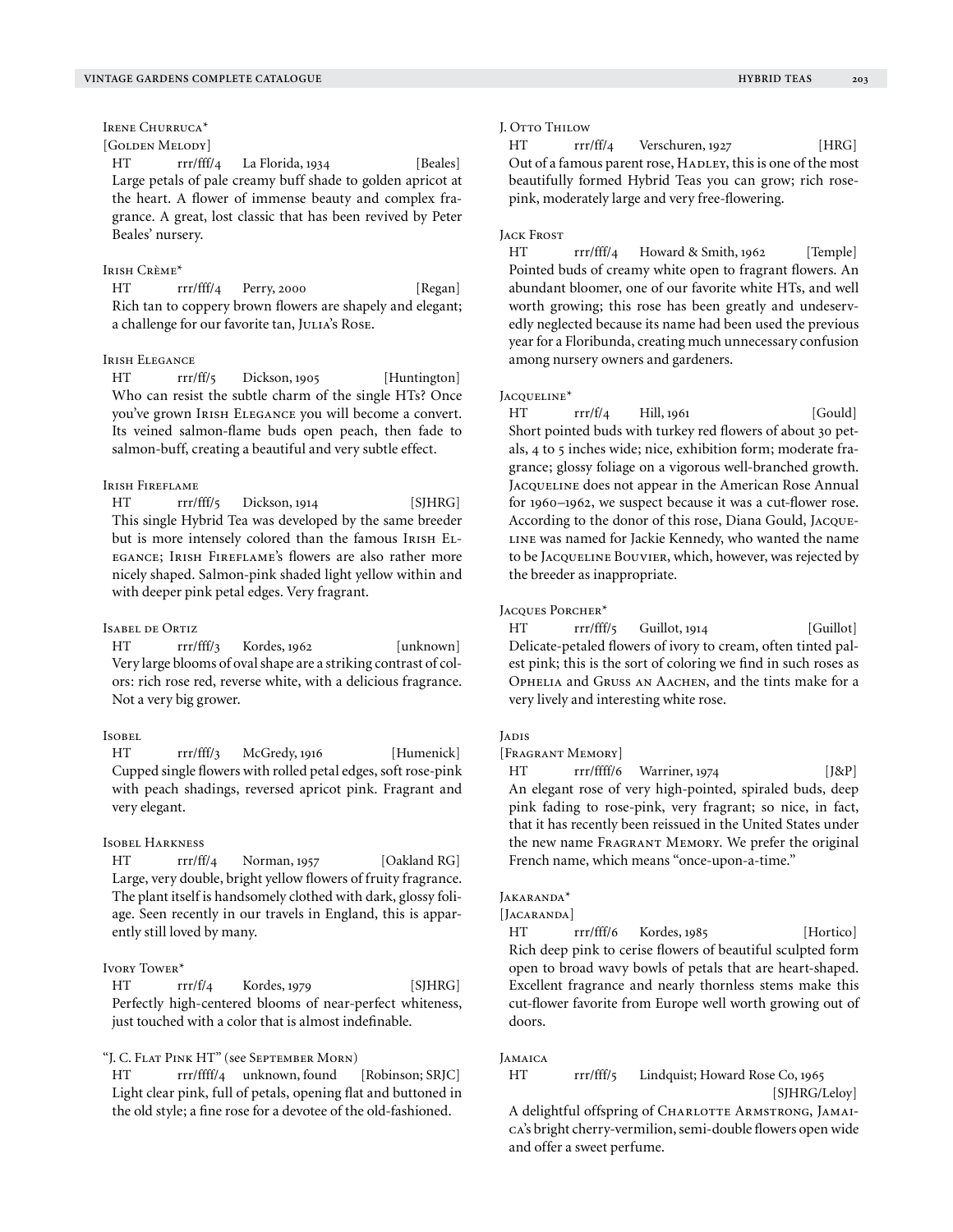### Irene Churruca*

[Golden Melody]

HT rrr/fff/4 La Florida, 1934 [Beales]

Large petals of pale creamy buff shade to golden apricot at the heart. A flower of immense beauty and complex fragrance. A great, lost classic that has been revived by Peter Beales' nursery.

### Irish Crème*

HT rrr/fff/4 Perry, 2000 [Regan]

Rich tan to coppery brown flowers are shapely and elegant; a challenge for our favorite tan, Julia's Rose.

### Irish Elegance

HT rrr/ff/5 Dickson, 1905 [Huntington]

Who can resist the subtle charm of the single HTs? Once you've grown Irish Elegance you will become a convert. Its veined salmon-flame buds open peach, then fade to salmon-buff, creating a beautiful and very subtle effect.

### Irish Fireflame

HT rrr/fff/5 Dickson, 1914 [SJHRG]

This single Hybrid Tea was developed by the same breeder but is more intensely colored than the famous Irish Elegance; Irish Fireflame's flowers are also rather more nicely shaped. Salmon-pink shaded light yellow within and with deeper pink petal edges. Very fragrant.

### Isabel de Ortiz

HT rrr/fff/3 Kordes, 1962 [unknown]

Very large blooms of oval shape are a striking contrast of colors: rich rose red, reverse white, with a delicious fragrance. Not a very big grower.

### Isobel

HT rrr/fff/3 McGredy, 1916 [Humenick]

Cupped single flowers with rolled petal edges, soft rose-pink with peach shadings, reversed apricot pink. Fragrant and very elegant.

### Isobel Harkness

HT rrr/ff/4 Norman, 1957 [Oakland RG]

Large, very double, bright yellow flowers of fruity fragrance. The plant itself is handsomely clothed with dark, glossy foliage. Seen recently in our travels in England, this is apparently still loved by many.

### Ivory Tower*

HT rrr/f/4 Kordes, 1979 [SJHRG]

Perfectly high-centered blooms of near-perfect whiteness, just touched with a color that is almost indefinable.

### "J. C. Flat Pink HT" (see September Morn)

HT rrr/ffff/4 unknown, found [Robinson; SRJC]

Light clear pink, full of petals, opening flat and buttoned in the old style; a fine rose for a devotee of the old-fashioned.

### J. Otto Thilow

HT rrr/ff/4 Verschuren, 1927 [HRG]

Out of a famous parent rose, Hadley, this is one of the most beautifully formed Hybrid Teas you can grow; rich rose-pink, moderately large and very free-flowering.

### Jack Frost

HT rrr/fff/4 Howard & Smith, 1962 [Temple]

Pointed buds of creamy white open to fragrant flowers. An abundant bloomer, one of our favorite white HTs, and well worth growing; this rose has been greatly and undeservedly neglected because its name had been used the previous year for a Floribunda, creating much unnecessary confusion among nursery owners and gardeners.

### Jacqueline*

HT rrr/f/4 Hill, 1961 [Gould]

Short pointed buds with turkey red flowers of about 30 petals, 4 to 5 inches wide; nice, exhibition form; moderate fragrance; glossy foliage on a vigorous well-branched growth. Jacqueline does not appear in the American Rose Annual for 1960–1962, we suspect because it was a cut-flower rose. According to the donor of this rose, Diana Gould, Jacqueline was named for Jackie Kennedy, who wanted the name to be Jacqueline Bouvier, which, however, was rejected by the breeder as inappropriate.

### Jacques Porcher*

HT rrr/fff/5 Guillot, 1914 [Guillot]

Delicate-petaled flowers of ivory to cream, often tinted palest pink; this is the sort of coloring we find in such roses as Ophelia and Gruss an Aachen, and the tints make for a very lively and interesting white rose.

### Jadis

[Fragrant Memory]

HT rrr/ffff/6 Warriner, 1974 [J&P]

An elegant rose of very high-pointed, spiraled buds, deep pink fading to rose-pink, very fragrant; so nice, in fact, that it has recently been reissued in the United States under the new name Fragrant Memory. We prefer the original French name, which means "once-upon-a-time."

### Jakaranda*

[Jacaranda]

HT rrr/fff/6 Kordes, 1985 [Hortico]

Rich deep pink to cerise flowers of beautiful sculpted form open to broad wavy bowls of petals that are heart-shaped. Excellent fragrance and nearly thornless stems make this cut-flower favorite from Europe well worth growing out of doors.

### Jamaica

HT rrr/fff/5 Lindquist; Howard Rose Co, 1965 [SJHRG/Leloy]

A delightful offspring of Charlotte Armstrong, Jamaica's bright cherry-vermilion, semi-double flowers open wide and offer a sweet perfume.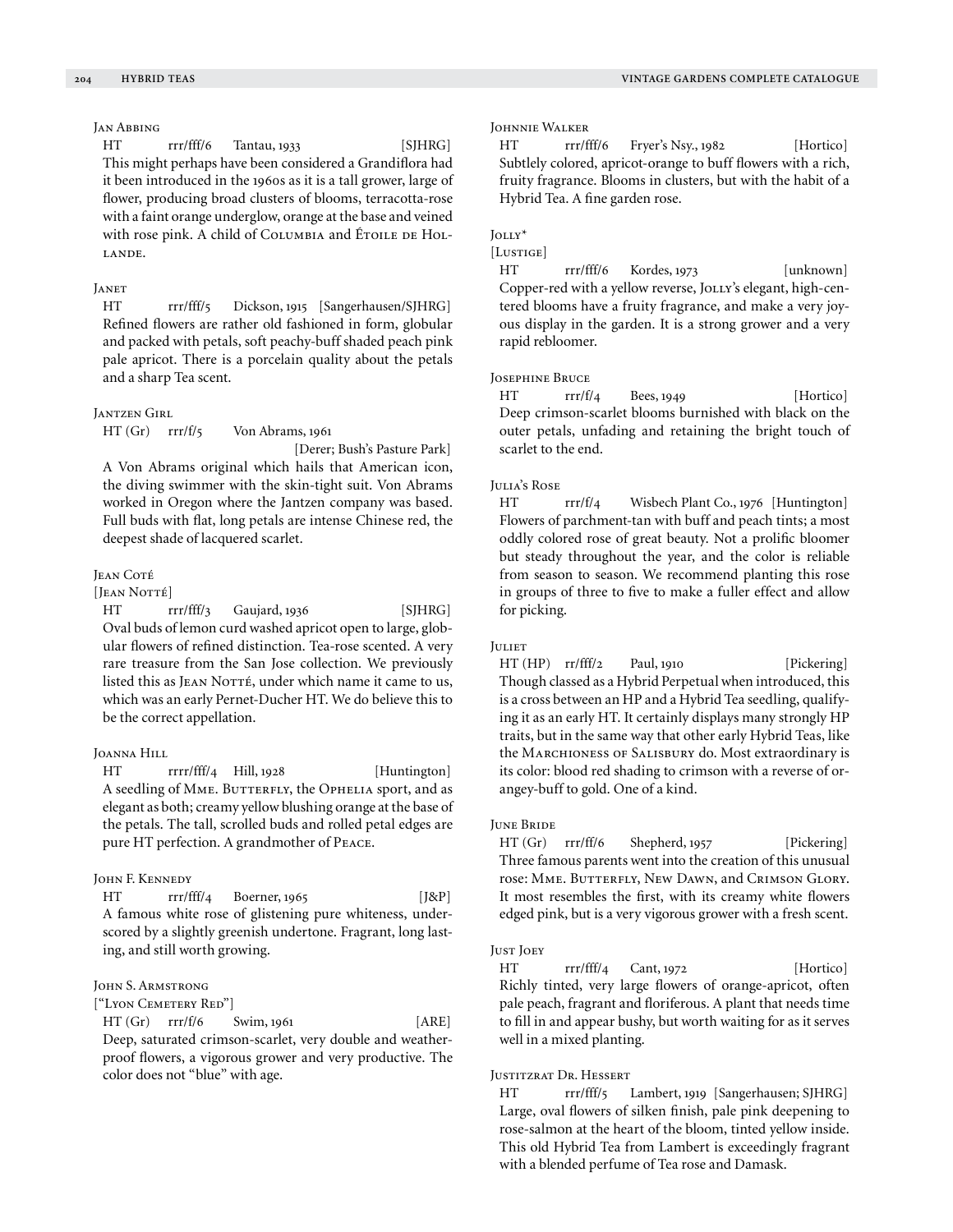### Jan Abbing

HT rrr/fff/6 Tantau, 1933 [SJHRG]

This might perhaps have been considered a Grandiflora had it been introduced in the 1960s as it is a tall grower, large of flower, producing broad clusters of blooms, terracotta-rose with a faint orange underglow, orange at the base and veined with rose pink. A child of Columbia and Étoile de Hollande.

### Janet

HT rrr/fff/5 Dickson, 1915 [Sangerhausen/SJHRG]

Refined flowers are rather old fashioned in form, globular and packed with petals, soft peachy-buff shaded peach pink pale apricot. There is a porcelain quality about the petals and a sharp Tea scent.

### Jantzen Girl

HT (Gr) rrr/f/5 Von Abrams, 1961 [Derer; Bush's Pasture Park]

A Von Abrams original which hails that American icon, the diving swimmer with the skin-tight suit. Von Abrams worked in Oregon where the Jantzen company was based. Full buds with flat, long petals are intense Chinese red, the deepest shade of lacquered scarlet.

### Jean Coté

[Jean Notté]

HT rrr/fff/3 Gaujard, 1936 [SJHRG]

Oval buds of lemon curd washed apricot open to large, globular flowers of refined distinction. Tea-rose scented. A very rare treasure from the San Jose collection. We previously listed this as Jean Notté, under which name it came to us, which was an early Pernet-Ducher HT. We do believe this to be the correct appellation.

### Joanna Hill

HT rrrr/fff/4 Hill, 1928 [Huntington]

A seedling of Mme. Butterfly, the Ophelia sport, and as elegant as both; creamy yellow blushing orange at the base of the petals. The tall, scrolled buds and rolled petal edges are pure HT perfection. A grandmother of Peace.

### John F. Kennedy

HT rrr/fff/4 Boerner, 1965 [J&P]

A famous white rose of glistening pure whiteness, underscored by a slightly greenish undertone. Fragrant, long lasting, and still worth growing.

### John S. Armstrong

["Lyon Cemetery Red"]

HT (Gr) rrr/f/6 Swim, 1961 [ARE]

Deep, saturated crimson-scarlet, very double and weatherproof flowers, a vigorous grower and very productive. The color does not "blue" with age.

### Johnnie Walker

HT rrr/fff/6 Fryer's Nsy., 1982 [Hortico]

Subtlely colored, apricot-orange to buff flowers with a rich, fruity fragrance. Blooms in clusters, but with the habit of a Hybrid Tea. A fine garden rose.

### Jolly*

[Lustige]

HT rrr/fff/6 Kordes, 1973 [unknown]

Copper-red with a yellow reverse, Jolly's elegant, high-centered blooms have a fruity fragrance, and make a very joyous display in the garden. It is a strong grower and a very rapid rebloomer.

### Josephine Bruce

HT rrr/f/4 Bees, 1949 [Hortico]

Deep crimson-scarlet blooms burnished with black on the outer petals, unfading and retaining the bright touch of scarlet to the end.

### Julia's Rose

HT rrr/f/4 Wisbech Plant Co., 1976 [Huntington]

Flowers of parchment-tan with buff and peach tints; a most oddly colored rose of great beauty. Not a prolific bloomer but steady throughout the year, and the color is reliable from season to season. We recommend planting this rose in groups of three to five to make a fuller effect and allow for picking.

### Juliet

HT (HP) rr/fff/2 Paul, 1910 [Pickering]

Though classed as a Hybrid Perpetual when introduced, this is a cross between an HP and a Hybrid Tea seedling, qualifying it as an early HT. It certainly displays many strongly HP traits, but in the same way that other early Hybrid Teas, like the Marchioness of Salisbury do. Most extraordinary is its color: blood red shading to crimson with a reverse of orangey-buff to gold. One of a kind.

### June Bride

HT (Gr) rrr/ff/6 Shepherd, 1957 [Pickering]

Three famous parents went into the creation of this unusual rose: Mme. Butterfly, New Dawn, and Crimson Glory. It most resembles the first, with its creamy white flowers edged pink, but is a very vigorous grower with a fresh scent.

### Just Joey

HT rrr/fff/4 Cant, 1972 [Hortico]

Richly tinted, very large flowers of orange-apricot, often pale peach, fragrant and floriferous. A plant that needs time to fill in and appear bushy, but worth waiting for as it serves well in a mixed planting.

### Justitzrat Dr. Hessert

HT rrr/fff/5 Lambert, 1919 [Sangerhausen; SJHRG]

Large, oval flowers of silken finish, pale pink deepening to rose-salmon at the heart of the bloom, tinted yellow inside. This old Hybrid Tea from Lambert is exceedingly fragrant with a blended perfume of Tea rose and Damask.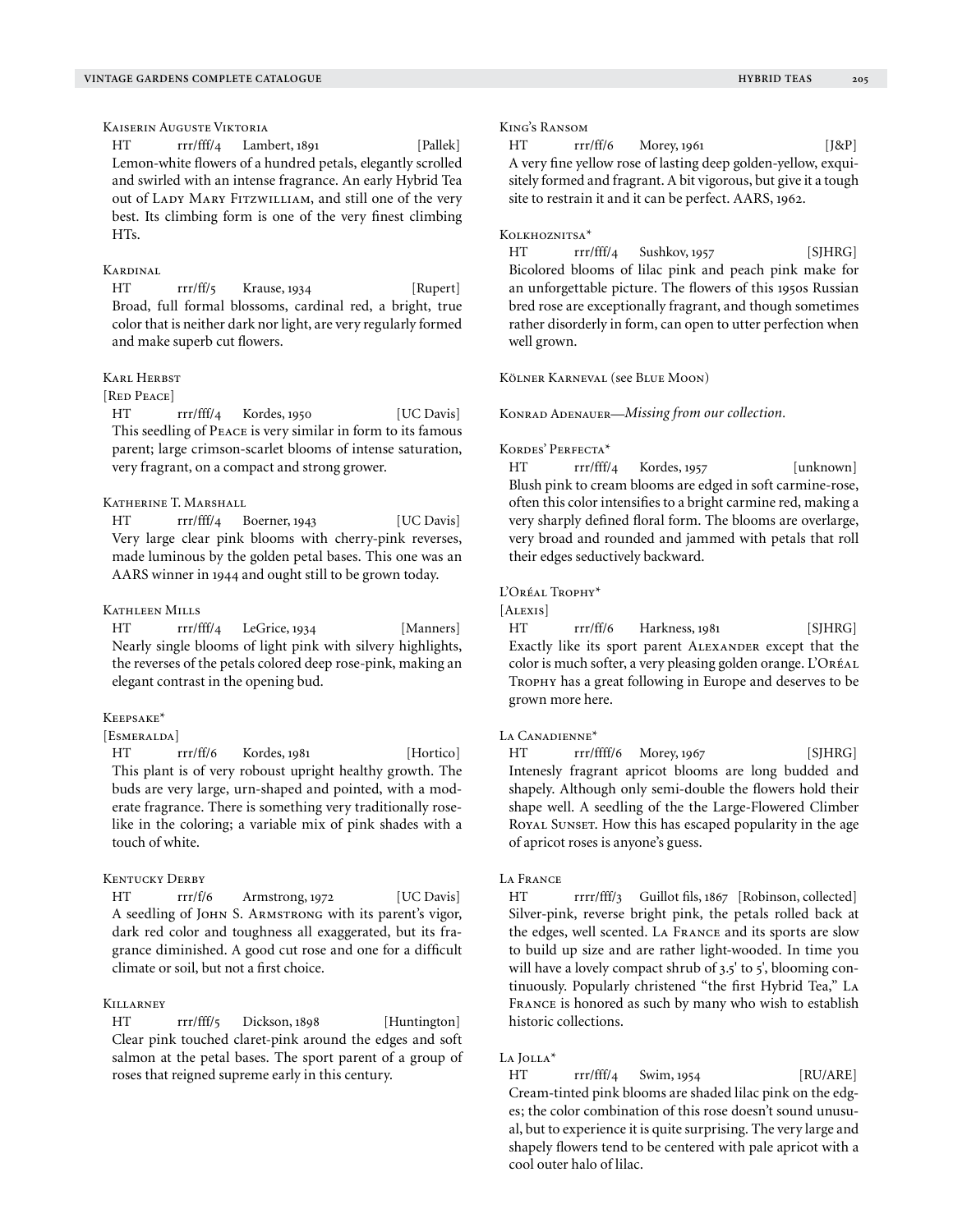### Kaiserin Auguste Viktoria

HT rrr/fff/4 Lambert, 1891 [Pallek]

Lemon-white flowers of a hundred petals, elegantly scrolled and swirled with an intense fragrance. An early Hybrid Tea out of Lady Mary Fitzwilliam, and still one of the very best. Its climbing form is one of the very finest climbing HTs.

### Kardinal

HT rrr/ff/5 Krause, 1934 [Rupert]

Broad, full formal blossoms, cardinal red, a bright, true color that is neither dark nor light, are very regularly formed and make superb cut flowers.

### Karl Herbst

[Red Peace]

HT rrr/fff/4 Kordes, 1950 [UC Davis]

This seedling of Peace is very similar in form to its famous parent; large crimson-scarlet blooms of intense saturation, very fragrant, on a compact and strong grower.

### Katherine T. Marshall

HT rrr/fff/4 Boerner, 1943 [UC Davis]

Very large clear pink blooms with cherry-pink reverses, made luminous by the golden petal bases. This one was an AARS winner in 1944 and ought still to be grown today.

### Kathleen Mills

HT rrr/fff/4 LeGrice, 1934 [Manners]

Nearly single blooms of light pink with silvery highlights, the reverses of the petals colored deep rose-pink, making an elegant contrast in the opening bud.

### Keepsake*

[Esmeralda]

HT rrr/ff/6 Kordes, 1981 [Hortico]

This plant is of very roboust upright healthy growth. The buds are very large, urn-shaped and pointed, with a moderate fragrance. There is something very traditionally roselike in the coloring; a variable mix of pink shades with a touch of white.

### Kentucky Derby

HT rrr/f/6 Armstrong, 1972 [UC Davis]

A seedling of John S. Armstrong with its parent's vigor, dark red color and toughness all exaggerated, but its fragrance diminished. A good cut rose and one for a difficult climate or soil, but not a first choice.

### Killarney

HT rrr/fff/5 Dickson, 1898 [Huntington]

Clear pink touched claret-pink around the edges and soft salmon at the petal bases. The sport parent of a group of roses that reigned supreme early in this century.

### King's Ransom

HT rrr/ff/6 Morey, 1961 [J&P]

A very fine yellow rose of lasting deep golden-yellow, exquisitely formed and fragrant. A bit vigorous, but give it a tough site to restrain it and it can be perfect. AARS, 1962.

### Kolkhoznitsa*

HT rrr/fff/4 Sushkov, 1957 [SJHRG]

Bicolored blooms of lilac pink and peach pink make for an unforgettable picture. The flowers of this 1950s Russian bred rose are exceptionally fragrant, and though sometimes rather disorderly in form, can open to utter perfection when well grown.

### Kölner Karneval (see Blue Moon)

### Konrad Adenauer—*Missing from our collection.*

### Kordes' Perfecta*

HT rrr/fff/4 Kordes, 1957 [unknown]

Blush pink to cream blooms are edged in soft carmine-rose, often this color intensifies to a bright carmine red, making a very sharply defined floral form. The blooms are overlarge, very broad and rounded and jammed with petals that roll their edges seductively backward.

### L'Oréal Trophy*

[Alexis]

HT rrr/ff/6 Harkness, 1981 [SJHRG]

Exactly like its sport parent Alexander except that the color is much softer, a very pleasing golden orange. L'Oréal Trophy has a great following in Europe and deserves to be grown more here.

### La Canadienne*

HT rrr/ffff/6 Morey, 1967 [SJHRG]

Intenesly fragrant apricot blooms are long budded and shapely. Although only semi-double the flowers hold their shape well. A seedling of the the Large-Flowered Climber Royal Sunset. How this has escaped popularity in the age of apricot roses is anyone's guess.

### La France

HT rrrr/fff/3 Guillot fils, 1867 [Robinson, collected]

Silver-pink, reverse bright pink, the petals rolled back at the edges, well scented. La France and its sports are slow to build up size and are rather light-wooded. In time you will have a lovely compact shrub of 3.5' to 5', blooming continuously. Popularly christened "the first Hybrid Tea," La France is honored as such by many who wish to establish historic collections.

### La Jolla*

HT rrr/fff/4 Swim, 1954 [RU/ARE]

Cream-tinted pink blooms are shaded lilac pink on the edges; the color combination of this rose doesn't sound unusual, but to experience it is quite surprising. The very large and shapely flowers tend to be centered with pale apricot with a cool outer halo of lilac.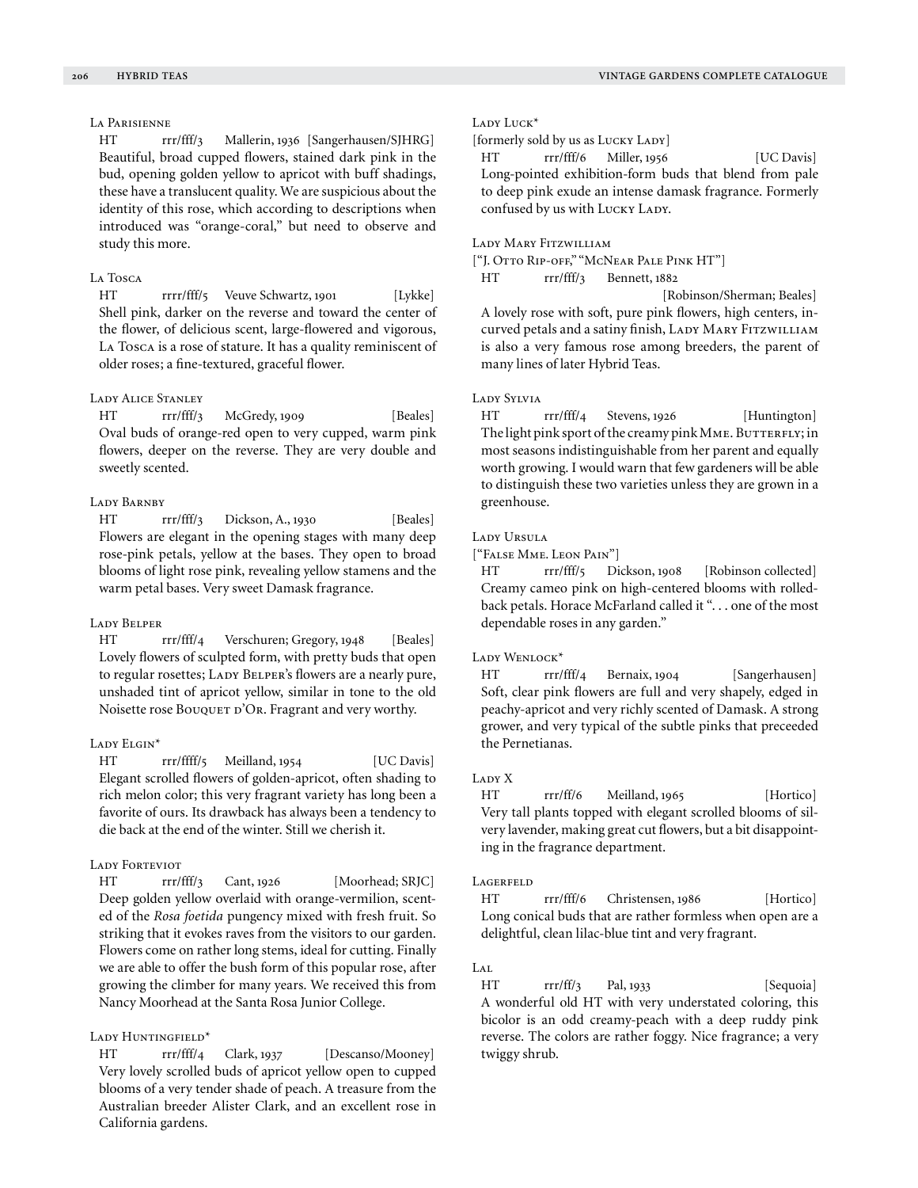### La Parisienne

HT rrr/fff/3 Mallerin, 1936 [Sangerhausen/SJHRG]
Beautiful, broad cupped flowers, stained dark pink in the bud, opening golden yellow to apricot with buff shadings, these have a translucent quality. We are suspicious about the identity of this rose, which according to descriptions when introduced was "orange-coral," but need to observe and study this more.

### La Tosca

HT rrrr/fff/5 Veuve Schwartz, 1901 [Lykke]
Shell pink, darker on the reverse and toward the center of the flower, of delicious scent, large-flowered and vigorous, La Tosca is a rose of stature. It has a quality reminiscent of older roses; a fine-textured, graceful flower.

### Lady Alice Stanley

HT rrr/fff/3 McGredy, 1909 [Beales]
Oval buds of orange-red open to very cupped, warm pink flowers, deeper on the reverse. They are very double and sweetly scented.

### Lady Barnby

HT rrr/fff/3 Dickson, A., 1930 [Beales]
Flowers are elegant in the opening stages with many deep rose-pink petals, yellow at the bases. They open to broad blooms of light rose pink, revealing yellow stamens and the warm petal bases. Very sweet Damask fragrance.

### Lady Belper

HT rrr/fff/4 Verschuren; Gregory, 1948 [Beales]
Lovely flowers of sculpted form, with pretty buds that open to regular rosettes; Lady Belper's flowers are a nearly pure, unshaded tint of apricot yellow, similar in tone to the old Noisette rose Bouquet d'Or. Fragrant and very worthy.

### Lady Elgin*

HT rrr/ffff/5 Meilland, 1954 [UC Davis]
Elegant scrolled flowers of golden-apricot, often shading to rich melon color; this very fragrant variety has long been a favorite of ours. Its drawback has always been a tendency to die back at the end of the winter. Still we cherish it.

### Lady Forteviot

HT rrr/fff/3 Cant, 1926 [Moorhead; SRJC]
Deep golden yellow overlaid with orange-vermilion, scented of the *Rosa foetida* pungency mixed with fresh fruit. So striking that it evokes raves from the visitors to our garden. Flowers come on rather long stems, ideal for cutting. Finally we are able to offer the bush form of this popular rose, after growing the climber for many years. We received this from Nancy Moorhead at the Santa Rosa Junior College.

### Lady Huntingfield*

HT rrr/fff/4 Clark, 1937 [Descanso/Mooney]
Very lovely scrolled buds of apricot yellow open to cupped blooms of a very tender shade of peach. A treasure from the Australian breeder Alister Clark, and an excellent rose in California gardens.

### Lady Luck*

[formerly sold by us as Lucky Lady]

HT rrr/fff/6 Miller, 1956 [UC Davis]
Long-pointed exhibition-form buds that blend from pale to deep pink exude an intense damask fragrance. Formerly confused by us with Lucky Lady.

### Lady Mary Fitzwilliam

["J. Otto Rip-off," "McNear Pale Pink HT"]

HT rrr/fff/3 Bennett, 1882 [Robinson/Sherman; Beales]
A lovely rose with soft, pure pink flowers, high centers, incurved petals and a satiny finish, Lady Mary Fitzwilliam is also a very famous rose among breeders, the parent of many lines of later Hybrid Teas.

### Lady Sylvia

HT rrr/fff/4 Stevens, 1926 [Huntington]
The light pink sport of the creamy pink Mme. Butterfly; in most seasons indistinguishable from her parent and equally worth growing. I would warn that few gardeners will be able to distinguish these two varieties unless they are grown in a greenhouse.

### Lady Ursula

["False Mme. Leon Pain"]

HT rrr/fff/5 Dickson, 1908 [Robinson collected]
Creamy cameo pink on high-centered blooms with rolled-back petals. Horace McFarland called it ". . . one of the most dependable roses in any garden."

### Lady Wenlock*

HT rrr/fff/4 Bernaix, 1904 [Sangerhausen]
Soft, clear pink flowers are full and very shapely, edged in peachy-apricot and very richly scented of Damask. A strong grower, and very typical of the subtle pinks that preceeded the Pernetianas.

### Lady X

HT rrr/ff/6 Meilland, 1965 [Hortico]
Very tall plants topped with elegant scrolled blooms of silvery lavender, making great cut flowers, but a bit disappointing in the fragrance department.

### Lagerfeld

HT rrr/fff/6 Christensen, 1986 [Hortico]
Long conical buds that are rather formless when open are a delightful, clean lilac-blue tint and very fragrant.

### Lal

HT rrr/ff/3 Pal, 1933 [Sequoia]
A wonderful old HT with very understated coloring, this bicolor is an odd creamy-peach with a deep ruddy pink reverse. The colors are rather foggy. Nice fragrance; a very twiggy shrub.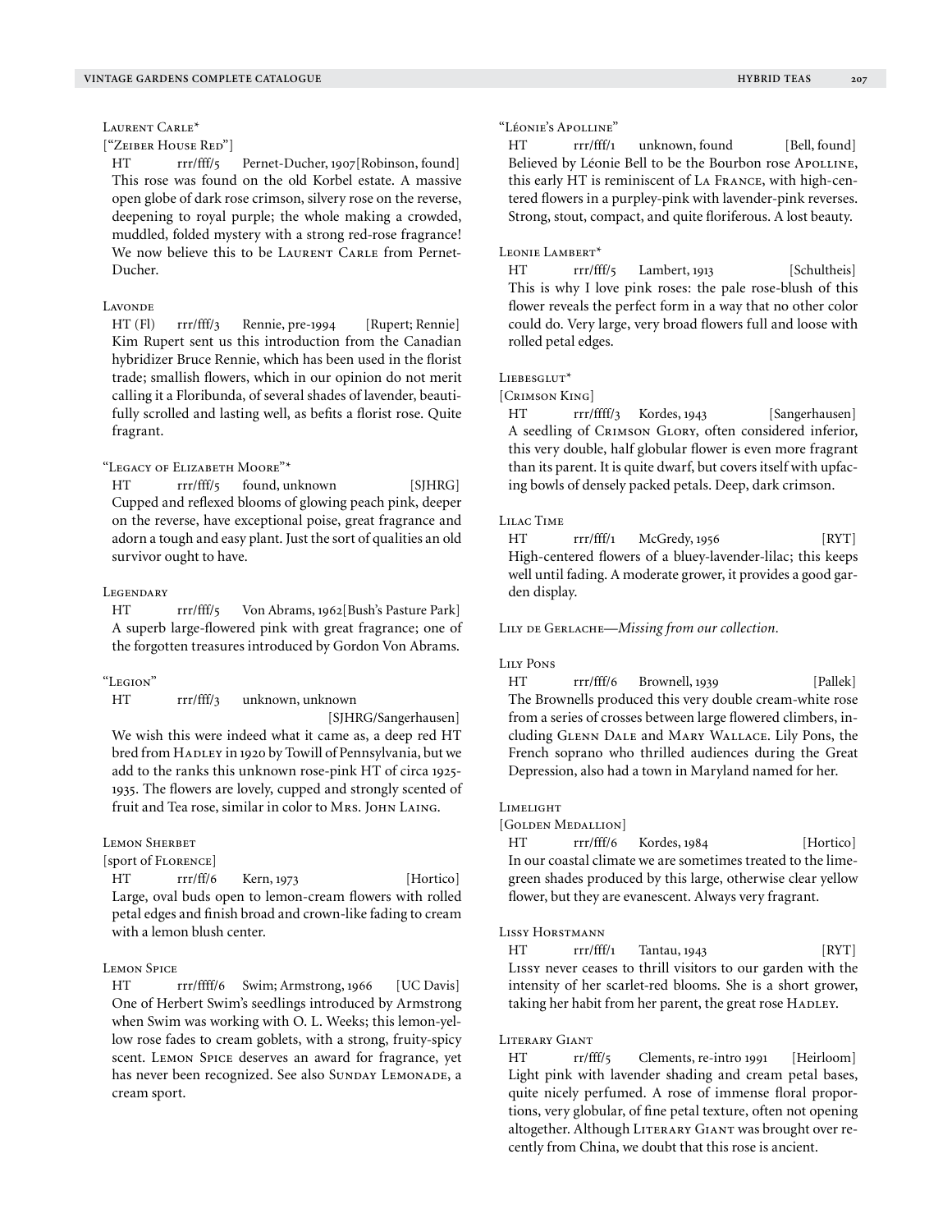### Laurent Carle*

["Zeiber House Red"]

HT rrr/fff/5 Pernet-Ducher, 1907 [Robinson, found]

This rose was found on the old Korbel estate. A massive open globe of dark rose crimson, silvery rose on the reverse, deepening to royal purple; the whole making a crowded, muddled, folded mystery with a strong red-rose fragrance! We now believe this to be Laurent Carle from Pernet-Ducher.

### Lavonde

HT (Fl) rrr/fff/3 Rennie, pre-1994 [Rupert; Rennie]

Kim Rupert sent us this introduction from the Canadian hybridizer Bruce Rennie, which has been used in the florist trade; smallish flowers, which in our opinion do not merit calling it a Floribunda, of several shades of lavender, beautifully scrolled and lasting well, as befits a florist rose. Quite fragrant.

### "Legacy of Elizabeth Moore"*

HT rrr/fff/5 found, unknown [SJHRG]

Cupped and reflexed blooms of glowing peach pink, deeper on the reverse, have exceptional poise, great fragrance and adorn a tough and easy plant. Just the sort of qualities that an old survivor ought to have.

### Legendary

HT rrr/fff/5 Von Abrams, 1962 [Bush's Pasture Park]

A superb large-flowered pink with great fragrance; one of the forgotten treasures introduced by Gordon Von Abrams.

### "Legion"

HT rrr/fff/3 unknown, unknown [SJHRG/Sangerhausen]

We wish this were indeed what it came as, a deep red HT bred from Hadley in 1920 by Towill of Pennsylvania, but we add to the ranks this unknown rose-pink HT of circa 1925-1935. The flowers are lovely, cupped and strongly scented of fruit and Tea rose, similar in color to Mrs. John Laing.

### Lemon Sherbet

[sport of Florence]

HT rrr/ff/6 Kern, 1973 [Hortico]

Large, oval buds open to lemon-cream flowers with rolled petal edges and finish broad and crown-like fading to cream with a lemon blush center.

### Lemon Spice

HT rrr/ffff/6 Swim; Armstrong, 1966 [UC Davis]

One of Herbert Swim's seedlings introduced by Armstrong when Swim was working with O. L. Weeks; this lemon-yellow rose fades to cream goblets, with a strong, fruity-spicy scent. Lemon Spice deserves an award for fragrance, yet has never been recognized. See also Sunday Lemonade, a cream sport.

### "Léonie's Apolline"

HT rrr/fff/1 unknown, found [Bell, found]

Believed by Léonie Bell to be the Bourbon rose Apolline, this early HT is reminiscent of La France, with high-centered flowers in a purpley-pink with lavender-pink reverses. Strong, stout, compact, and quite floriferous. A lost beauty.

### Leonie Lambert*

HT rrr/fff/5 Lambert, 1913 [Schultheis]

This is why I love pink roses: the pale rose-blush of this flower reveals the perfect form in a way that no other color could do. Very large, very broad flowers full and loose with rolled petal edges.

### Liebesglut*

[Crimson King]

HT rrr/ffff/3 Kordes, 1943 [Sangerhausen]

A seedling of Crimson Glory, often considered inferior, this very double, half globular flower is even more fragrant than its parent. It is quite dwarf, but covers itself with upfacing bowls of densely packed petals. Deep, dark crimson.

### Lilac Time

HT rrr/fff/1 McGredy, 1956 [RYT]

High-centered flowers of a bluey-lavender-lilac; this keeps well until fading. A moderate grower, it provides a good garden display.

Lily de Gerlache—*Missing from our collection.*

### Lily Pons

HT rrr/fff/6 Brownell, 1939 [Pallek]

The Brownells produced this very double cream-white rose from a series of crosses between large flowered climbers, including Glenn Dale and Mary Wallace. Lily Pons, the French soprano who thrilled audiences during the Great Depression, also had a town in Maryland named for her.

### Limelight

[Golden Medallion]

HT rrr/fff/6 Kordes, 1984 [Hortico]

In our coastal climate we are sometimes treated to the lime-green shades produced by this large, otherwise clear yellow flower, but they are evanescent. Always very fragrant.

### Lissy Horstmann

HT rrr/fff/1 Tantau, 1943 [RYT]

Lissy never ceases to thrill visitors to our garden with the intensity of her scarlet-red blooms. She is a short grower, taking her habit from her parent, the great rose Hadley.

### Literary Giant

HT rr/fff/5 Clements, re-intro 1991 [Heirloom]

Light pink with lavender shading and cream petal bases, quite nicely perfumed. A rose of immense floral proportions, very globular, of fine petal texture, often not opening altogether. Although Literary Giant was brought over recently from China, we doubt that this rose is ancient.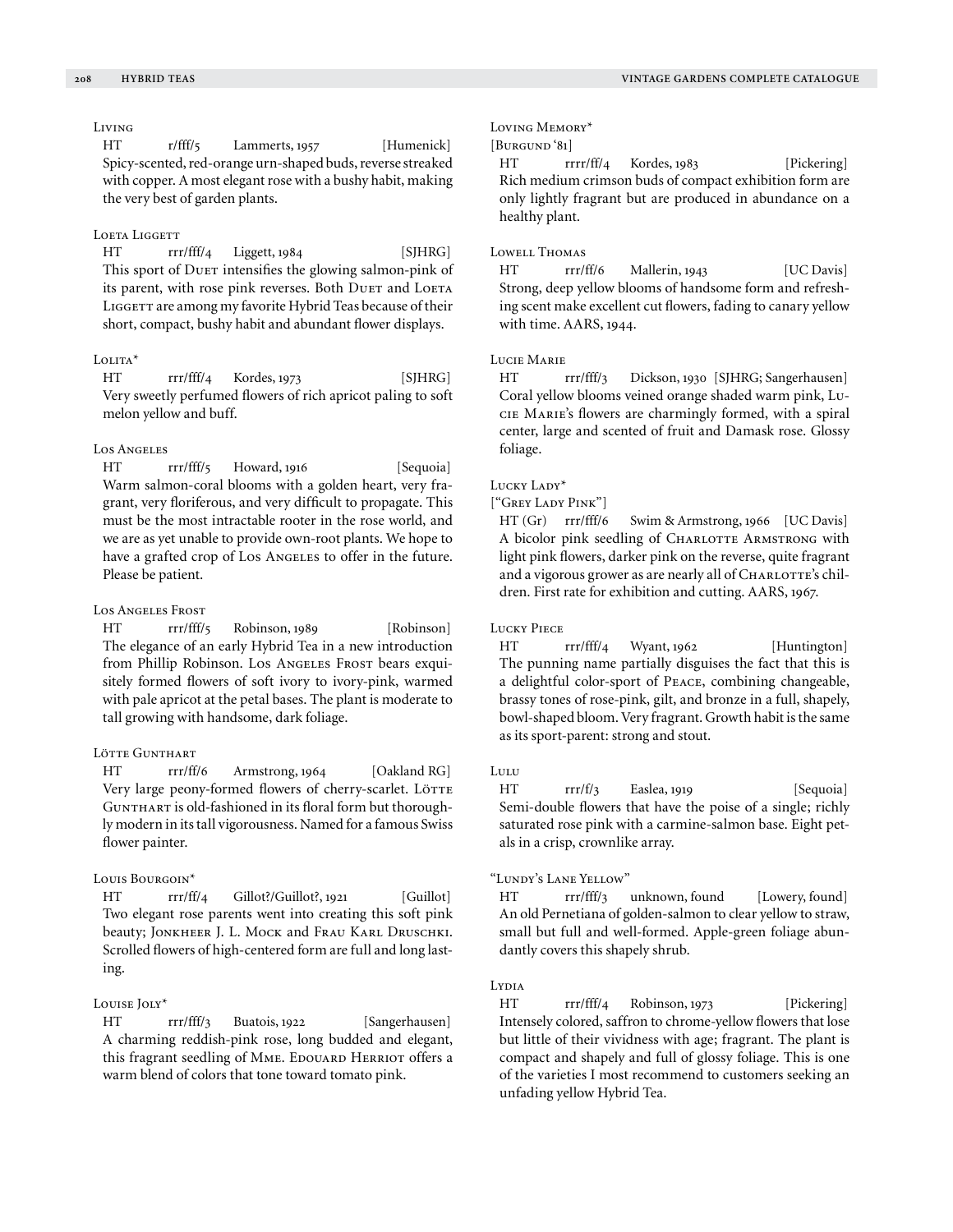### Living

HT r/fff/5 Lammerts, 1957 [Humenick]
Spicy-scented, red-orange urn-shaped buds, reverse streaked with copper. A most elegant rose with a bushy habit, making the very best of garden plants.

### Loeta Liggett

HT rrr/fff/4 Liggett, 1984 [SJHRG]
This sport of Duet intensifies the glowing salmon-pink of its parent, with rose pink reverses. Both Duet and Loeta Liggett are among my favorite Hybrid Teas because of their short, compact, bushy habit and abundant flower displays.

### Lolita*

HT rrr/fff/4 Kordes, 1973 [SJHRG]
Very sweetly perfumed flowers of rich apricot paling to soft melon yellow and buff.

### Los Angeles

HT rrr/fff/5 Howard, 1916 [Sequoia]
Warm salmon-coral blooms with a golden heart, very fragrant, very floriferous, and very difficult to propagate. This must be the most intractable rooter in the rose world, and we are as yet unable to provide own-root plants. We hope to have a grafted crop of Los Angeles to offer in the future. Please be patient.

### Los Angeles Frost

HT rrr/fff/5 Robinson, 1989 [Robinson]
The elegance of an early Hybrid Tea in a new introduction from Phillip Robinson. Los Angeles Frost bears exquisitely formed flowers of soft ivory to ivory-pink, warmed with pale apricot at the petal bases. The plant is moderate to tall growing with handsome, dark foliage.

### Lötte Gunthart

HT rrr/ff/6 Armstrong, 1964 [Oakland RG]
Very large peony-formed flowers of cherry-scarlet. Lötte Gunthart is old-fashioned in its floral form but thoroughly modern in its tall vigorousness. Named for a famous Swiss flower painter.

### Louis Bourgoin*

HT rrr/ff/4 Gillot?/Guillot?, 1921 [Guillot]
Two elegant rose parents went into creating this soft pink beauty; Jonkheer J. L. Mock and Frau Karl Druschki. Scrolled flowers of high-centered form are full and long lasting.

### Louise Joly*

HT rrr/fff/3 Buatois, 1922 [Sangerhausen]
A charming reddish-pink rose, long budded and elegant, this fragrant seedling of Mme. Edouard Herriot offers a warm blend of colors that tone toward tomato pink.

### Loving Memory*

[Burgund '81]

HT rrrr/ff/4 Kordes, 1983 [Pickering]
Rich medium crimson buds of compact exhibition form are only lightly fragrant but are produced in abundance on a healthy plant.

### Lowell Thomas

HT rrr/ff/6 Mallerin, 1943 [UC Davis]
Strong, deep yellow blooms of handsome form and refreshing scent make excellent cut flowers, fading to canary yellow with time. AARS, 1944.

### Lucie Marie

HT rrr/fff/3 Dickson, 1930 [SJHRG; Sangerhausen]
Coral yellow blooms veined orange shaded warm pink, Lucie Marie's flowers are charmingly formed, with a spiral center, large and scented of fruit and Damask rose. Glossy foliage.

### Lucky Lady*

["Grey Lady Pink"]

HT (Gr) rrr/fff/6 Swim & Armstrong, 1966 [UC Davis]
A bicolor pink seedling of Charlotte Armstrong with light pink flowers, darker pink on the reverse, quite fragrant and a vigorous grower as are nearly all of Charlotte's children. First rate for exhibition and cutting. AARS, 1967.

### Lucky Piece

HT rrr/fff/4 Wyant, 1962 [Huntington]
The punning name partially disguises the fact that this is a delightful color-sport of Peace, combining changeable, brassy tones of rose-pink, gilt, and bronze in a full, shapely, bowl-shaped bloom. Very fragrant. Growth habit is the same as its sport-parent: strong and stout.

### Lulu

HT rrr/f/3 Easlea, 1919 [Sequoia]
Semi-double flowers that have the poise of a single; richly saturated rose pink with a carmine-salmon base. Eight petals in a crisp, crownlike array.

### "Lundy's Lane Yellow"

HT rrr/fff/3 unknown, found [Lowery, found]
An old Pernetiana of golden-salmon to clear yellow to straw, small but full and well-formed. Apple-green foliage abundantly covers this shapely shrub.

### Lydia

HT rrr/fff/4 Robinson, 1973 [Pickering]
Intensely colored, saffron to chrome-yellow flowers that lose but little of their vividness with age; fragrant. The plant is compact and shapely and full of glossy foliage. This is one of the varieties I most recommend to customers seeking an unfading yellow Hybrid Tea.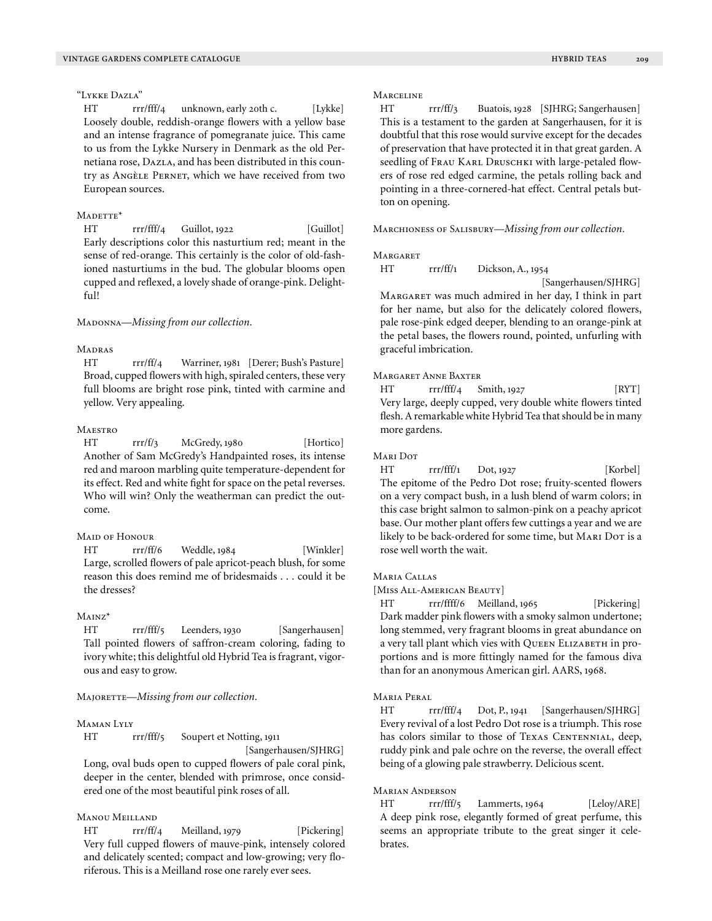"Lykke Dazla"

HT rrr/fff/4 unknown, early 20th c. [Lykke]

Loosely double, reddish-orange flowers with a yellow base and an intense fragrance of pomegranate juice. This came to us from the Lykke Nursery in Denmark as the old Pernetiana rose, Dazla, and has been distributed in this country as Angèle Pernet, which we have received from two European sources.

Madette*

HT rrr/fff/4 Guillot, 1922 [Guillot]

Early descriptions color this nasturtium red; meant in the sense of red-orange. This certainly is the color of old-fashioned nasturtiums in the bud. The globular blooms open cupped and reflexed, a lovely shade of orange-pink. Delightful!

Madonna—*Missing from our collection.*

Madras

HT rrr/ff/4 Warriner, 1981 [Derer; Bush's Pasture]

Broad, cupped flowers with high, spiraled centers, these very full blooms are bright rose pink, tinted with carmine and yellow. Very appealing.

Maestro

HT rrr/f/3 McGredy, 1980 [Hortico]

Another of Sam McGredy's Handpainted roses, its intense red and maroon marbling quite temperature-dependent for its effect. Red and white fight for space on the petal reverses. Who will win? Only the weatherman can predict the outcome.

Maid of Honour

HT rrr/ff/6 Weddle, 1984 [Winkler]

Large, scrolled flowers of pale apricot-peach blush, for some reason this does remind me of bridesmaids . . . could it be the dresses?

Mainz*

HT rrr/fff/5 Leenders, 1930 [Sangerhausen]

Tall pointed flowers of saffron-cream coloring, fading to ivory white; this delightful old Hybrid Tea is fragrant, vigorous and easy to grow.

Majorette—*Missing from our collection.*

Maman Lyly

HT rrr/fff/5 Soupert et Notting, 1911 [Sangerhausen/SJHRG]

Long, oval buds open to cupped flowers of pale coral pink, deeper in the center, blended with primrose, once considered one of the most beautiful pink roses of all.

Manou Meilland

HT rrr/ff/4 Meilland, 1979 [Pickering]

Very full cupped flowers of mauve-pink, intensely colored and delicately scented; compact and low-growing; very floriferous. This is a Meilland rose one rarely ever sees.

Marceline

HT rrr/ff/3 Buatois, 1928 [SJHRG; Sangerhausen]

This is a testament to the garden at Sangerhausen, for it is doubtful that this rose would survive except for the decades of preservation that have protected it in that great garden. A seedling of Frau Karl Druschki with large-petaled flowers of rose red edged carmine, the petals rolling back and pointing in a three-cornered-hat effect. Central petals button on opening.

Marchioness of Salisbury—*Missing from our collection.*

Margaret

HT rrr/ff/1 Dickson, A., 1954 [Sangerhausen/SJHRG]

Margaret was much admired in her day, I think in part for her name, but also for the delicately colored flowers, pale rose-pink edged deeper, blending to an orange-pink at the petal bases, the flowers round, pointed, unfurling with graceful imbrication.

Margaret Anne Baxter

HT rrr/fff/4 Smith, 1927 [RYT]

Very large, deeply cupped, very double white flowers tinted flesh. A remarkable white Hybrid Tea that should be in many more gardens.

Mari Dot

HT rrr/fff/1 Dot, 1927 [Korbel]

The epitome of the Pedro Dot rose; fruity-scented flowers on a very compact bush, in a lush blend of warm colors; in this case bright salmon to salmon-pink on a peachy apricot base. Our mother plant offers few cuttings a year and we are likely to be back-ordered for some time, but Mari Dot is a rose well worth the wait.

Maria Callas

[Miss All-American Beauty]

HT rrr/ffff/6 Meilland, 1965 [Pickering]

Dark madder pink flowers with a smoky salmon undertone; long stemmed, very fragrant blooms in great abundance on a very tall plant which vies with Queen Elizabeth in proportions and is more fittingly named for the famous diva than for an anonymous American girl. AARS, 1968.

Maria Peral

HT rrr/fff/4 Dot, P., 1941 [Sangerhausen/SJHRG]

Every revival of a lost Pedro Dot rose is a triumph. This rose has colors similar to those of Texas Centennial, deep, ruddy pink and pale ochre on the reverse, the overall effect being of a glowing pale strawberry. Delicious scent.

Marian Anderson

HT rrr/fff/5 Lammerts, 1964 [Leloy/ARE]

A deep pink rose, elegantly formed of great perfume, this seems an appropriate tribute to the great singer it celebrates.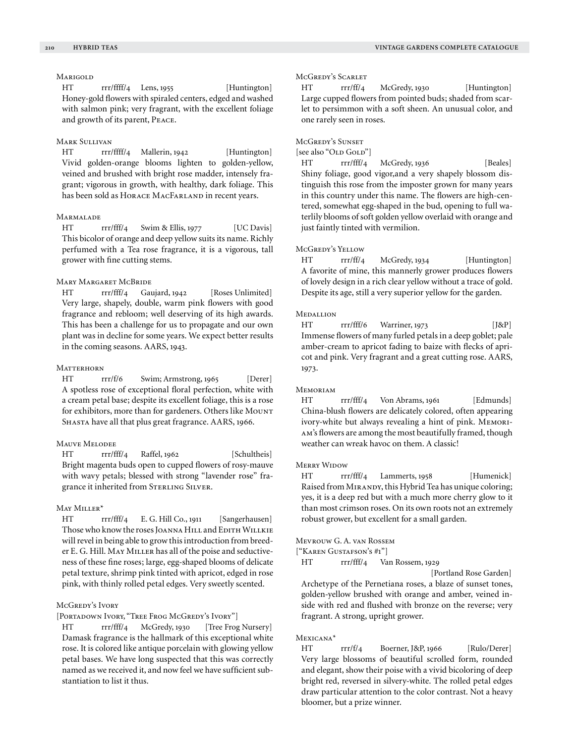### Marigold

HT rrr/ffff/4 Lens, 1955 [Huntington]
Honey-gold flowers with spiraled centers, edged and washed with salmon pink; very fragrant, with the excellent foliage and growth of its parent, Peace.

### Mark Sullivan

HT rrr/ffff/4 Mallerin, 1942 [Huntington]
Vivid golden-orange blooms lighten to golden-yellow, veined and brushed with bright rose madder, intensely fragrant; vigorous in growth, with healthy, dark foliage. This has been sold as Horace MacFarland in recent years.

### Marmalade

HT rrr/fff/4 Swim & Ellis, 1977 [UC Davis]
This bicolor of orange and deep yellow suits its name. Richly perfumed with a Tea rose fragrance, it is a vigorous, tall grower with fine cutting stems.

### Mary Margaret McBride

HT rrr/fff/4 Gaujard, 1942 [Roses Unlimited]
Very large, shapely, double, warm pink flowers with good fragrance and rebloom; well deserving of its high awards. This has been a challenge for us to propagate and our own plant was in decline for some years. We expect better results in the coming seasons. AARS, 1943.

### Matterhorn

HT rrr/f/6 Swim; Armstrong, 1965 [Derer]
A spotless rose of exceptional floral perfection, white with a cream petal base; despite its excellent foliage, this is a rose for exhibitors, more than for gardeners. Others like Mount Shasta have all that plus great fragrance. AARS, 1966.

### Mauve Melodee

HT rrr/fff/4 Raffel, 1962 [Schultheis]
Bright magenta buds open to cupped flowers of rosy-mauve with wavy petals; blessed with strong "lavender rose" fragrance it inherited from Sterling Silver.

### May Miller*

HT rrr/fff/4 E. G. Hill Co., 1911 [Sangerhausen]
Those who know the roses Joanna Hill and Edith Willkie will revel in being able to grow this introduction from breeder E. G. Hill. May Miller has all of the poise and seductiveness of these fine roses; large, egg-shaped blooms of delicate petal texture, shrimp pink tinted with apricot, edged in rose pink, with thinly rolled petal edges. Very sweetly scented.

### McGredy's Ivory

[Portadown Ivory, "Tree Frog McGredy's Ivory"]

HT rrr/fff/4 McGredy, 1930 [Tree Frog Nursery]
Damask fragrance is the hallmark of this exceptional white rose. It is colored like antique porcelain with glowing yellow petal bases. We have long suspected that this was correctly named as we received it, and now feel we have sufficient substantiation to list it thus.

### McGredy's Scarlet

HT rrr/ff/4 McGredy, 1930 [Huntington]
Large cupped flowers from pointed buds; shaded from scarlet to persimmon with a soft sheen. An unusual color, and one rarely seen in roses.

### McGredy's Sunset

[see also "Old Gold"]

HT rrr/fff/4 McGredy, 1936 [Beales]
Shiny foliage, good vigor,and a very shapely blossom distinguish this rose from the imposter grown for many years in this country under this name. The flowers are high-centered, somewhat egg-shaped in the bud, opening to full waterlily blooms of soft golden yellow overlaid with orange and just faintly tinted with vermilion.

### McGredy's Yellow

HT rrr/ff/4 McGredy, 1934 [Huntington]
A favorite of mine, this mannerly grower produces flowers of lovely design in a rich clear yellow without a trace of gold. Despite its age, still a very superior yellow for the garden.

### Medallion

HT rrr/fff/6 Warriner, 1973 [J&P]
Immense flowers of many furled petals in a deep goblet; pale amber-cream to apricot fading to baize with flecks of apricot and pink. Very fragrant and a great cutting rose. AARS, 1973.

### Memoriam

HT rrr/fff/4 Von Abrams, 1961 [Edmunds]
China-blush flowers are delicately colored, often appearing ivory-white but always revealing a hint of pink. Memoriam's flowers are among the most beautifully framed, though weather can wreak havoc on them. A classic!

### Merry Widow

HT rrr/fff/4 Lammerts, 1958 [Humenick]
Raised from Mirandy, this Hybrid Tea has unique coloring; yes, it is a deep red but with a much more cherry glow to it than most crimson roses. On its own roots not an extremely robust grower, but excellent for a small garden.

### Mevrouw G. A. van Rossem

["Karen Gustafson's #1"]

HT rrr/fff/4 Van Rossem, 1929 [Portland Rose Garden]
Archetype of the Pernetiana roses, a blaze of sunset tones, golden-yellow brushed with orange and amber, veined inside with red and flushed with bronze on the reverse; very fragrant. A strong, upright grower.

### Mexicana*

HT rrr/f/4 Boerner, J&P, 1966 [Rulo/Derer]
Very large blossoms of beautiful scrolled form, rounded and elegant, show their poise with a vivid bicoloring of deep bright red, reversed in silvery-white. The rolled petal edges draw particular attention to the color contrast. Not a heavy bloomer, but a prize winner.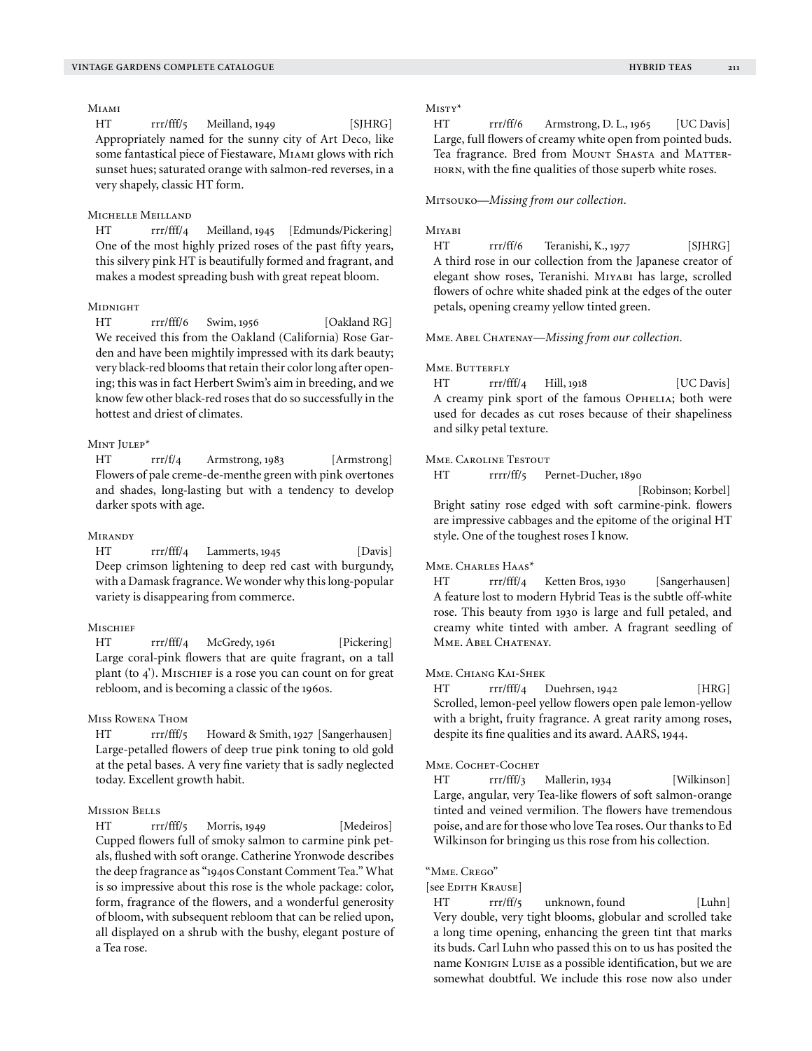Miami

HT rrr/fff/5 Meilland, 1949 [SJHRG]
Appropriately named for the sunny city of Art Deco, like some fantastical piece of Fiestaware, Miami glows with rich sunset hues; saturated orange with salmon-red reverses, in a very shapely, classic HT form.

Michelle Meilland

HT rrr/fff/4 Meilland, 1945 [Edmunds/Pickering]
One of the most highly prized roses of the past fifty years, this silvery pink HT is beautifully formed and fragrant, and makes a modest spreading bush with great repeat bloom.

Midnight

HT rrr/fff/6 Swim, 1956 [Oakland RG]
We received this from the Oakland (California) Rose Garden and have been mightily impressed with its dark beauty; very black-red blooms that retain their color long after opening; this was in fact Herbert Swim's aim in breeding, and we know few other black-red roses that do so successfully in the hottest and driest of climates.

Mint Julep*

HT rrr/f/4 Armstrong, 1983 [Armstrong]
Flowers of pale creme-de-menthe green with pink overtones and shades, long-lasting but with a tendency to develop darker spots with age.

Mirandy

HT rrr/fff/4 Lammerts, 1945 [Davis]
Deep crimson lightening to deep red cast with burgundy, with a Damask fragrance. We wonder why this long-popular variety is disappearing from commerce.

Mischief

HT rrr/fff/4 McGredy, 1961 [Pickering]
Large coral-pink flowers that are quite fragrant, on a tall plant (to 4'). Mischief is a rose you can count on for great rebloom, and is becoming a classic of the 1960s.

Miss Rowena Thom

HT rrr/fff/5 Howard & Smith, 1927 [Sangerhausen]
Large-petalled flowers of deep true pink toning to old gold at the petal bases. A very fine variety that is sadly neglected today. Excellent growth habit.

Mission Bells

HT rrr/fff/5 Morris, 1949 [Medeiros]
Cupped flowers full of smoky salmon to carmine pink petals, flushed with soft orange. Catherine Yronwode describes the deep fragrance as "1940s Constant Comment Tea." What is so impressive about this rose is the whole package: color, form, fragrance of the flowers, and a wonderful generosity of bloom, with subsequent rebloom that can be relied upon, all displayed on a shrub with the bushy, elegant posture of a Tea rose.

Misty*

HT rrr/ff/6 Armstrong, D. L., 1965 [UC Davis]
Large, full flowers of creamy white open from pointed buds. Tea fragrance. Bred from Mount Shasta and Matterhorn, with the fine qualities of those superb white roses.

Mitsouko—*Missing from our collection.*

Miyabi

HT rrr/ff/6 Teranishi, K., 1977 [SJHRG]
A third rose in our collection from the Japanese creator of elegant show roses, Teranishi. Miyabi has large, scrolled flowers of ochre white shaded pink at the edges of the outer petals, opening creamy yellow tinted green.

Mme. Abel Chatenay—*Missing from our collection.*

Mme. Butterfly

HT rrr/fff/4 Hill, 1918 [UC Davis]
A creamy pink sport of the famous Ophelia; both were used for decades as cut roses because of their shapeliness and silky petal texture.

Mme. Caroline Testout

HT rrrr/ff/5 Pernet-Ducher, 1890 [Robinson; Korbel]
Bright satiny rose edged with soft carmine-pink. flowers are impressive cabbages and the epitome of the original HT style. One of the toughest roses I know.

Mme. Charles Haas*

HT rrr/fff/4 Ketten Bros, 1930 [Sangerhausen]
A feature lost to modern Hybrid Teas is the subtle off-white rose. This beauty from 1930 is large and full petaled, and creamy white tinted with amber. A fragrant seedling of Mme. Abel Chatenay.

Mme. Chiang Kai-Shek

HT rrr/fff/4 Duehrsen, 1942 [HRG]
Scrolled, lemon-peel yellow flowers open pale lemon-yellow with a bright, fruity fragrance. A great rarity among roses, despite its fine qualities and its award. AARS, 1944.

Mme. Cochet-Cochet

HT rrr/fff/3 Mallerin, 1934 [Wilkinson]
Large, angular, very Tea-like flowers of soft salmon-orange tinted and veined vermilion. The flowers have tremendous poise, and are for those who love Tea roses. Our thanks to Ed Wilkinson for bringing us this rose from his collection.

"Mme. Crego"
[see Edith Krause]

HT rrr/ff/5 unknown, found [Luhn]
Very double, very tight blooms, globular and scrolled take a long time opening, enhancing the green tint that marks its buds. Carl Luhn who passed this on to us has posited the name Konigin Luise as a possible identification, but we are somewhat doubtful. We include this rose now also under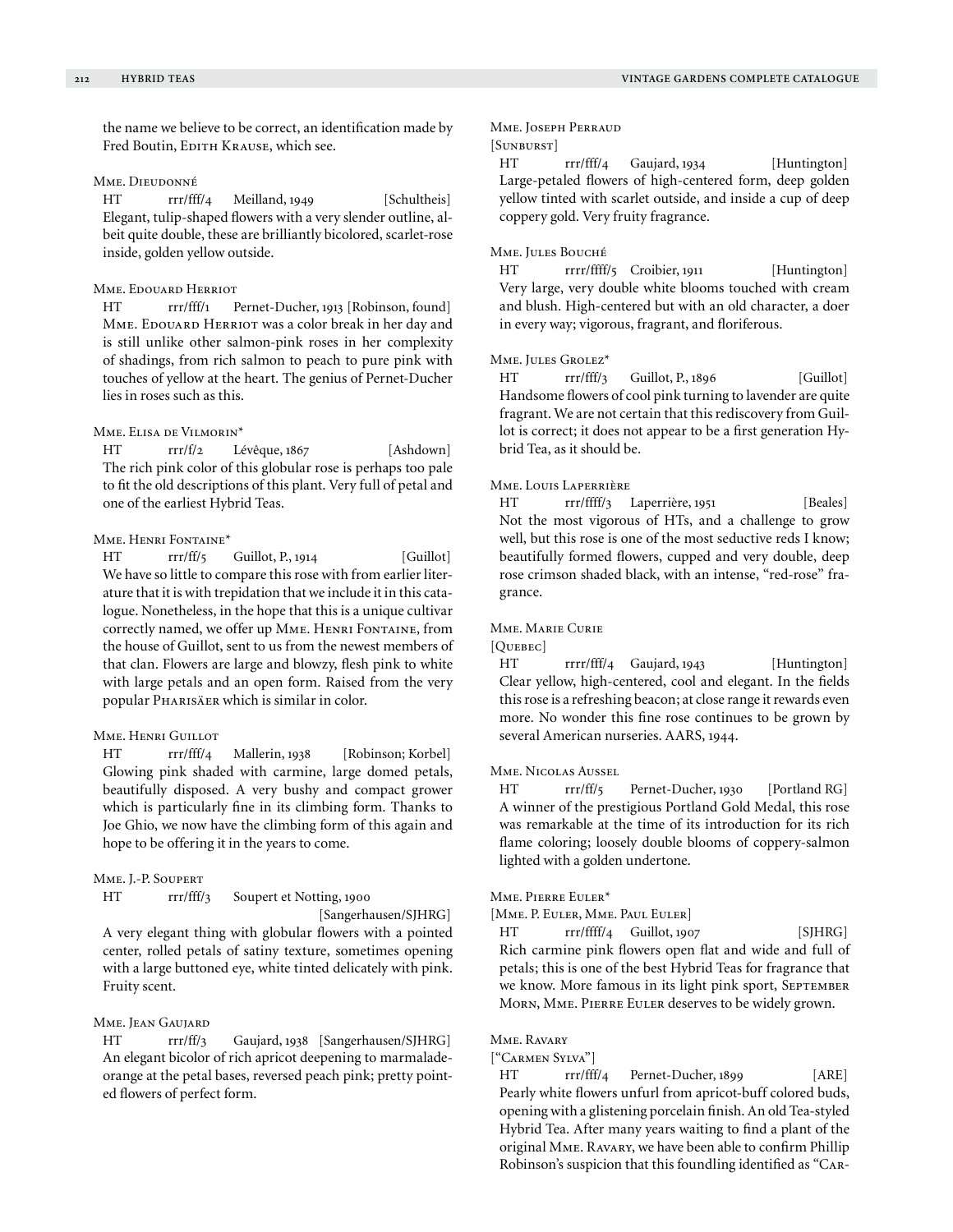the name we believe to be correct, an identification made by Fred Boutin, Edith Krause, which see.

Mme. Dieudonné

HT rrr/fff/4 Meilland, 1949 [Schultheis]

Elegant, tulip-shaped flowers with a very slender outline, albeit quite double, these are brilliantly bicolored, scarlet-rose inside, golden yellow outside.

Mme. Edouard Herriot

HT rrr/fff/1 Pernet-Ducher, 1913 [Robinson, found]

Mme. Edouard Herriot was a color break in her day and is still unlike other salmon-pink roses in her complexity of shadings, from rich salmon to peach to pure pink with touches of yellow at the heart. The genius of Pernet-Ducher lies in roses such as this.

Mme. Elisa de Vilmorin*

HT rrr/f/2 Lévêque, 1867 [Ashdown]

The rich pink color of this globular rose is perhaps too pale to fit the old descriptions of this plant. Very full of petal and one of the earliest Hybrid Teas.

Mme. Henri Fontaine*

HT rrr/ff/5 Guillot, P., 1914 [Guillot]

We have so little to compare this rose with from earlier literature that it is with trepidation that we include it in this catalogue. Nonetheless, in the hope that this is a unique cultivar correctly named, we offer up Mme. Henri Fontaine, from the house of Guillot, sent to us from the newest members of that clan. Flowers are large and blowzy, flesh pink to white with large petals and an open form. Raised from the very popular Pharisäer which is similar in color.

Mme. Henri Guillot

HT rrr/fff/4 Mallerin, 1938 [Robinson; Korbel]

Glowing pink shaded with carmine, large domed petals, beautifully disposed. A very bushy and compact grower which is particularly fine in its climbing form. Thanks to Joe Ghio, we now have the climbing form of this again and hope to be offering it in the years to come.

Mme. J.-P. Soupert

HT rrr/fff/3 Soupert et Notting, 1900 [Sangerhausen/SJHRG]

A very elegant thing with globular flowers with a pointed center, rolled petals of satiny texture, sometimes opening with a large buttoned eye, white tinted delicately with pink. Fruity scent.

Mme. Jean Gaujard

HT rrr/ff/3 Gaujard, 1938 [Sangerhausen/SJHRG]

An elegant bicolor of rich apricot deepening to marmalade-orange at the petal bases, reversed peach pink; pretty pointed flowers of perfect form.

Mme. Joseph Perraud

[Sunburst]

HT rrr/fff/4 Gaujard, 1934 [Huntington]

Large-petaled flowers of high-centered form, deep golden yellow tinted with scarlet outside, and inside a cup of deep coppery gold. Very fruity fragrance.

Mme. Jules Bouché

HT rrrr/ffff/5 Croibier, 1911 [Huntington]

Very large, very double white blooms touched with cream and blush. High-centered but with an old character, a doer in every way; vigorous, fragrant, and floriferous.

Mme. Jules Grolez*

HT rrr/fff/3 Guillot, P., 1896 [Guillot]

Handsome flowers of cool pink turning to lavender are quite fragrant. We are not certain that this rediscovery from Guillot is correct; it does not appear to be a first generation Hybrid Tea, as it should be.

Mme. Louis Laperrière

HT rrr/ffff/3 Laperrière, 1951 [Beales]

Not the most vigorous of HTs, and a challenge to grow well, but this rose is one of the most seductive reds I know; beautifully formed flowers, cupped and very double, deep rose crimson shaded black, with an intense, "red-rose" fragrance.

Mme. Marie Curie

[Quebec]

HT rrrr/fff/4 Gaujard, 1943 [Huntington]

Clear yellow, high-centered, cool and elegant. In the fields this rose is a refreshing beacon; at close range it rewards even more. No wonder this fine rose continues to be grown by several American nurseries. AARS, 1944.

Mme. Nicolas Aussel

HT rrr/ff/5 Pernet-Ducher, 1930 [Portland RG]

A winner of the prestigious Portland Gold Medal, this rose was remarkable at the time of its introduction for its rich flame coloring; loosely double blooms of coppery-salmon lighted with a golden undertone.

Mme. Pierre Euler*

[Mme. P. Euler, Mme. Paul Euler]

HT rrr/ffff/4 Guillot, 1907 [SJHRG]

Rich carmine pink flowers open flat and wide and full of petals; this is one of the best Hybrid Teas for fragrance that we know. More famous in its light pink sport, September Morn, Mme. Pierre Euler deserves to be widely grown.

Mme. Ravary

["Carmen Sylva"]

HT rrr/fff/4 Pernet-Ducher, 1899 [ARE]

Pearly white flowers unfurl from apricot-buff colored buds, opening with a glistening porcelain finish. An old Tea-styled Hybrid Tea. After many years waiting to find a plant of the original Mme. Ravary, we have been able to confirm Phillip Robinson's suspicion that this foundling identified as "Car-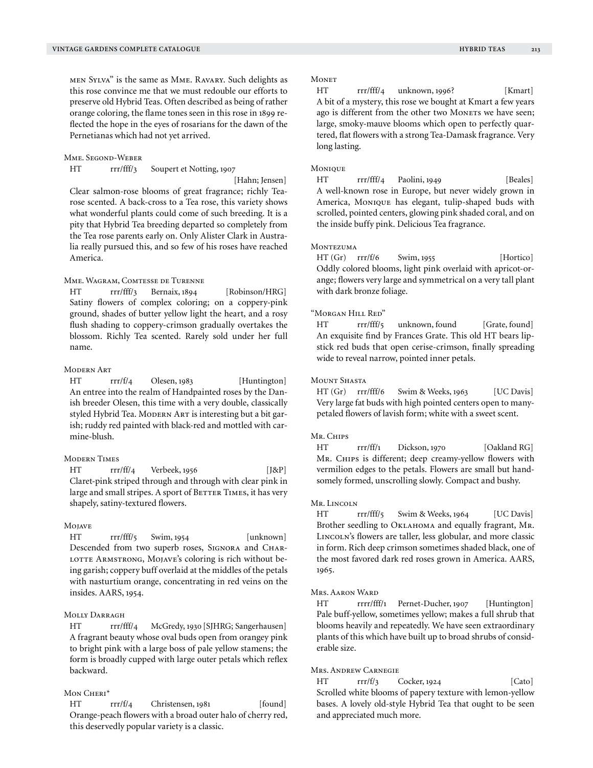men Sylva" is the same as Mme. Ravary. Such delights as this rose convince me that we must redouble our efforts to preserve old Hybrid Teas. Often described as being of rather orange coloring, the flame tones seen in this rose in 1899 reflected the hope in the eyes of rosarians for the dawn of the Pernetianas which had not yet arrived.

### Mme. Segond-Weber

HT rrr/fff/3 Soupert et Notting, 1907 [Hahn; Jensen]

Clear salmon-rose blooms of great fragrance; richly Tea-rose scented. A back-cross to a Tea rose, this variety shows what wonderful plants could come of such breeding. It is a pity that Hybrid Tea breeding departed so completely from the Tea rose parents early on. Only Alister Clark in Australia really pursued this, and so few of his roses have reached America.

### Mme. Wagram, Comtesse de Turenne

HT rrr/fff/3 Bernaix, 1894 [Robinson/HRG]

Satiny flowers of complex coloring; on a coppery-pink ground, shades of butter yellow light the heart, and a rosy flush shading to coppery-crimson gradually overtakes the blossom. Richly Tea scented. Rarely sold under her full name.

### Modern Art

HT rrr/f/4 Olesen, 1983 [Huntington]

An entree into the realm of Handpainted roses by the Danish breeder Olesen, this time with a very double, classically styled Hybrid Tea. Modern Art is interesting but a bit garish; ruddy red painted with black-red and mottled with carmine-blush.

### Modern Times

HT rrr/ff/4 Verbeek, 1956 [J&P]

Claret-pink striped through and through with clear pink in large and small stripes. A sport of Better Times, it has very shapely, satiny-textured flowers.

### Mojave

HT rrr/fff/5 Swim, 1954 [unknown]

Descended from two superb roses, Signora and Charlotte Armstrong, Mojave's coloring is rich without being garish; coppery buff overlaid at the middles of the petals with nasturtium orange, concentrating in red veins on the insides. AARS, 1954.

### Molly Darragh

HT rrr/fff/4 McGredy, 1930 [SJHRG; Sangerhausen]

A fragrant beauty whose oval buds open from orangey pink to bright pink with a large boss of pale yellow stamens; the form is broadly cupped with large outer petals which reflex backward.

### Mon Cheri*

HT rrr/f/4 Christensen, 1981 [found]

Orange-peach flowers with a broad outer halo of cherry red, this deservedly popular variety is a classic.

### Monet

HT rrr/fff/4 unknown, 1996? [Kmart]

A bit of a mystery, this rose we bought at Kmart a few years ago is different from the other two Monets we have seen; large, smoky-mauve blooms which open to perfectly quartered, flat flowers with a strong Tea-Damask fragrance. Very long lasting.

### Monique

HT rrr/fff/4 Paolini, 1949 [Beales]

A well-known rose in Europe, but never widely grown in America, Monique has elegant, tulip-shaped buds with scrolled, pointed centers, glowing pink shaded coral, and on the inside buffy pink. Delicious Tea fragrance.

### Montezuma

HT (Gr) rrr/f/6 Swim, 1955 [Hortico]

Oddly colored blooms, light pink overlaid with apricot-orange; flowers very large and symmetrical on a very tall plant with dark bronze foliage.

### "Morgan Hill Red"

HT rrr/fff/5 unknown, found [Grate, found]

An exquisite find by Frances Grate. This old HT bears lipstick red buds that open cerise-crimson, finally spreading wide to reveal narrow, pointed inner petals.

### Mount Shasta

HT (Gr) rrr/fff/6 Swim & Weeks, 1963 [UC Davis]

Very large fat buds with high pointed centers open to many-petaled flowers of lavish form; white with a sweet scent.

### Mr. Chips

HT rrr/ff/1 Dickson, 1970 [Oakland RG]

Mr. Chips is different; deep creamy-yellow flowers with vermilion edges to the petals. Flowers are small but handsomely formed, unscrolling slowly. Compact and bushy.

### Mr. Lincoln

HT rrr/fff/5 Swim & Weeks, 1964 [UC Davis]

Brother seedling to Oklahoma and equally fragrant, Mr. Lincoln's flowers are taller, less globular, and more classic in form. Rich deep crimson sometimes shaded black, one of the most favored dark red roses grown in America. AARS, 1965.

### Mrs. Aaron Ward

HT rrrr/fff/1 Pernet-Ducher, 1907 [Huntington]

Pale buff-yellow, sometimes yellow; makes a full shrub that blooms heavily and repeatedly. We have seen extraordinary plants of this which have built up to broad shrubs of considerable size.

### Mrs. Andrew Carnegie

HT rrr/f/3 Cocker, 1924 [Cato]

Scrolled white blooms of papery texture with lemon-yellow bases. A lovely old-style Hybrid Tea that ought to be seen and appreciated much more.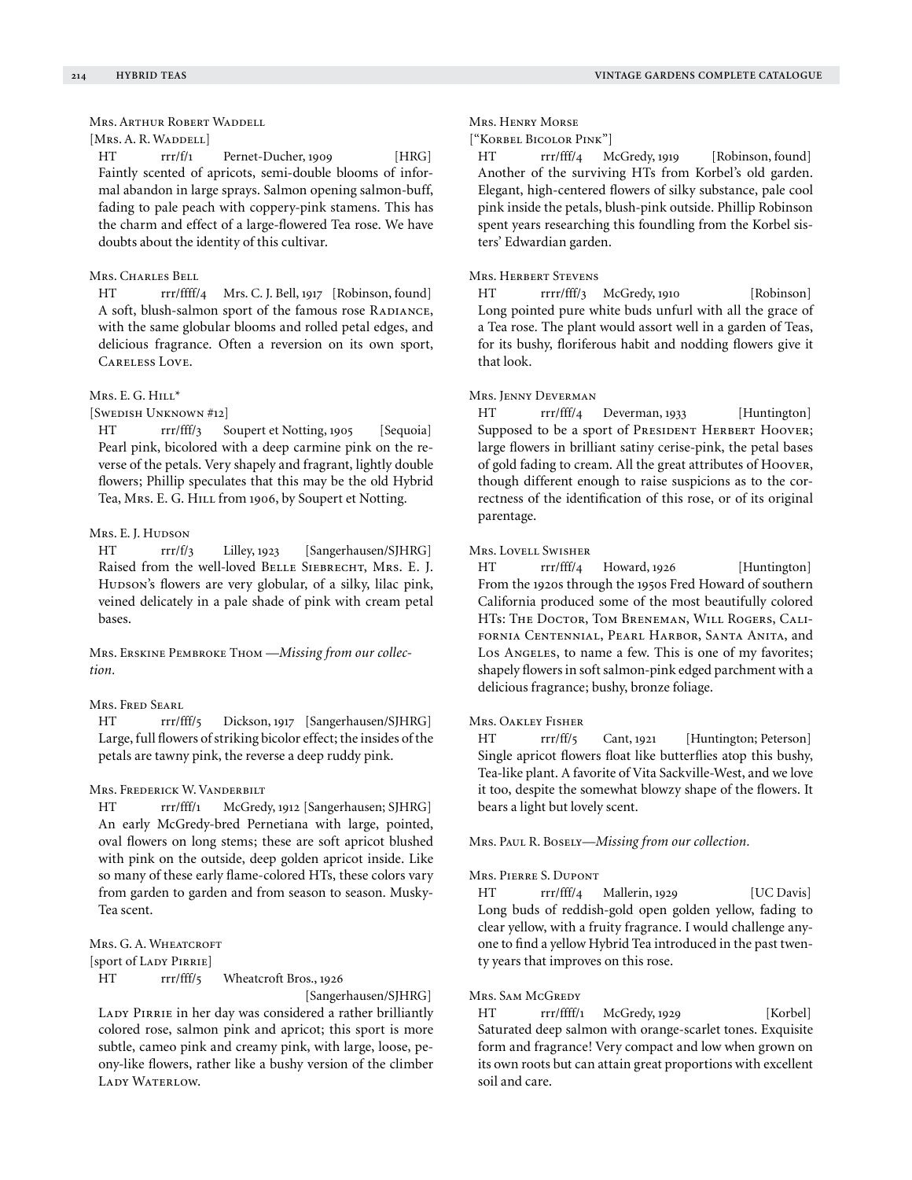Mrs. Arthur Robert Waddell

[Mrs. A. R. Waddell]

HT rrr/f/1 Pernet-Ducher, 1909 [HRG]
Faintly scented of apricots, semi-double blooms of informal abandon in large sprays. Salmon opening salmon-buff, fading to pale peach with coppery-pink stamens. This has the charm and effect of a large-flowered Tea rose. We have doubts about the identity of this cultivar.

Mrs. Charles Bell

HT rrr/ffff/4 Mrs. C. J. Bell, 1917 [Robinson, found]
A soft, blush-salmon sport of the famous rose Radiance, with the same globular blooms and rolled petal edges, and delicious fragrance. Often a reversion on its own sport, Careless Love.

Mrs. E. G. Hill*

[Swedish Unknown #12]

HT rrr/fff/3 Soupert et Notting, 1905 [Sequoia]
Pearl pink, bicolored with a deep carmine pink on the reverse of the petals. Very shapely and fragrant, lightly double flowers; Phillip speculates that this may be the old Hybrid Tea, Mrs. E. G. Hill from 1906, by Soupert et Notting.

Mrs. E. J. Hudson

HT rrr/f/3 Lilley, 1923 [Sangerhausen/SJHRG]
Raised from the well-loved Belle Siebrecht, Mrs. E. J. Hudson's flowers are very globular, of a silky, lilac pink, veined delicately in a pale shade of pink with cream petal bases.

Mrs. Erskine Pembroke Thom —*Missing from our collection.*

Mrs. Fred Searl

HT rrr/fff/5 Dickson, 1917 [Sangerhausen/SJHRG]
Large, full flowers of striking bicolor effect; the insides of the petals are tawny pink, the reverse a deep ruddy pink.

Mrs. Frederick W. Vanderbilt

HT rrr/fff/1 McGredy, 1912 [Sangerhausen; SJHRG]
An early McGredy-bred Pernetiana with large, pointed, oval flowers on long stems; these are soft apricot blushed with pink on the outside, deep golden apricot inside. Like so many of these early flame-colored HTs, these colors vary from garden to garden and from season to season. Musky-Tea scent.

Mrs. G. A. Wheatcroft

[sport of Lady Pirrie]

HT rrr/fff/5 Wheatcroft Bros., 1926 [Sangerhausen/SJHRG]
Lady Pirrie in her day was considered a rather brilliantly colored rose, salmon pink and apricot; this sport is more subtle, cameo pink and creamy pink, with large, loose, peony-like flowers, rather like a bushy version of the climber Lady Waterlow.

Mrs. Henry Morse

["Korbel Bicolor Pink"]

HT rrr/fff/4 McGredy, 1919 [Robinson, found]
Another of the surviving HTs from Korbel's old garden. Elegant, high-centered flowers of silky substance, pale cool pink inside the petals, blush-pink outside. Phillip Robinson spent years researching this foundling from the Korbel sisters' Edwardian garden.

Mrs. Herbert Stevens

HT rrrr/fff/3 McGredy, 1910 [Robinson]
Long pointed pure white buds unfurl with all the grace of a Tea rose. The plant would assort well in a garden of Teas, for its bushy, floriferous habit and nodding flowers give it that look.

Mrs. Jenny Deverman

HT rrr/fff/4 Deverman, 1933 [Huntington]
Supposed to be a sport of President Herbert Hoover; large flowers in brilliant satiny cerise-pink, the petal bases of gold fading to cream. All the great attributes of Hoover, though different enough to raise suspicions as to the correctness of the identification of this rose, or of its original parentage.

Mrs. Lovell Swisher

HT rrr/fff/4 Howard, 1926 [Huntington]
From the 1920s through the 1950s Fred Howard of southern California produced some of the most beautifully colored HTs: The Doctor, Tom Breneman, Will Rogers, California Centennial, Pearl Harbor, Santa Anita, and Los Angeles, to name a few. This is one of my favorites; shapely flowers in soft salmon-pink edged parchment with a delicious fragrance; bushy, bronze foliage.

Mrs. Oakley Fisher

HT rrr/ff/5 Cant, 1921 [Huntington; Peterson]
Single apricot flowers float like butterflies atop this bushy, Tea-like plant. A favorite of Vita Sackville-West, and we love it too, despite the somewhat blowzy shape of the flowers. It bears a light but lovely scent.

Mrs. Paul R. Bosely—*Missing from our collection.*

Mrs. Pierre S. Dupont

HT rrr/fff/4 Mallerin, 1929 [UC Davis]
Long buds of reddish-gold open golden yellow, fading to clear yellow, with a fruity fragrance. I would challenge anyone to find a yellow Hybrid Tea introduced in the past twenty years that improves on this rose.

Mrs. Sam McGredy

HT rrr/ffff/1 McGredy, 1929 [Korbel]
Saturated deep salmon with orange-scarlet tones. Exquisite form and fragrance! Very compact and low when grown on its own roots but can attain great proportions with excellent soil and care.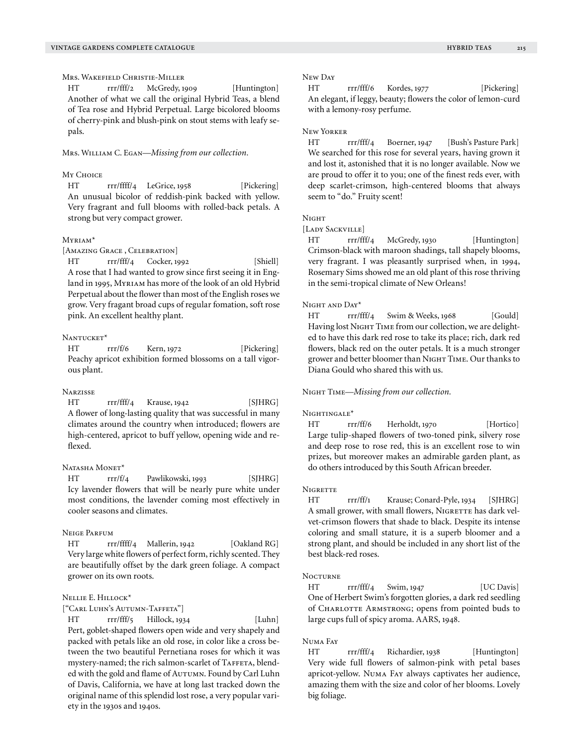Mrs. Wakefield Christie-Miller

HT rrr/fff/2 McGredy, 1909 [Huntington]
Another of what we call the original Hybrid Teas, a blend of Tea rose and Hybrid Perpetual. Large bicolored blooms of cherry-pink and blush-pink on stout stems with leafy sepals.

Mrs. William C. Egan—*Missing from our collection.*

My Choice

HT rrr/ffff/4 LeGrice, 1958 [Pickering]
An unusual bicolor of reddish-pink backed with yellow. Very fragrant and full blooms with rolled-back petals. A strong but very compact grower.

Myriam*

[Amazing Grace , Celebration]

HT rrr/fff/4 Cocker, 1992 [Shiell]
A rose that I had wanted to grow since first seeing it in England in 1995, Myriam has more of the look of an old Hybrid Perpetual about the flower than most of the English roses we grow. Very fragant broad cups of regular fomation, soft rose pink. An excellent healthy plant.

Nantucket*

HT rrr/f/6 Kern, 1972 [Pickering]
Peachy apricot exhibition formed blossoms on a tall vigorous plant.

Narzisse

HT rrr/fff/4 Krause, 1942 [SJHRG]
A flower of long-lasting quality that was successful in many climates around the country when introduced; flowers are high-centered, apricot to buff yellow, opening wide and reflexed.

Natasha Monet*

HT rrr/f/4 Pawlikowski, 1993 [SJHRG]
Icy lavender flowers that will be nearly pure white under most conditions, the lavender coming most effectively in cooler seasons and climates.

Neige Parfum

HT rrr/ffff/4 Mallerin, 1942 [Oakland RG]
Very large white flowers of perfect form, richly scented. They are beautifully offset by the dark green foliage. A compact grower on its own roots.

Nellie E. Hillock*

["Carl Luhn's Autumn-Taffeta"]

HT rrr/fff/5 Hillock, 1934 [Luhn]
Pert, goblet-shaped flowers open wide and very shapely and packed with petals like an old rose, in color like a cross between the two beautiful Pernetiana roses for which it was mystery-named; the rich salmon-scarlet of Taffeta, blended with the gold and flame of Autumn. Found by Carl Luhn of Davis, California, we have at long last tracked down the original name of this splendid lost rose, a very popular variety in the 1930s and 1940s.

New Day

HT rrr/fff/6 Kordes, 1977 [Pickering]
An elegant, if leggy, beauty; flowers the color of lemon-curd with a lemony-rosy perfume.

New Yorker

HT rrr/fff/4 Boerner, 1947 [Bush's Pasture Park]
We searched for this rose for several years, having grown it and lost it, astonished that it is no longer available. Now we are proud to offer it to you; one of the finest reds ever, with deep scarlet-crimson, high-centered blooms that always seem to "do." Fruity scent!

Night

[Lady Sackville]

HT rrr/fff/4 McGredy, 1930 [Huntington]
Crimson-black with maroon shadings, tall shapely blooms, very fragrant. I was pleasantly surprised when, in 1994, Rosemary Sims showed me an old plant of this rose thriving in the semi-tropical climate of New Orleans!

Night and Day*

HT rrr/fff/4 Swim & Weeks, 1968 [Gould]
Having lost Night Time from our collection, we are delighted to have this dark red rose to take its place; rich, dark red flowers, black red on the outer petals. It is a much stronger grower and better bloomer than Night Time. Our thanks to Diana Gould who shared this with us.

Night Time—*Missing from our collection.*

Nightingale*

HT rrr/ff/6 Herholdt, 1970 [Hortico]
Large tulip-shaped flowers of two-toned pink, silvery rose and deep rose to rose red, this is an excellent rose to win prizes, but moreover makes an admirable garden plant, as do others introduced by this South African breeder.

Nigrette

HT rrr/ff/1 Krause; Conard-Pyle, 1934 [SJHRG]
A small grower, with small flowers, Nigrette has dark velvet-crimson flowers that shade to black. Despite its intense coloring and small stature, it is a superb bloomer and a strong plant, and should be included in any short list of the best black-red roses.

Nocturne

HT rrr/fff/4 Swim, 1947 [UC Davis]
One of Herbert Swim's forgotten glories, a dark red seedling of Charlotte Armstrong; opens from pointed buds to large cups full of spicy aroma. AARS, 1948.

Numa Fay

HT rrr/fff/4 Richardier, 1938 [Huntington]
Very wide full flowers of salmon-pink with petal bases apricot-yellow. Numa Fay always captivates her audience, amazing them with the size and color of her blooms. Lovely big foliage.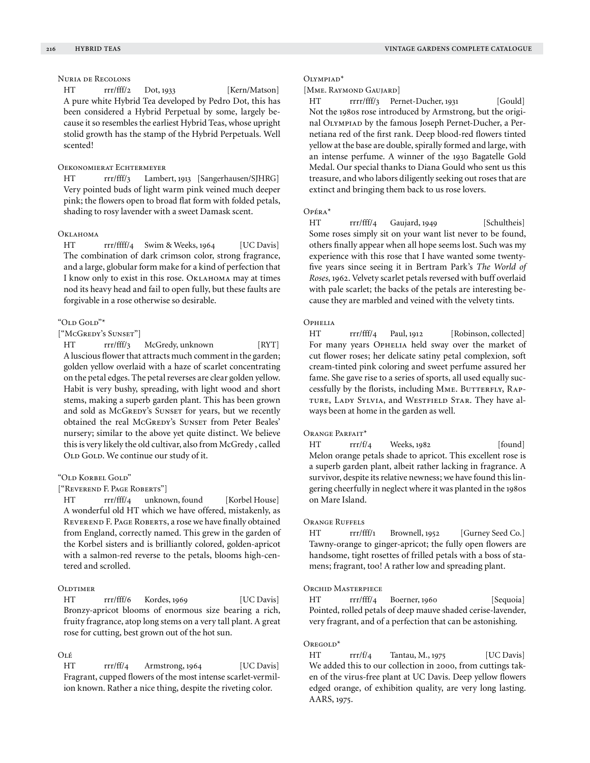### Nuria de Recolons

HT rrr/fff/2 Dot, 1933 [Kern/Matson]
A pure white Hybrid Tea developed by Pedro Dot, this has been considered a Hybrid Perpetual by some, largely because it so resembles the earliest Hybrid Teas, whose upright stolid growth has the stamp of the Hybrid Perpetuals. Well scented!

### Oekonomierat Echtermeyer

HT rrr/fff/3 Lambert, 1913 [Sangerhausen/SJHRG]
Very pointed buds of light warm pink veined much deeper pink; the flowers open to broad flat form with folded petals, shading to rosy lavender with a sweet Damask scent.

### Oklahoma

HT rrr/ffff/4 Swim & Weeks, 1964 [UC Davis]
The combination of dark crimson color, strong fragrance, and a large, globular form make for a kind of perfection that I know only to exist in this rose. Oklahoma may at times nod its heavy head and fail to open fully, but these faults are forgivable in a rose otherwise so desirable.

### "Old Gold"*
["McGredy's Sunset"]

HT rrr/fff/3 McGredy, unknown [RYT]
A luscious flower that attracts much comment in the garden; golden yellow overlaid with a haze of scarlet concentrating on the petal edges. The petal reverses are clear golden yellow. Habit is very bushy, spreading, with light wood and short stems, making a superb garden plant. This has been grown and sold as McGredy's Sunset for years, but we recently obtained the real McGredy's Sunset from Peter Beales' nursery; similar to the above yet quite distinct. We believe this is very likely the old cultivar, also from McGredy , called Old Gold. We continue our study of it.

### "Old Korbel Gold"
["Reverend F. Page Roberts"]

HT rrr/fff/4 unknown, found [Korbel House]
A wonderful old HT which we have offered, mistakenly, as Reverend F. Page Roberts, a rose we have finally obtained from England, correctly named. This grew in the garden of the Korbel sisters and is brilliantly colored, golden-apricot with a salmon-red reverse to the petals, blooms high-centered and scrolled.

### Oldtimer

HT rrr/fff/6 Kordes, 1969 [UC Davis]
Bronzy-apricot blooms of enormous size bearing a rich, fruity fragrance, atop long stems on a very tall plant. A great rose for cutting, best grown out of the hot sun.

### Olé

HT rrr/ff/4 Armstrong, 1964 [UC Davis]
Fragrant, cupped flowers of the most intense scarlet-vermilion known. Rather a nice thing, despite the riveting color.

### Olympiad*
[Mme. Raymond Gaujard]

HT rrrr/fff/3 Pernet-Ducher, 1931 [Gould]
Not the 1980s rose introduced by Armstrong, but the original Olympiad by the famous Joseph Pernet-Ducher, a Pernetiana red of the first rank. Deep blood-red flowers tinted yellow at the base are double, spirally formed and large, with an intense perfume. A winner of the 1930 Bagatelle Gold Medal. Our special thanks to Diana Gould who sent us this treasure, and who labors diligently seeking out roses that are extinct and bringing them back to us rose lovers.

### Opéra*

HT rrr/fff/4 Gaujard, 1949 [Schultheis]
Some roses simply sit on your want list never to be found, others finally appear when all hope seems lost. Such was my experience with this rose that I have wanted some twenty-five years since seeing it in Bertram Park's *The World of Roses*, 1962. Velvety scarlet petals reversed with buff overlaid with pale scarlet; the backs of the petals are interesting because they are marbled and veined with the velvety tints.

### Ophelia

HT rrr/fff/4 Paul, 1912 [Robinson, collected]
For many years Ophelia held sway over the market of cut flower roses; her delicate satiny petal complexion, soft cream-tinted pink coloring and sweet perfume assured her fame. She gave rise to a series of sports, all used equally successfully by the florists, including Mme. Butterfly, Rapture, Lady Sylvia, and Westfield Star. They have always been at home in the garden as well.

### Orange Parfait*

HT rrr/f/4 Weeks, 1982 [found]
Melon orange petals shade to apricot. This excellent rose is a superb garden plant, albeit rather lacking in fragrance. A survivor, despite its relative newness; we have found this lingering cheerfully in neglect where it was planted in the 1980s on Mare Island.

### Orange Ruffels

HT rrr/fff/1 Brownell, 1952 [Gurney Seed Co.]
Tawny-orange to ginger-apricot; the fully open flowers are handsome, tight rosettes of frilled petals with a boss of stamens; fragrant, too! A rather low and spreading plant.

### Orchid Masterpiece

HT rrr/fff/4 Boerner, 1960 [Sequoia]
Pointed, rolled petals of deep mauve shaded cerise-lavender, very fragrant, and of a perfection that can be astonishing.

### Oregold*

HT rrr/f/4 Tantau, M., 1975 [UC Davis]
We added this to our collection in 2000, from cuttings taken of the virus-free plant at UC Davis. Deep yellow flowers edged orange, of exhibition quality, are very long lasting. AARS, 1975.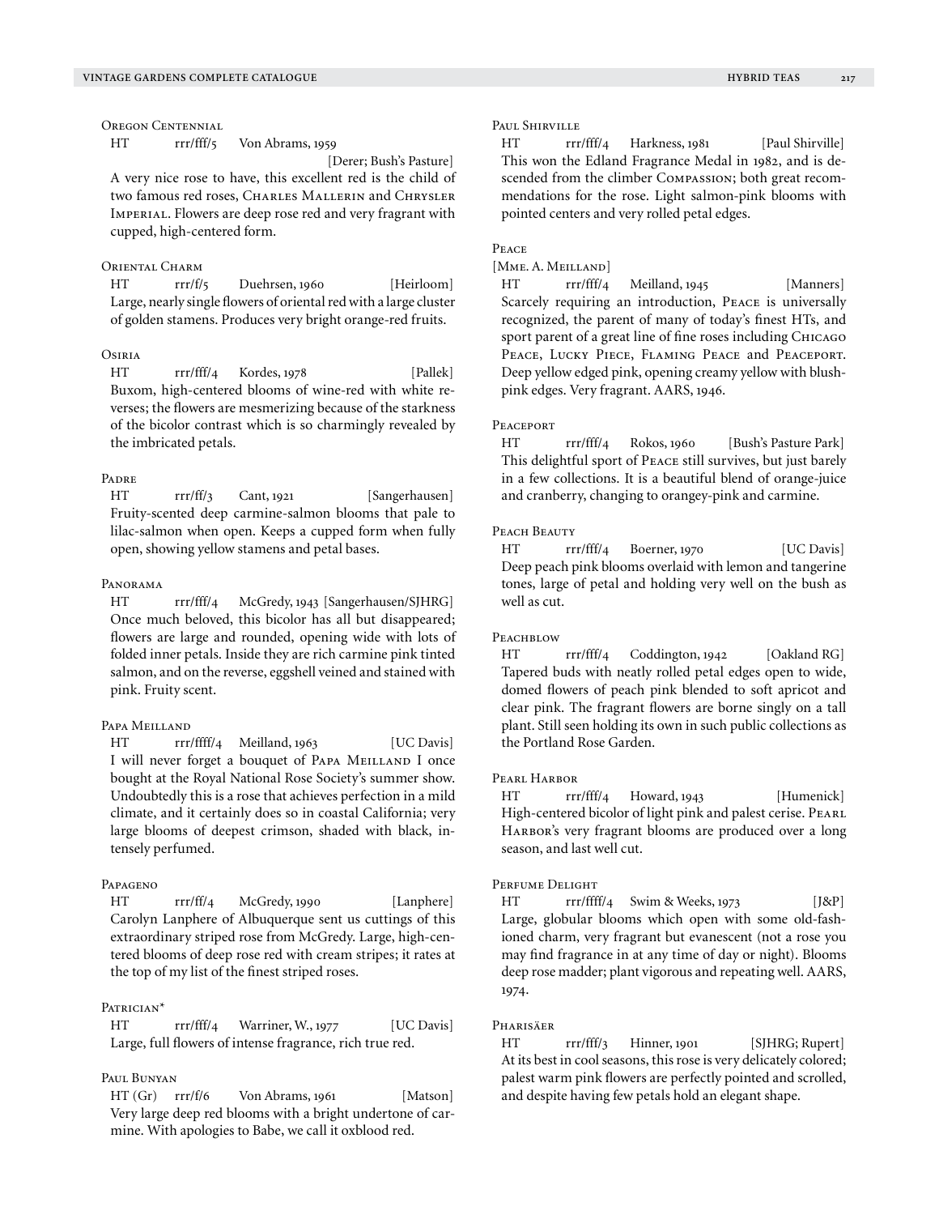### Oregon Centennial

HT rrr/fff/5 Von Abrams, 1959 [Derer; Bush's Pasture]

A very nice rose to have, this excellent red is the child of two famous red roses, Charles Mallerin and Chrysler Imperial. Flowers are deep rose red and very fragrant with cupped, high-centered form.

### Oriental Charm

HT rrr/f/5 Duehrsen, 1960 [Heirloom]

Large, nearly single flowers of oriental red with a large cluster of golden stamens. Produces very bright orange-red fruits.

### Osiria

HT rrr/fff/4 Kordes, 1978 [Pallek]

Buxom, high-centered blooms of wine-red with white reverses; the flowers are mesmerizing because of the starkness of the bicolor contrast which is so charmingly revealed by the imbricated petals.

### Padre

HT rrr/ff/3 Cant, 1921 [Sangerhausen]

Fruity-scented deep carmine-salmon blooms that pale to lilac-salmon when open. Keeps a cupped form when fully open, showing yellow stamens and petal bases.

### Panorama

HT rrr/fff/4 McGredy, 1943 [Sangerhausen/SJHRG]

Once much beloved, this bicolor has all but disappeared; flowers are large and rounded, opening wide with lots of folded inner petals. Inside they are rich carmine pink tinted salmon, and on the reverse, eggshell veined and stained with pink. Fruity scent.

### Papa Meilland

HT rrr/ffff/4 Meilland, 1963 [UC Davis]

I will never forget a bouquet of Papa Meilland I once bought at the Royal National Rose Society's summer show. Undoubtedly this is a rose that achieves perfection in a mild climate, and it certainly does so in coastal California; very large blooms of deepest crimson, shaded with black, intensely perfumed.

### Papageno

HT rrr/ff/4 McGredy, 1990 [Lanphere]

Carolyn Lanphere of Albuquerque sent us cuttings of this extraordinary striped rose from McGredy. Large, high-centered blooms of deep rose red with cream stripes; it rates at the top of my list of the finest striped roses.

### Patrician*

HT rrr/fff/4 Warriner, W., 1977 [UC Davis]

Large, full flowers of intense fragrance, rich true red.

### Paul Bunyan

HT (Gr) rrr/f/6 Von Abrams, 1961 [Matson]

Very large deep red blooms with a bright undertone of carmine. With apologies to Babe, we call it oxblood red.

### Paul Shirville

HT rrr/fff/4 Harkness, 1981 [Paul Shirville]

This won the Edland Fragrance Medal in 1982, and is descended from the climber Compassion; both great recommendations for the rose. Light salmon-pink blooms with pointed centers and very rolled petal edges.

### Peace

[Mme. A. Meilland]

HT rrr/fff/4 Meilland, 1945 [Manners]

Scarcely requiring an introduction, Peace is universally recognized, the parent of many of today's finest HTs, and sport parent of a great line of fine roses including Chicago Peace, Lucky Piece, Flaming Peace and Peaceport. Deep yellow edged pink, opening creamy yellow with blush-pink edges. Very fragrant. AARS, 1946.

### Peaceport

HT rrr/fff/4 Rokos, 1960 [Bush's Pasture Park]

This delightful sport of Peace still survives, but just barely in a few collections. It is a beautiful blend of orange-juice and cranberry, changing to orangey-pink and carmine.

### Peach Beauty

HT rrr/fff/4 Boerner, 1970 [UC Davis]

Deep peach pink blooms overlaid with lemon and tangerine tones, large of petal and holding very well on the bush as well as cut.

### Peachblow

HT rrr/fff/4 Coddington, 1942 [Oakland RG]

Tapered buds with neatly rolled petal edges open to wide, domed flowers of peach pink blended to soft apricot and clear pink. The fragrant flowers are borne singly on a tall plant. Still seen holding its own in such public collections as the Portland Rose Garden.

### Pearl Harbor

HT rrr/fff/4 Howard, 1943 [Humenick]

High-centered bicolor of light pink and palest cerise. Pearl Harbor's very fragrant blooms are produced over a long season, and last well cut.

### Perfume Delight

HT rrr/ffff/4 Swim & Weeks, 1973 [J&P]

Large, globular blooms which open with some old-fashioned charm, very fragrant but evanescent (not a rose you may find fragrance in at any time of day or night). Blooms deep rose madder; plant vigorous and repeating well. AARS, 1974.

### Pharisäer

HT rrr/fff/3 Hinner, 1901 [SJHRG; Rupert]

At its best in cool seasons, this rose is very delicately colored; palest warm pink flowers are perfectly pointed and scrolled, and despite having few petals hold an elegant shape.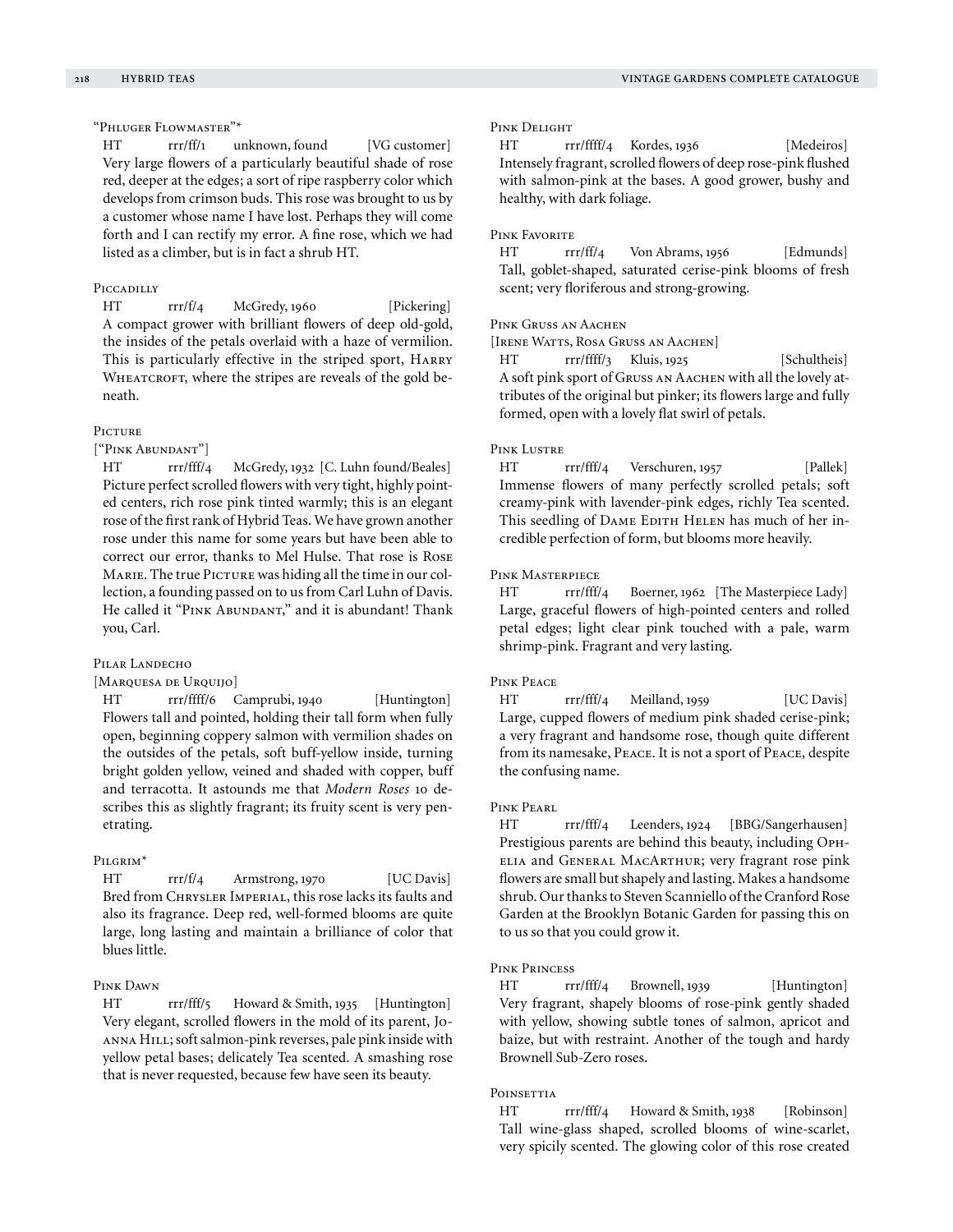### "Phluger Flowmaster"*

HT rrr/ff/1 unknown, found [VG customer]
Very large flowers of a particularly beautiful shade of rose red, deeper at the edges; a sort of ripe raspberry color which develops from crimson buds. This rose was brought to us by a customer whose name I have lost. Perhaps they will come forth and I can rectify my error. A fine rose, which we had listed as a climber, but is in fact a shrub HT.

### Piccadilly

HT rrr/f/4 McGredy, 1960 [Pickering]
A compact grower with brilliant flowers of deep old-gold, the insides of the petals overlaid with a haze of vermilion. This is particularly effective in the striped sport, Harry Wheatcroft, where the stripes are reveals of the gold beneath.

### Picture

["Pink Abundant"]

HT rrr/fff/4 McGredy, 1932 [C. Luhn found/Beales]
Picture perfect scrolled flowers with very tight, highly pointed centers, rich rose pink tinted warmly; this is an elegant rose of the first rank of Hybrid Teas. We have grown another rose under this name for some years but have been able to correct our error, thanks to Mel Hulse. That rose is Rose Marie. The true Picture was hiding all the time in our collection, a founding passed on to us from Carl Luhn of Davis. He called it "Pink Abundant," and it is abundant! Thank you, Carl.

### Pilar Landecho

[Marquesa de Urquijo]

HT rrr/ffff/6 Camprubi, 1940 [Huntington]
Flowers tall and pointed, holding their tall form when fully open, beginning coppery salmon with vermilion shades on the outsides of the petals, soft buff-yellow inside, turning bright golden yellow, veined and shaded with copper, buff and terracotta. It astounds me that *Modern Roses* 10 describes this as slightly fragrant; its fruity scent is very penetrating.

### Pilgrim*

HT rrr/f/4 Armstrong, 1970 [UC Davis]
Bred from Chrysler Imperial, this rose lacks its faults and also its fragrance. Deep red, well-formed blooms are quite large, long lasting and maintain a brilliance of color that blues little.

### Pink Dawn

HT rrr/fff/5 Howard & Smith, 1935 [Huntington]
Very elegant, scrolled flowers in the mold of its parent, Joanna Hill; soft salmon-pink reverses, pale pink inside with yellow petal bases; delicately Tea scented. A smashing rose that is never requested, because few have seen its beauty.

### Pink Delight

HT rrr/ffff/4 Kordes, 1936 [Medeiros]
Intensely fragrant, scrolled flowers of deep rose-pink flushed with salmon-pink at the bases. A good grower, bushy and healthy, with dark foliage.

### Pink Favorite

HT rrr/ff/4 Von Abrams, 1956 [Edmunds]
Tall, goblet-shaped, saturated cerise-pink blooms of fresh scent; very floriferous and strong-growing.

### Pink Gruss an Aachen

[Irene Watts, Rosa Gruss an Aachen]

HT rrr/ffff/3 Kluis, 1925 [Schultheis]
A soft pink sport of Gruss an Aachen with all the lovely attributes of the original but pinker; its flowers large and fully formed, open with a lovely flat swirl of petals.

### Pink Lustre

HT rrr/fff/4 Verschuren, 1957 [Pallek]
Immense flowers of many perfectly scrolled petals; soft creamy-pink with lavender-pink edges, richly Tea scented. This seedling of Dame Edith Helen has much of her incredible perfection of form, but blooms more heavily.

### Pink Masterpiece

HT rrr/fff/4 Boerner, 1962 [The Masterpiece Lady]
Large, graceful flowers of high-pointed centers and rolled petal edges; light clear pink touched with a pale, warm shrimp-pink. Fragrant and very lasting.

### Pink Peace

HT rrr/fff/4 Meilland, 1959 [UC Davis]
Large, cupped flowers of medium pink shaded cerise-pink; a very fragrant and handsome rose, though quite different from its namesake, Peace. It is not a sport of Peace, despite the confusing name.

### Pink Pearl

HT rrr/fff/4 Leenders, 1924 [BBG/Sangerhausen]
Prestigious parents are behind this beauty, including Ophelia and General MacArthur; very fragrant rose pink flowers are small but shapely and lasting. Makes a handsome shrub. Our thanks to Steven Scanniello of the Cranford Rose Garden at the Brooklyn Botanic Garden for passing this on to us so that you could grow it.

### Pink Princess

HT rrr/fff/4 Brownell, 1939 [Huntington]
Very fragrant, shapely blooms of rose-pink gently shaded with yellow, showing subtle tones of salmon, apricot and baize, but with restraint. Another of the tough and hardy Brownell Sub-Zero roses.

### Poinsettia

HT rrr/fff/4 Howard & Smith, 1938 [Robinson]
Tall wine-glass shaped, scrolled blooms of wine-scarlet, very spicily scented. The glowing color of this rose created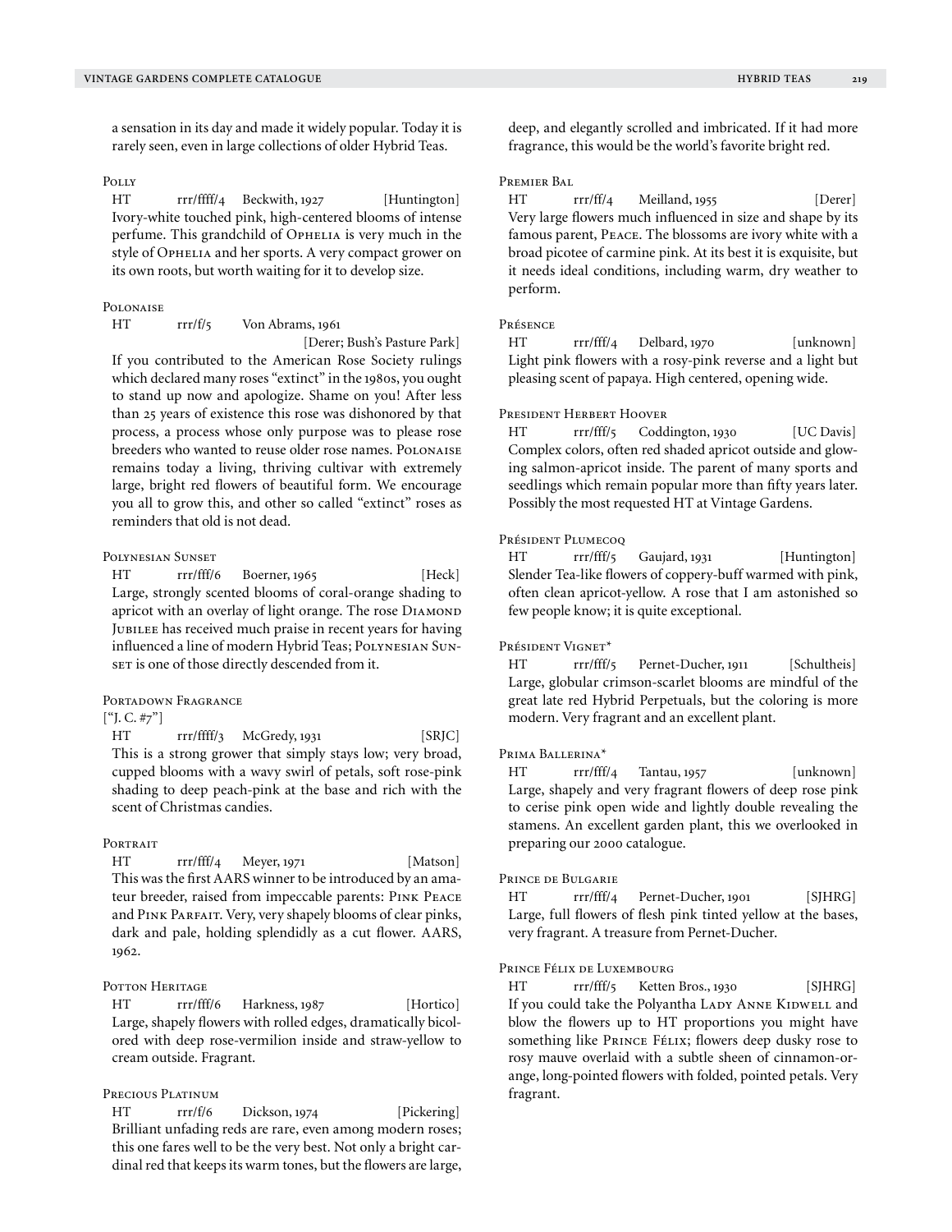a sensation in its day and made it widely popular. Today it is rarely seen, even in large collections of older Hybrid Teas.

### Polly

HT rrr/ffff/4 Beckwith, 1927 [Huntington]

Ivory-white touched pink, high-centered blooms of intense perfume. This grandchild of Ophelia is very much in the style of Ophelia and her sports. A very compact grower on its own roots, but worth waiting for it to develop size.

### Polonaise

HT rrr/f/5 Von Abrams, 1961 [Derer; Bush's Pasture Park]

If you contributed to the American Rose Society rulings which declared many roses "extinct" in the 1980s, you ought to stand up now and apologize. Shame on you! After less than 25 years of existence this rose was dishonored by that process, a process whose only purpose was to please rose breeders who wanted to reuse older rose names. Polonaise remains today a living, thriving cultivar with extremely large, bright red flowers of beautiful form. We encourage you all to grow this, and other so called "extinct" roses as reminders that old is not dead.

### Polynesian Sunset

HT rrr/fff/6 Boerner, 1965 [Heck]

Large, strongly scented blooms of coral-orange shading to apricot with an overlay of light orange. The rose Diamond Jubilee has received much praise in recent years for having influenced a line of modern Hybrid Teas; Polynesian Sunset is one of those directly descended from it.

### Portadown Fragrance

["J. C. #7"]

HT rrr/ffff/3 McGredy, 1931 [SRJC]

This is a strong grower that simply stays low; very broad, cupped blooms with a wavy swirl of petals, soft rose-pink shading to deep peach-pink at the base and rich with the scent of Christmas candies.

### Portrait

HT rrr/fff/4 Meyer, 1971 [Matson]

This was the first AARS winner to be introduced by an amateur breeder, raised from impeccable parents: Pink Peace and Pink Parfait. Very, very shapely blooms of clear pinks, dark and pale, holding splendidly as a cut flower. AARS, 1962.

### Potton Heritage

HT rrr/fff/6 Harkness, 1987 [Hortico]

Large, shapely flowers with rolled edges, dramatically bicolored with deep rose-vermilion inside and straw-yellow to cream outside. Fragrant.

### Precious Platinum

HT rrr/f/6 Dickson, 1974 [Pickering]

Brilliant unfading reds are rare, even among modern roses; this one fares well to be the very best. Not only a bright cardinal red that keeps its warm tones, but the flowers are large, deep, and elegantly scrolled and imbricated. If it had more fragrance, this would be the world's favorite bright red.

### Premier Bal

HT rrr/ff/4 Meilland, 1955 [Derer]

Very large flowers much influenced in size and shape by its famous parent, Peace. The blossoms are ivory white with a broad picotee of carmine pink. At its best it is exquisite, but it needs ideal conditions, including warm, dry weather to perform.

### Présence

HT rrr/fff/4 Delbard, 1970 [unknown]

Light pink flowers with a rosy-pink reverse and a light but pleasing scent of papaya. High centered, opening wide.

### President Herbert Hoover

HT rrr/fff/5 Coddington, 1930 [UC Davis]

Complex colors, often red shaded apricot outside and glowing salmon-apricot inside. The parent of many sports and seedlings which remain popular more than fifty years later. Possibly the most requested HT at Vintage Gardens.

### Président Plumecoq

HT rrr/fff/5 Gaujard, 1931 [Huntington]

Slender Tea-like flowers of coppery-buff warmed with pink, often clean apricot-yellow. A rose that I am astonished so few people know; it is quite exceptional.

### Président Vignet*

HT rrr/fff/5 Pernet-Ducher, 1911 [Schultheis]

Large, globular crimson-scarlet blooms are mindful of the great late red Hybrid Perpetuals, but the coloring is more modern. Very fragrant and an excellent plant.

### Prima Ballerina*

HT rrr/fff/4 Tantau, 1957 [unknown]

Large, shapely and very fragrant flowers of deep rose pink to cerise pink open wide and lightly double revealing the stamens. An excellent garden plant, this we overlooked in preparing our 2000 catalogue.

### Prince de Bulgarie

HT rrr/fff/4 Pernet-Ducher, 1901 [SJHRG]

Large, full flowers of flesh pink tinted yellow at the bases, very fragrant. A treasure from Pernet-Ducher.

### Prince Félix de Luxembourg

HT rrr/fff/5 Ketten Bros., 1930 [SJHRG]

If you could take the Polyantha Lady Anne Kidwell and blow the flowers up to HT proportions you might have something like Prince Félix; flowers deep dusky rose to rosy mauve overlaid with a subtle sheen of cinnamon-orange, long-pointed flowers with folded, pointed petals. Very fragrant.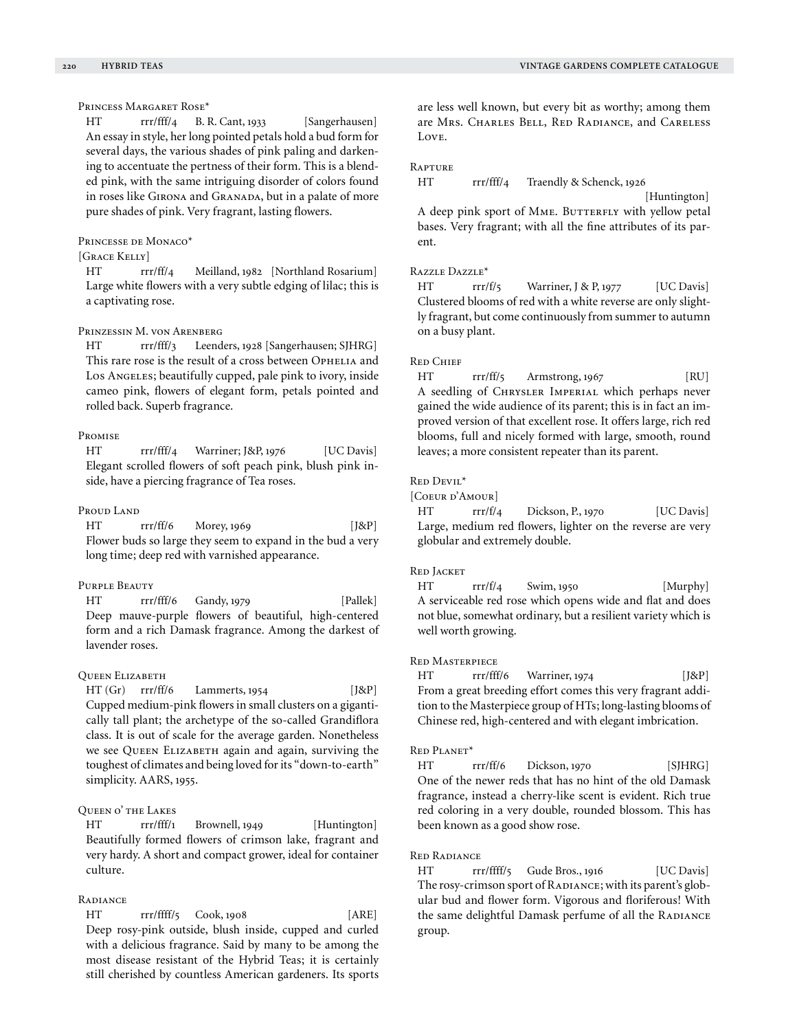### Princess Margaret Rose*

HT rrr/fff/4 B. R. Cant, 1933 [Sangerhausen]

An essay in style, her long pointed petals hold a bud form for several days, the various shades of pink paling and darkening to accentuate the pertness of their form. This is a blended pink, with the same intriguing disorder of colors found in roses like Girona and Granada, but in a palate of more pure shades of pink. Very fragrant, lasting flowers.

### Princesse de Monaco*

[Grace Kelly]

HT rrr/ff/4 Meilland, 1982 [Northland Rosarium]

Large white flowers with a very subtle edging of lilac; this is a captivating rose.

### Prinzessin M. von Arenberg

HT rrr/fff/3 Leenders, 1928 [Sangerhausen; SJHRG]

This rare rose is the result of a cross between Ophelia and Los Angeles; beautifully cupped, pale pink to ivory, inside cameo pink, flowers of elegant form, petals pointed and rolled back. Superb fragrance.

### Promise

HT rrr/fff/4 Warriner; J&P, 1976 [UC Davis]

Elegant scrolled flowers of soft peach pink, blush pink inside, have a piercing fragrance of Tea roses.

### Proud Land

HT rrr/ff/6 Morey, 1969 [J&P]

Flower buds so large they seem to expand in the bud a very long time; deep red with varnished appearance.

### Purple Beauty

HT rrr/fff/6 Gandy, 1979 [Pallek]

Deep mauve-purple flowers of beautiful, high-centered form and a rich Damask fragrance. Among the darkest of lavender roses.

### Queen Elizabeth

HT (Gr) rrr/ff/6 Lammerts, 1954 [J&P]

Cupped medium-pink flowers in small clusters on a gigantically tall plant; the archetype of the so-called Grandiflora class. It is out of scale for the average garden. Nonetheless we see Queen Elizabeth again and again, surviving the toughest of climates and being loved for its "down-to-earth" simplicity. AARS, 1955.

### Queen o' the Lakes

HT rrr/fff/1 Brownell, 1949 [Huntington]

Beautifully formed flowers of crimson lake, fragrant and very hardy. A short and compact grower, ideal for container culture.

### Radiance

HT rrr/ffff/5 Cook, 1908 [ARE]

Deep rosy-pink outside, blush inside, cupped and curled with a delicious fragrance. Said by many to be among the most disease resistant of the Hybrid Teas; it is certainly still cherished by countless American gardeners. Its sports are less well known, but every bit as worthy; among them are Mrs. Charles Bell, Red Radiance, and Careless Love.

### Rapture

HT rrr/fff/4 Traendly & Schenck, 1926 [Huntington]

A deep pink sport of Mme. Butterfly with yellow petal bases. Very fragrant; with all the fine attributes of its parent.

### Razzle Dazzle*

HT rrr/f/5 Warriner, J & P, 1977 [UC Davis]

Clustered blooms of red with a white reverse are only slightly fragrant, but come continuously from summer to autumn on a busy plant.

### Red Chief

HT rrr/ff/5 Armstrong, 1967 [RU]

A seedling of Chrysler Imperial which perhaps never gained the wide audience of its parent; this is in fact an improved version of that excellent rose. It offers large, rich red blooms, full and nicely formed with large, smooth, round leaves; a more consistent repeater than its parent.

### Red Devil*

[Coeur d'Amour]

HT rrr/f/4 Dickson, P., 1970 [UC Davis]

Large, medium red flowers, lighter on the reverse are very globular and extremely double.

### Red Jacket

HT rrr/f/4 Swim, 1950 [Murphy]

A serviceable red rose which opens wide and flat and does not blue, somewhat ordinary, but a resilient variety which is well worth growing.

### Red Masterpiece

HT rrr/fff/6 Warriner, 1974 [J&P]

From a great breeding effort comes this very fragrant addition to the Masterpiece group of HTs; long-lasting blooms of Chinese red, high-centered and with elegant imbrication.

### Red Planet*

HT rrr/ff/6 Dickson, 1970 [SJHRG]

One of the newer reds that has no hint of the old Damask fragrance, instead a cherry-like scent is evident. Rich true red coloring in a very double, rounded blossom. This has been known as a good show rose.

### Red Radiance

HT rrr/ffff/5 Gude Bros., 1916 [UC Davis]

The rosy-crimson sport of Radiance; with its parent's globular bud and flower form. Vigorous and floriferous! With the same delightful Damask perfume of all the Radiance group.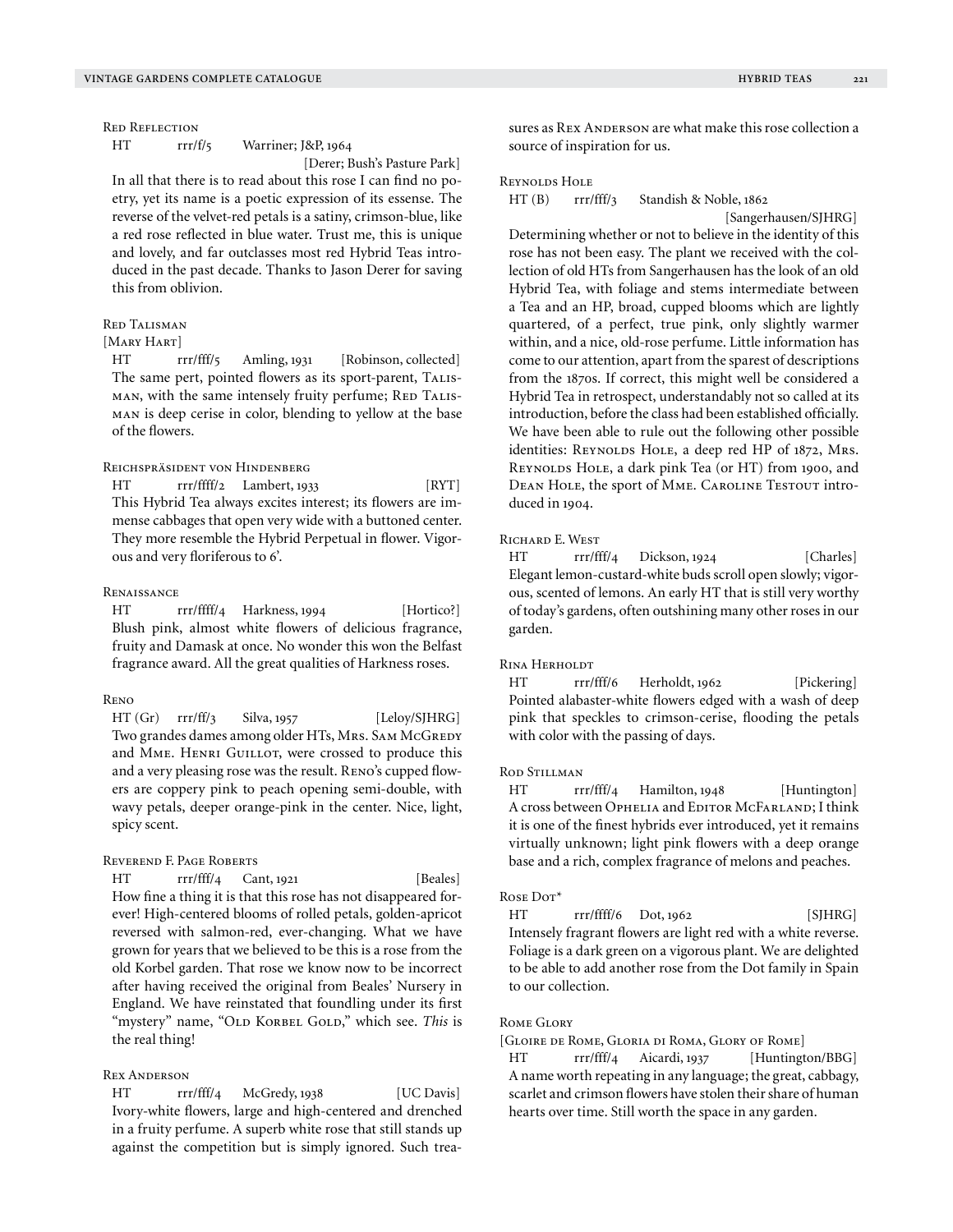### Red Reflection

HT rrr/f/5 Warriner; J&P, 1964 [Derer; Bush's Pasture Park]

In all that there is to read about this rose I can find no poetry, yet its name is a poetic expression of its essense. The reverse of the velvet-red petals is a satiny, crimson-blue, like a red rose reflected in blue water. Trust me, this is unique and lovely, and far outclasses most red Hybrid Teas introduced in the past decade. Thanks to Jason Derer for saving this from oblivion.

### Red Talisman

[Mary Hart]

HT rrr/fff/5 Amling, 1931 [Robinson, collected]

The same pert, pointed flowers as its sport-parent, Talisman, with the same intensely fruity perfume; Red Talisman is deep cerise in color, blending to yellow at the base of the flowers.

### Reichspräsident von Hindenberg

HT rrr/ffff/2 Lambert, 1933 [RYT]

This Hybrid Tea always excites interest; its flowers are immense cabbages that open very wide with a buttoned center. They more resemble the Hybrid Perpetual in flower. Vigorous and very floriferous to 6'.

### Renaissance

HT rrr/ffff/4 Harkness, 1994 [Hortico?]

Blush pink, almost white flowers of delicious fragrance, fruity and Damask at once. No wonder this won the Belfast fragrance award. All the great qualities of Harkness roses.

### Reno

HT (Gr) rrr/ff/3 Silva, 1957 [Leloy/SJHRG]

Two grandes dames among older HTs, Mrs. Sam McGredy and Mme. Henri Guillot, were crossed to produce this and a very pleasing rose was the result. Reno's cupped flowers are coppery pink to peach opening semi-double, with wavy petals, deeper orange-pink in the center. Nice, light, spicy scent.

### Reverend F. Page Roberts

HT rrr/fff/4 Cant, 1921 [Beales]

How fine a thing it is that this rose has not disappeared forever! High-centered blooms of rolled petals, golden-apricot reversed with salmon-red, ever-changing. What we have grown for years that we believed to be this is a rose from the old Korbel garden. That rose we know now to be incorrect after having received the original from Beales' Nursery in England. We have reinstated that foundling under its first "mystery" name, "Old Korbel Gold," which see. *This* is the real thing!

### Rex Anderson

HT rrr/fff/4 McGredy, 1938 [UC Davis]

Ivory-white flowers, large and high-centered and drenched in a fruity perfume. A superb white rose that still stands up against the competition but is simply ignored. Such treasures as Rex Anderson are what make this rose collection a source of inspiration for us.

### Reynolds Hole

HT (B) rrr/fff/3 Standish & Noble, 1862 [Sangerhausen/SJHRG]

Determining whether or not to believe in the identity of this rose has not been easy. The plant we received with the collection of old HTs from Sangerhausen has the look of an old Hybrid Tea, with foliage and stems intermediate between a Tea and an HP, broad, cupped blooms which are lightly quartered, of a perfect, true pink, only slightly warmer within, and a nice, old-rose perfume. Little information has come to our attention, apart from the sparest of descriptions from the 1870s. If correct, this might well be considered a Hybrid Tea in retrospect, understandably not so called at its introduction, before the class had been established officially. We have been able to rule out the following other possible identities: Reynolds Hole, a deep red HP of 1872, Mrs. Reynolds Hole, a dark pink Tea (or HT) from 1900, and Dean Hole, the sport of Mme. Caroline Testout introduced in 1904.

### Richard E. West

HT rrr/fff/4 Dickson, 1924 [Charles]

Elegant lemon-custard-white buds scroll open slowly; vigorous, scented of lemons. An early HT that is still very worthy of today's gardens, often outshining many other roses in our garden.

### Rina Herholdt

HT rrr/fff/6 Herholdt, 1962 [Pickering]

Pointed alabaster-white flowers edged with a wash of deep pink that speckles to crimson-cerise, flooding the petals with color with the passing of days.

### Rod Stillman

HT rrr/fff/4 Hamilton, 1948 [Huntington]

A cross between Ophelia and Editor McFarland; I think it is one of the finest hybrids ever introduced, yet it remains virtually unknown; light pink flowers with a deep orange base and a rich, complex fragrance of melons and peaches.

### Rose Dot*

HT rrr/ffff/6 Dot, 1962 [SJHRG]

Intensely fragrant flowers are light red with a white reverse. Foliage is a dark green on a vigorous plant. We are delighted to be able to add another rose from the Dot family in Spain to our collection.

### Rome Glory

[Gloire de Rome, Gloria di Roma, Glory of Rome]

HT rrr/fff/4 Aicardi, 1937 [Huntington/BBG]

A name worth repeating in any language; the great, cabbagy, scarlet and crimson flowers have stolen their share of human hearts over time. Still worth the space in any garden.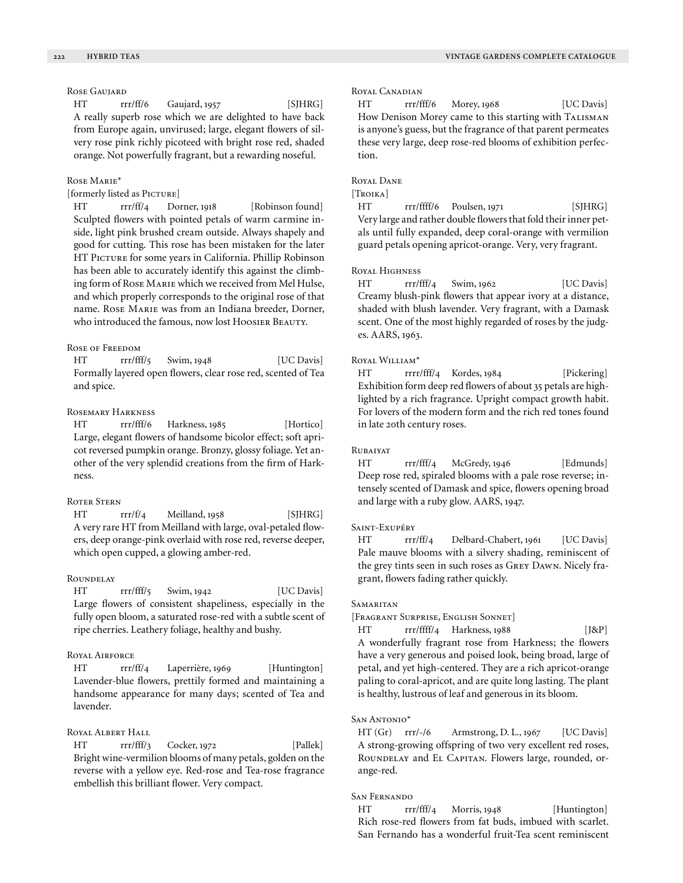### Rose Gaujard

HT rrr/ff/6 Gaujard, 1957 [SJHRG]

A really superb rose which we are delighted to have back from Europe again, unvirused; large, elegant flowers of silvery rose pink richly picoteed with bright rose red, shaded orange. Not powerfully fragrant, but a rewarding noseful.

### Rose Marie*

[formerly listed as Picture]

HT rrr/ff/4 Dorner, 1918 [Robinson found]

Sculpted flowers with pointed petals of warm carmine inside, light pink brushed cream outside. Always shapely and good for cutting. This rose has been mistaken for the later HT Picture for some years in California. Phillip Robinson has been able to accurately identify this against the climbing form of Rose Marie which we received from Mel Hulse, and which properly corresponds to the original rose of that name. Rose Marie was from an Indiana breeder, Dorner, who introduced the famous, now lost Hoosier Beauty.

### Rose of Freedom

HT rrr/fff/5 Swim, 1948 [UC Davis]

Formally layered open flowers, clear rose red, scented of Tea and spice.

### Rosemary Harkness

HT rrr/fff/6 Harkness, 1985 [Hortico]

Large, elegant flowers of handsome bicolor effect; soft apricot reversed pumpkin orange. Bronzy, glossy foliage. Yet another of the very splendid creations from the firm of Harkness.

### Roter Stern

HT rrr/f/4 Meilland, 1958 [SJHRG]

A very rare HT from Meilland with large, oval-petaled flowers, deep orange-pink overlaid with rose red, reverse deeper, which open cupped, a glowing amber-red.

### Roundelay

HT rrr/fff/5 Swim, 1942 [UC Davis]

Large flowers of consistent shapeliness, especially in the fully open bloom, a saturated rose-red with a subtle scent of ripe cherries. Leathery foliage, healthy and bushy.

### Royal Airforce

HT rrr/ff/4 Laperrière, 1969 [Huntington]

Lavender-blue flowers, prettily formed and maintaining a handsome appearance for many days; scented of Tea and lavender.

### Royal Albert Hall

HT rrr/fff/3 Cocker, 1972 [Pallek]

Bright wine-vermilion blooms of many petals, golden on the reverse with a yellow eye. Red-rose and Tea-rose fragrance embellish this brilliant flower. Very compact.

### Royal Canadian

HT rrr/fff/6 Morey, 1968 [UC Davis]

How Denison Morey came to this starting with Talisman is anyone's guess, but the fragrance of that parent permeates these very large, deep rose-red blooms of exhibition perfection.

### Royal Dane

[Troika]

HT rrr/ffff/6 Poulsen, 1971 [SJHRG]

Very large and rather double flowers that fold their inner petals until fully expanded, deep coral-orange with vermilion guard petals opening apricot-orange. Very, very fragrant.

### Royal Highness

HT rrr/fff/4 Swim, 1962 [UC Davis]

Creamy blush-pink flowers that appear ivory at a distance, shaded with blush lavender. Very fragrant, with a Damask scent. One of the most highly regarded of roses by the judges. AARS, 1963.

### Royal William*

HT rrrr/fff/4 Kordes, 1984 [Pickering]

Exhibition form deep red flowers of about 35 petals are highlighted by a rich fragrance. Upright compact growth habit. For lovers of the modern form and the rich red tones found in late 20th century roses.

### Rubaiyat

HT rrr/fff/4 McGredy, 1946 [Edmunds]

Deep rose red, spiraled blooms with a pale rose reverse; intensely scented of Damask and spice, flowers opening broad and large with a ruby glow. AARS, 1947.

### Saint-Exupéry

HT rrr/ff/4 Delbard-Chabert, 1961 [UC Davis]

Pale mauve blooms with a silvery shading, reminiscent of the grey tints seen in such roses as Grey Dawn. Nicely fragrant, flowers fading rather quickly.

### Samaritan

[Fragrant Surprise, English Sonnet]

HT rrr/ffff/4 Harkness, 1988 [J&P]

A wonderfully fragrant rose from Harkness; the flowers have a very generous and poised look, being broad, large of petal, and yet high-centered. They are a rich apricot-orange paling to coral-apricot, and are quite long lasting. The plant is healthy, lustrous of leaf and generous in its bloom.

### San Antonio*

HT (Gr) rrr/-/6 Armstrong, D. L., 1967 [UC Davis]

A strong-growing offspring of two very excellent red roses, Roundelay and El Capitan. Flowers large, rounded, orange-red.

### San Fernando

HT rrr/fff/4 Morris, 1948 [Huntington]

Rich rose-red flowers from fat buds, imbued with scarlet. San Fernando has a wonderful fruit-Tea scent reminiscent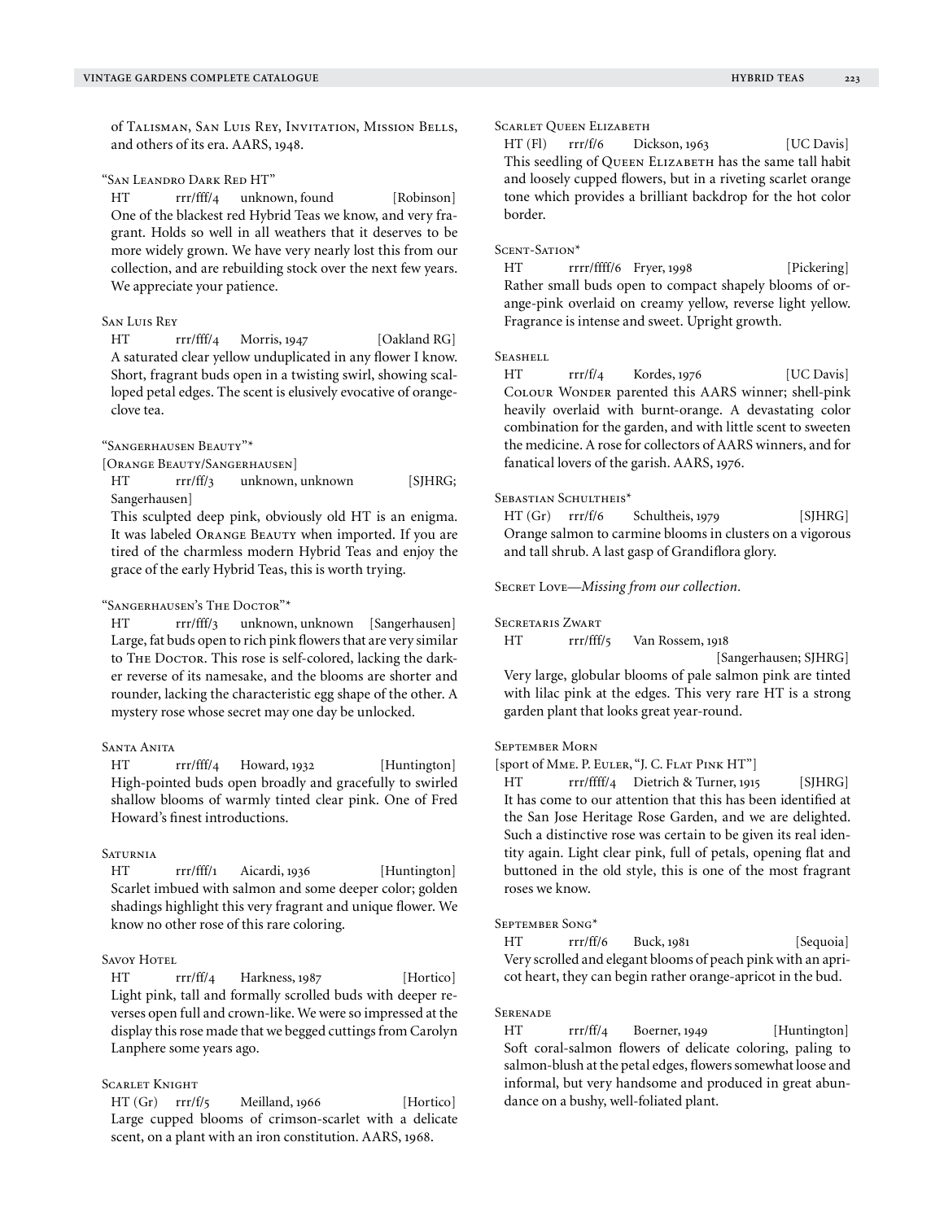of Talisman, San Luis Rey, Invitation, Mission Bells, and others of its era. AARS, 1948.

### "San Leandro Dark Red HT"

HT rrr/fff/4 unknown, found [Robinson]

One of the blackest red Hybrid Teas we know, and very fragrant. Holds so well in all weathers that it deserves to be more widely grown. We have very nearly lost this from our collection, and are rebuilding stock over the next few years. We appreciate your patience.

### San Luis Rey

HT rrr/fff/4 Morris, 1947 [Oakland RG]

A saturated clear yellow unduplicated in any flower I know. Short, fragrant buds open in a twisting swirl, showing scalloped petal edges. The scent is elusively evocative of orange-clove tea.

### "Sangerhausen Beauty"*

[Orange Beauty/Sangerhausen]

HT rrr/ff/3 unknown, unknown [SJHRG; Sangerhausen]

This sculpted deep pink, obviously old HT is an enigma. It was labeled Orange Beauty when imported. If you are tired of the charmless modern Hybrid Teas and enjoy the grace of the early Hybrid Teas, this is worth trying.

### "Sangerhausen's The Doctor"*

HT rrr/fff/3 unknown, unknown [Sangerhausen]

Large, fat buds open to rich pink flowers that are very similar to The Doctor. This rose is self-colored, lacking the darker reverse of its namesake, and the blooms are shorter and rounder, lacking the characteristic egg shape of the other. A mystery rose whose secret may one day be unlocked.

### Santa Anita

HT rrr/fff/4 Howard, 1932 [Huntington]

High-pointed buds open broadly and gracefully to swirled shallow blooms of warmly tinted clear pink. One of Fred Howard's finest introductions.

### Saturnia

HT rrr/fff/1 Aicardi, 1936 [Huntington]

Scarlet imbued with salmon and some deeper color; golden shadings highlight this very fragrant and unique flower. We know no other rose of this rare coloring.

### Savoy Hotel

HT rrr/ff/4 Harkness, 1987 [Hortico]

Light pink, tall and formally scrolled buds with deeper reverses open full and crown-like. We were so impressed at the display this rose made that we begged cuttings from Carolyn Lanphere some years ago.

### Scarlet Knight

HT (Gr) rrr/f/5 Meilland, 1966 [Hortico]

Large cupped blooms of crimson-scarlet with a delicate scent, on a plant with an iron constitution. AARS, 1968.

### Scarlet Queen Elizabeth

HT (Fl) rrr/f/6 Dickson, 1963 [UC Davis]

This seedling of Queen Elizabeth has the same tall habit and loosely cupped flowers, but in a riveting scarlet orange tone which provides a brilliant backdrop for the hot color border.

### Scent-Sation*

HT rrrr/ffff/6 Fryer, 1998 [Pickering]

Rather small buds open to compact shapely blooms of orange-pink overlaid on creamy yellow, reverse light yellow. Fragrance is intense and sweet. Upright growth.

### Seashell

HT rrr/f/4 Kordes, 1976 [UC Davis]

Colour Wonder parented this AARS winner; shell-pink heavily overlaid with burnt-orange. A devastating color combination for the garden, and with little scent to sweeten the medicine. A rose for collectors of AARS winners, and for fanatical lovers of the garish. AARS, 1976.

### Sebastian Schultheis*

HT (Gr) rrr/f/6 Schultheis, 1979 [SJHRG]

Orange salmon to carmine blooms in clusters on a vigorous and tall shrub. A last gasp of Grandiflora glory.

### Secret Love—*Missing from our collection.*

### Secretaris Zwart

HT rrr/fff/5 Van Rossem, 1918 [Sangerhausen; SJHRG]

Very large, globular blooms of pale salmon pink are tinted with lilac pink at the edges. This very rare HT is a strong garden plant that looks great year-round.

### September Morn

[sport of Mme. P. Euler, "J. C. Flat Pink HT"]

HT rrr/ffff/4 Dietrich & Turner, 1915 [SJHRG]

It has come to our attention that this has been identified at the San Jose Heritage Rose Garden, and we are delighted. Such a distinctive rose was certain to be given its real identity again. Light clear pink, full of petals, opening flat and buttoned in the old style, this is one of the most fragrant roses we know.

### September Song*

HT rrr/ff/6 Buck, 1981 [Sequoia]

Very scrolled and elegant blooms of peach pink with an apricot heart, they can begin rather orange-apricot in the bud.

### Serenade

HT rrr/ff/4 Boerner, 1949 [Huntington]

Soft coral-salmon flowers of delicate coloring, paling to salmon-blush at the petal edges, flowers somewhat loose and informal, but very handsome and produced in great abundance on a bushy, well-foliated plant.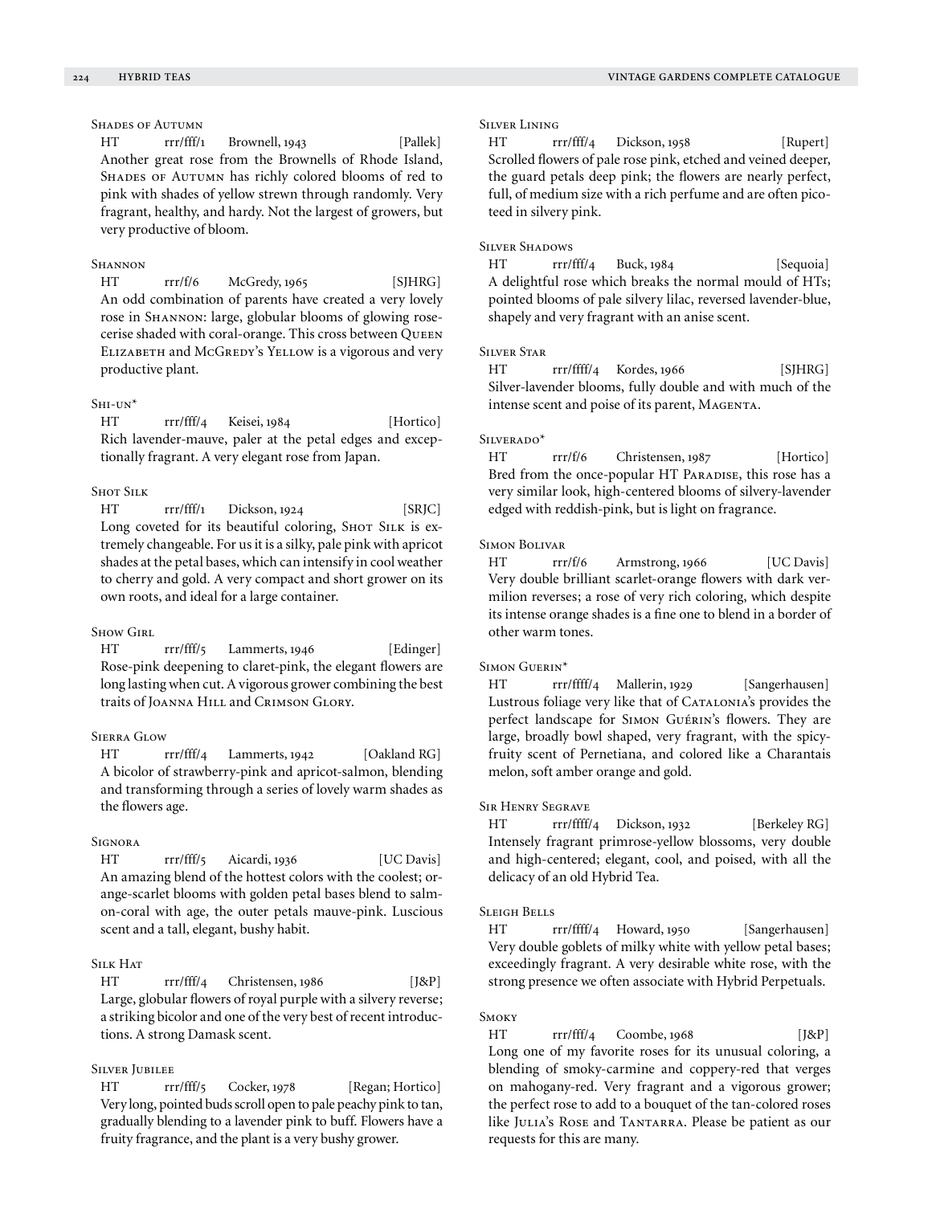### Shades of Autumn

HT rrr/fff/1 Brownell, 1943 [Pallek]

Another great rose from the Brownells of Rhode Island, Shades of Autumn has richly colored blooms of red to pink with shades of yellow strewn through randomly. Very fragrant, healthy, and hardy. Not the largest of growers, but very productive of bloom.

### Shannon

HT rrr/f/6 McGredy, 1965 [SJHRG]

An odd combination of parents have created a very lovely rose in Shannon: large, globular blooms of glowing rose-cerise shaded with coral-orange. This cross between Queen Elizabeth and McGredy's Yellow is a vigorous and very productive plant.

### Shi-un*

HT rrr/fff/4 Keisei, 1984 [Hortico]

Rich lavender-mauve, paler at the petal edges and exceptionally fragrant. A very elegant rose from Japan.

### Shot Silk

HT rrr/fff/1 Dickson, 1924 [SRJC]

Long coveted for its beautiful coloring, Shot Silk is extremely changeable. For us it is a silky, pale pink with apricot shades at the petal bases, which can intensify in cool weather to cherry and gold. A very compact and short grower on its own roots, and ideal for a large container.

### Show Girl

HT rrr/fff/5 Lammerts, 1946 [Edinger]

Rose-pink deepening to claret-pink, the elegant flowers are long lasting when cut. A vigorous grower combining the best traits of Joanna Hill and Crimson Glory.

### Sierra Glow

HT rrr/fff/4 Lammerts, 1942 [Oakland RG]

A bicolor of strawberry-pink and apricot-salmon, blending and transforming through a series of lovely warm shades as the flowers age.

### Signora

HT rrr/fff/5 Aicardi, 1936 [UC Davis]

An amazing blend of the hottest colors with the coolest; orange-scarlet blooms with golden petal bases blend to salmon-coral with age, the outer petals mauve-pink. Luscious scent and a tall, elegant, bushy habit.

### Silk Hat

HT rrr/fff/4 Christensen, 1986 [J&P]

Large, globular flowers of royal purple with a silvery reverse; a striking bicolor and one of the very best of recent introductions. A strong Damask scent.

### Silver Jubilee

HT rrr/fff/5 Cocker, 1978 [Regan; Hortico]

Very long, pointed buds scroll open to pale peachy pink to tan, gradually blending to a lavender pink to buff. Flowers have a fruity fragrance, and the plant is a very bushy grower.

### Silver Lining

HT rrr/fff/4 Dickson, 1958 [Rupert]

Scrolled flowers of pale rose pink, etched and veined deeper, the guard petals deep pink; the flowers are nearly perfect, full, of medium size with a rich perfume and are often picoteed in silvery pink.

### Silver Shadows

HT rrr/fff/4 Buck, 1984 [Sequoia]

A delightful rose which breaks the normal mould of HTs; pointed blooms of pale silvery lilac, reversed lavender-blue, shapely and very fragrant with an anise scent.

### Silver Star

HT rrr/ffff/4 Kordes, 1966 [SJHRG]

Silver-lavender blooms, fully double and with much of the intense scent and poise of its parent, Magenta.

### Silverado*

HT rrr/f/6 Christensen, 1987 [Hortico]

Bred from the once-popular HT Paradise, this rose has a very similar look, high-centered blooms of silvery-lavender edged with reddish-pink, but is light on fragrance.

### Simon Bolivar

HT rrr/f/6 Armstrong, 1966 [UC Davis]

Very double brilliant scarlet-orange flowers with dark vermilion reverses; a rose of very rich coloring, which despite its intense orange shades is a fine one to blend in a border of other warm tones.

### Simon Guerin*

HT rrr/ffff/4 Mallerin, 1929 [Sangerhausen]

Lustrous foliage very like that of Catalonia's provides the perfect landscape for Simon Guérin's flowers. They are large, broadly bowl shaped, very fragrant, with the spicy-fruity scent of Pernetiana, and colored like a Charantais melon, soft amber orange and gold.

### Sir Henry Segrave

HT rrr/ffff/4 Dickson, 1932 [Berkeley RG]

Intensely fragrant primrose-yellow blossoms, very double and high-centered; elegant, cool, and poised, with all the delicacy of an old Hybrid Tea.

### Sleigh Bells

HT rrr/ffff/4 Howard, 1950 [Sangerhausen]

Very double goblets of milky white with yellow petal bases; exceedingly fragrant. A very desirable white rose, with the strong presence we often associate with Hybrid Perpetuals.

### Smoky

HT rrr/fff/4 Coombe, 1968 [J&P]

Long one of my favorite roses for its unusual coloring, a blending of smoky-carmine and coppery-red that verges on mahogany-red. Very fragrant and a vigorous grower; the perfect rose to add to a bouquet of the tan-colored roses like Julia's Rose and Tantarra. Please be patient as our requests for this are many.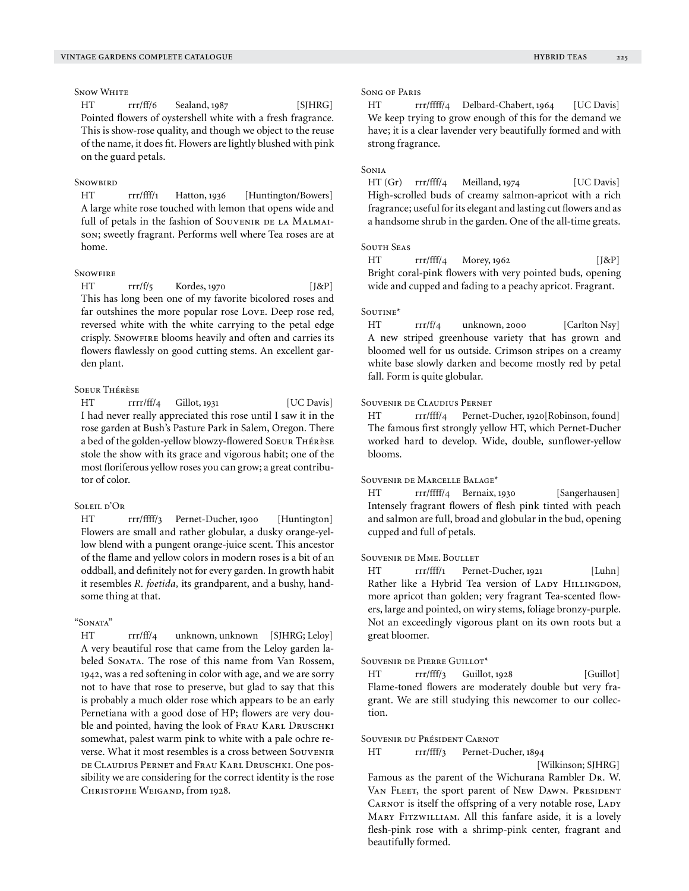### Snow White

HT rrr/ff/6 Sealand, 1987 [SJHRG]

Pointed flowers of oystershell white with a fresh fragrance. This is show-rose quality, and though we object to the reuse of the name, it does fit. Flowers are lightly blushed with pink on the guard petals.

### Snowbird

HT rrr/fff/1 Hatton, 1936 [Huntington/Bowers]

A large white rose touched with lemon that opens wide and full of petals in the fashion of Souvenir de la Malmaison; sweetly fragrant. Performs well where Tea roses are at home.

### Snowfire

HT rrr/f/5 Kordes, 1970 [J&P]

This has long been one of my favorite bicolored roses and far outshines the more popular rose Love. Deep rose red, reversed white with the white carrying to the petal edge crisply. Snowfire blooms heavily and often and carries its flowers flawlessly on good cutting stems. An excellent garden plant.

### Soeur Thérèse

HT rrrr/ff/4 Gillot, 1931 [UC Davis]

I had never really appreciated this rose until I saw it in the rose garden at Bush's Pasture Park in Salem, Oregon. There a bed of the golden-yellow blowzy-flowered Soeur Thérèse stole the show with its grace and vigorous habit; one of the most floriferous yellow roses you can grow; a great contributor of color.

### Soleil d'Or

HT rrr/ffff/3 Pernet-Ducher, 1900 [Huntington]

Flowers are small and rather globular, a dusky orange-yellow blend with a pungent orange-juice scent. This ancestor of the flame and yellow colors in modern roses is a bit of an oddball, and definitely not for every garden. In growth habit it resembles *R. foetida,* its grandparent, and a bushy, handsome thing at that.

### "Sonata"

HT rrr/ff/4 unknown, unknown [SJHRG; Leloy]

A very beautiful rose that came from the Leloy garden labeled Sonata. The rose of this name from Van Rossem, 1942, was a red softening in color with age, and we are sorry not to have that rose to preserve, but glad to say that this is probably a much older rose which appears to be an early Pernetiana with a good dose of HP; flowers are very double and pointed, having the look of Frau Karl Druschki somewhat, palest warm pink to white with a pale ochre reverse. What it most resembles is a cross between Souvenir de Claudius Pernet and Frau Karl Druschki. One possibility we are considering for the correct identity is the rose Christophe Weigand, from 1928.

### Song of Paris

HT rrr/ffff/4 Delbard-Chabert, 1964 [UC Davis]

We keep trying to grow enough of this for the demand we have; it is a clear lavender very beautifully formed and with strong fragrance.

### Sonia

HT (Gr) rrr/fff/4 Meilland, 1974 [UC Davis]

High-scrolled buds of creamy salmon-apricot with a rich fragrance; useful for its elegant and lasting cut flowers and as a handsome shrub in the garden. One of the all-time greats.

### South Seas

HT rrr/fff/4 Morey, 1962 [J&P]

Bright coral-pink flowers with very pointed buds, opening wide and cupped and fading to a peachy apricot. Fragrant.

### Soutine*

HT rrr/f/4 unknown, 2000 [Carlton Nsy]

A new striped greenhouse variety that has grown and bloomed well for us outside. Crimson stripes on a creamy white base slowly darken and become mostly red by petal fall. Form is quite globular.

### Souvenir de Claudius Pernet

HT rrr/fff/4 Pernet-Ducher, 1920 [Robinson, found]

The famous first strongly yellow HT, which Pernet-Ducher worked hard to develop. Wide, double, sunflower-yellow blooms.

### Souvenir de Marcelle Balage*

HT rrr/ffff/4 Bernaix, 1930 [Sangerhausen]

Intensely fragrant flowers of flesh pink tinted with peach and salmon are full, broad and globular in the bud, opening cupped and full of petals.

### Souvenir de Mme. Boullet

HT rrr/fff/1 Pernet-Ducher, 1921 [Luhn]

Rather like a Hybrid Tea version of Lady Hillingdon, more apricot than golden; very fragrant Tea-scented flowers, large and pointed, on wiry stems, foliage bronzy-purple. Not an exceedingly vigorous plant on its own roots but a great bloomer.

### Souvenir de Pierre Guillot*

HT rrr/fff/3 Guillot, 1928 [Guillot]

Flame-toned flowers are moderately double but very fragrant. We are still studying this newcomer to our collection.

### Souvenir du Président Carnot

HT rrr/fff/3 Pernet-Ducher, 1894 [Wilkinson; SJHRG]

Famous as the parent of the Wichurana Rambler Dr. W. Van Fleet, the sport parent of New Dawn. President Carnot is itself the offspring of a very notable rose, Lady Mary Fitzwilliam. All this fanfare aside, it is a lovely flesh-pink rose with a shrimp-pink center, fragrant and beautifully formed.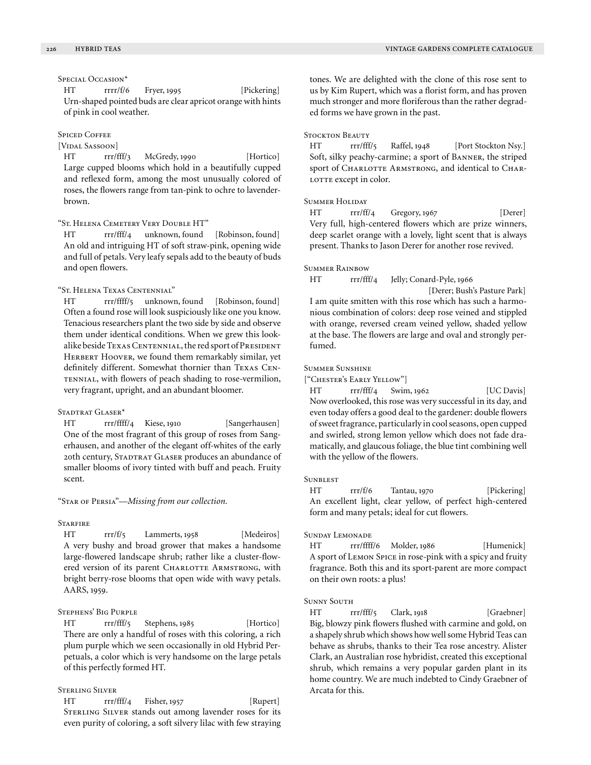Special Occasion*

HT rrrr/f/6 Fryer, 1995 [Pickering]

Urn-shaped pointed buds are clear apricot orange with hints of pink in cool weather.

Spiced Coffee

[Vidal Sassoon]

HT rrr/fff/3 McGredy, 1990 [Hortico]

Large cupped blooms which hold in a beautifully cupped and reflexed form, among the most unusually colored of roses, the flowers range from tan-pink to ochre to lavender-brown.

"St. Helena Cemetery Very Double HT"

HT rrr/fff/4 unknown, found [Robinson, found]

An old and intriguing HT of soft straw-pink, opening wide and full of petals. Very leafy sepals add to the beauty of buds and open flowers.

"St. Helena Texas Centennial"

HT rrr/ffff/5 unknown, found [Robinson, found]

Often a found rose will look suspiciously like one you know. Tenacious researchers plant the two side by side and observe them under identical conditions. When we grew this look-alike beside Texas Centennial, the red sport of President Herbert Hoover, we found them remarkably similar, yet definitely different. Somewhat thornier than Texas Centennial, with flowers of peach shading to rose-vermilion, very fragrant, upright, and an abundant bloomer.

Stadtrat Glaser*

HT rrr/ffff/4 Kiese, 1910 [Sangerhausen]

One of the most fragrant of this group of roses from Sangerhausen, and another of the elegant off-whites of the early 20th century, Stadtrat Glaser produces an abundance of smaller blooms of ivory tinted with buff and peach. Fruity scent.

"Star of Persia"—*Missing from our collection.*

Starfire

HT rrr/f/5 Lammerts, 1958 [Medeiros]

A very bushy and broad grower that makes a handsome large-flowered landscape shrub; rather like a cluster-flowered version of its parent Charlotte Armstrong, with bright berry-rose blooms that open wide with wavy petals. AARS, 1959.

Stephens' Big Purple

HT rrr/fff/5 Stephens, 1985 [Hortico]

There are only a handful of roses with this coloring, a rich plum purple which we seen occasionally in old Hybrid Perpetuals, a color which is very handsome on the large petals of this perfectly formed HT.

Sterling Silver

HT rrr/fff/4 Fisher, 1957 [Rupert]

Sterling Silver stands out among lavender roses for its even purity of coloring, a soft silvery lilac with few straying tones. We are delighted with the clone of this rose sent to us by Kim Rupert, which was a florist form, and has proven much stronger and more floriferous than the rather degraded forms we have grown in the past.

Stockton Beauty

HT rrr/fff/5 Raffel, 1948 [Port Stockton Nsy.]

Soft, silky peachy-carmine; a sport of Banner, the striped sport of Charlotte Armstrong, and identical to Charlotte except in color.

Summer Holiday

HT rrr/ff/4 Gregory, 1967 [Derer]

Very full, high-centered flowers which are prize winners, deep scarlet orange with a lovely, light scent that is always present. Thanks to Jason Derer for another rose revived.

Summer Rainbow

HT rrr/fff/4 Jelly; Conard-Pyle, 1966 [Derer; Bush's Pasture Park]

I am quite smitten with this rose which has such a harmonious combination of colors: deep rose veined and stippled with orange, reversed cream veined yellow, shaded yellow at the base. The flowers are large and oval and strongly perfumed.

Summer Sunshine

["Chester's Early Yellow"]

HT rrr/fff/4 Swim, 1962 [UC Davis]

Now overlooked, this rose was very successful in its day, and even today offers a good deal to the gardener: double flowers of sweet fragrance, particularly in cool seasons, open cupped and swirled, strong lemon yellow which does not fade dramatically, and glaucous foliage, the blue tint combining well with the yellow of the flowers.

Sunblest

HT rrr/f/6 Tantau, 1970 [Pickering]

An excellent light, clear yellow, of perfect high-centered form and many petals; ideal for cut flowers.

Sunday Lemonade

HT rrr/ffff/6 Molder, 1986 [Humenick]

A sport of Lemon Spice in rose-pink with a spicy and fruity fragrance. Both this and its sport-parent are more compact on their own roots: a plus!

Sunny South

HT rrr/fff/5 Clark, 1918 [Graebner]

Big, blowzy pink flowers flushed with carmine and gold, on a shapely shrub which shows how well some Hybrid Teas can behave as shrubs, thanks to their Tea rose ancestry. Alister Clark, an Australian rose hybridist, created this exceptional shrub, which remains a very popular garden plant in its home country. We are much indebted to Cindy Graebner of Arcata for this.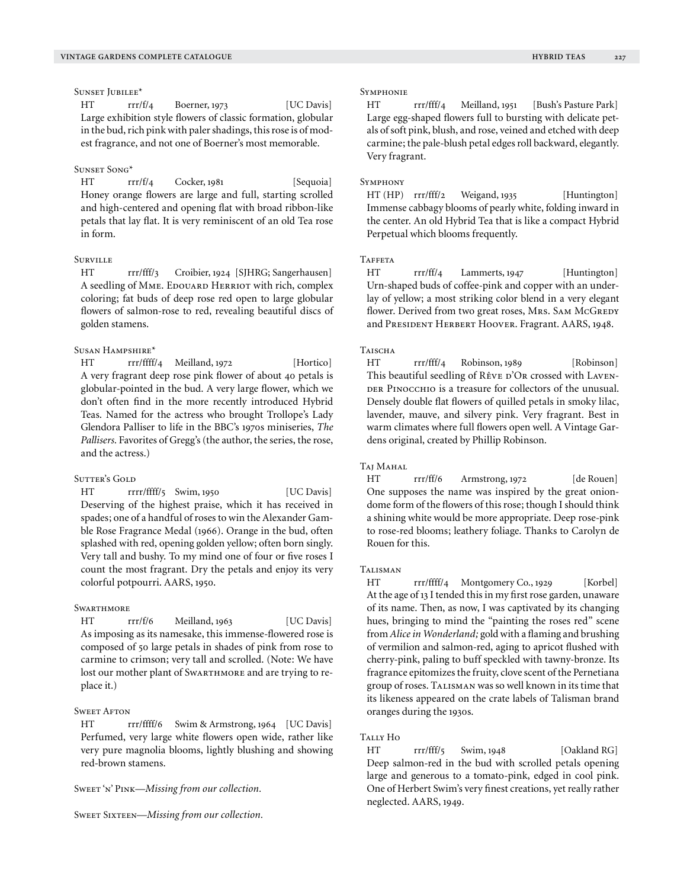### Sunset Jubilee*

HT rrr/f/4 Boerner, 1973 [UC Davis]
Large exhibition style flowers of classic formation, globular in the bud, rich pink with paler shadings, this rose is of modest fragrance, and not one of Boerner's most memorable.

### Sunset Song*

HT rrr/f/4 Cocker, 1981 [Sequoia]
Honey orange flowers are large and full, starting scrolled and high-centered and opening flat with broad ribbon-like petals that lay flat. It is very reminiscent of an old Tea rose in form.

### Surville

HT rrr/fff/3 Croibier, 1924 [SJHRG; Sangerhausen]
A seedling of Mme. Edouard Herriot with rich, complex coloring; fat buds of deep rose red open to large globular flowers of salmon-rose to red, revealing beautiful discs of golden stamens.

### Susan Hampshire*

HT rrr/ffff/4 Meilland, 1972 [Hortico]
A very fragrant deep rose pink flower of about 40 petals is globular-pointed in the bud. A very large flower, which we don't often find in the more recently introduced Hybrid Teas. Named for the actress who brought Trollope's Lady Glendora Palliser to life in the BBC's 1970s miniseries, *The Pallisers*. Favorites of Gregg's (the author, the series, the rose, and the actress.)

### Sutter's Gold

HT rrrr/ffff/5 Swim, 1950 [UC Davis]
Deserving of the highest praise, which it has received in spades; one of a handful of roses to win the Alexander Gamble Rose Fragrance Medal (1966). Orange in the bud, often splashed with red, opening golden yellow; often born singly. Very tall and bushy. To my mind one of four or five roses I count the most fragrant. Dry the petals and enjoy its very colorful potpourri. AARS, 1950.

### Swarthmore

HT rrr/f/6 Meilland, 1963 [UC Davis]
As imposing as its namesake, this immense-flowered rose is composed of 50 large petals in shades of pink from rose to carmine to crimson; very tall and scrolled. (Note: We have lost our mother plant of Swarthmore and are trying to replace it.)

### Sweet Afton

HT rrr/ffff/6 Swim & Armstrong, 1964 [UC Davis]
Perfumed, very large white flowers open wide, rather like very pure magnolia blooms, lightly blushing and showing red-brown stamens.

Sweet 'n' Pink—*Missing from our collection.*

Sweet Sixteen—*Missing from our collection.*

### Symphonie

HT rrr/fff/4 Meilland, 1951 [Bush's Pasture Park]
Large egg-shaped flowers full to bursting with delicate petals of soft pink, blush, and rose, veined and etched with deep carmine; the pale-blush petal edges roll backward, elegantly. Very fragrant.

### Symphony

HT (HP) rrr/fff/2 Weigand, 1935 [Huntington]
Immense cabbagy blooms of pearly white, folding inward in the center. An old Hybrid Tea that is like a compact Hybrid Perpetual which blooms frequently.

### Taffeta

HT rrr/ff/4 Lammerts, 1947 [Huntington]
Urn-shaped buds of coffee-pink and copper with an underlay of yellow; a most striking color blend in a very elegant flower. Derived from two great roses, Mrs. Sam McGredy and President Herbert Hoover. Fragrant. AARS, 1948.

### Taischa

HT rrr/fff/4 Robinson, 1989 [Robinson]
This beautiful seedling of Rêve d'Or crossed with Lavender Pinocchio is a treasure for collectors of the unusual. Densely double flat flowers of quilled petals in smoky lilac, lavender, mauve, and silvery pink. Very fragrant. Best in warm climates where full flowers open well. A Vintage Gardens original, created by Phillip Robinson.

### Taj Mahal

HT rrr/ff/6 Armstrong, 1972 [de Rouen]
One supposes the name was inspired by the great onion-dome form of the flowers of this rose; though I should think a shining white would be more appropriate. Deep rose-pink to rose-red blooms; leathery foliage. Thanks to Carolyn de Rouen for this.

### Talisman

HT rrr/ffff/4 Montgomery Co., 1929 [Korbel]
At the age of 13 I tended this in my first rose garden, unaware of its name. Then, as now, I was captivated by its changing hues, bringing to mind the "painting the roses red" scene from *Alice in Wonderland;* gold with a flaming and brushing of vermilion and salmon-red, aging to apricot flushed with cherry-pink, paling to buff speckled with tawny-bronze. Its fragrance epitomizes the fruity, clove scent of the Pernetiana group of roses. Talisman was so well known in its time that its likeness appeared on the crate labels of Talisman brand oranges during the 1930s.

### Tally Ho

HT rrr/fff/5 Swim, 1948 [Oakland RG]
Deep salmon-red in the bud with scrolled petals opening large and generous to a tomato-pink, edged in cool pink. One of Herbert Swim's very finest creations, yet really rather neglected. AARS, 1949.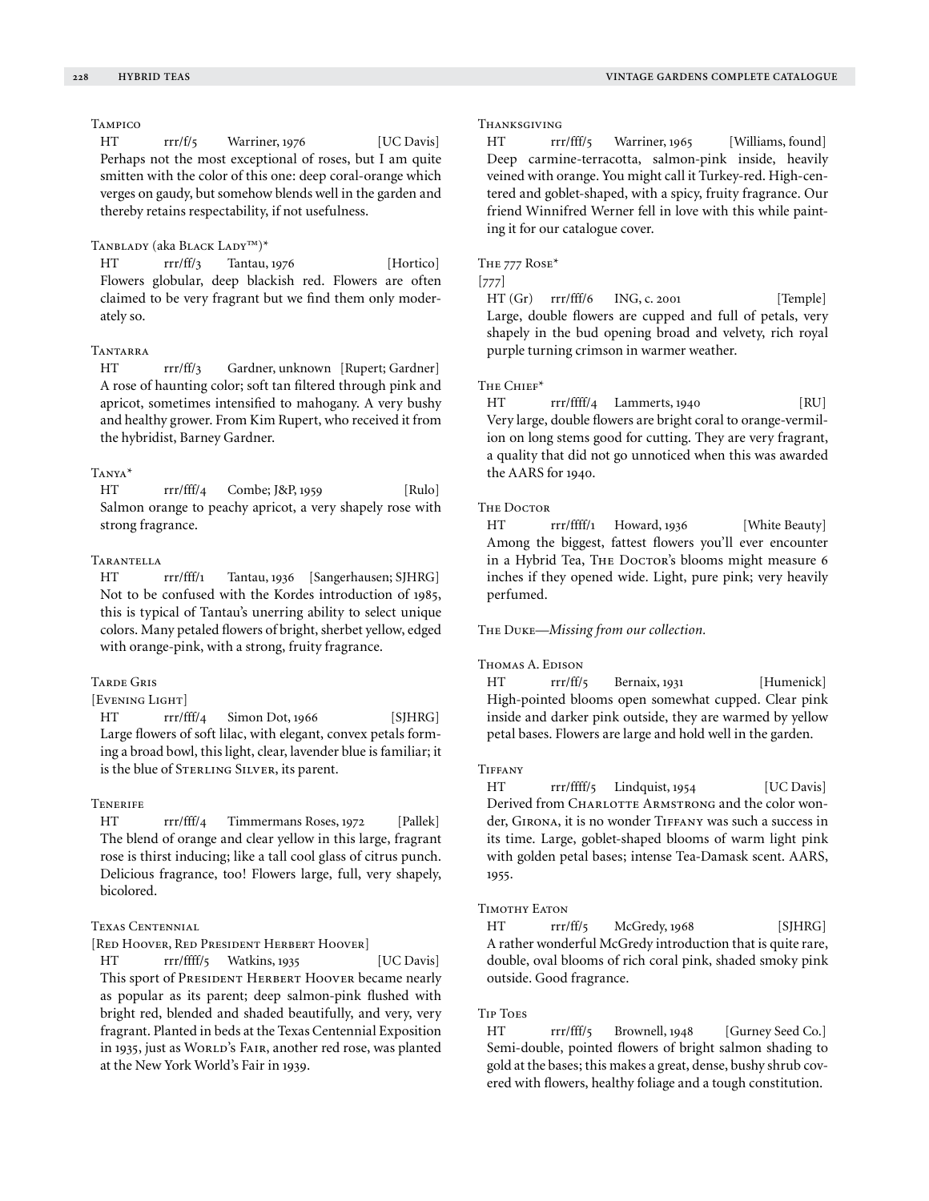### Tampico

HT rrr/f/5 Warriner, 1976 [UC Davis]
Perhaps not the most exceptional of roses, but I am quite smitten with the color of this one: deep coral-orange which verges on gaudy, but somehow blends well in the garden and thereby retains respectability, if not usefulness.

### Tanblady (aka Black Lady™)*

HT rrr/ff/3 Tantau, 1976 [Hortico]
Flowers globular, deep blackish red. Flowers are often claimed to be very fragrant but we find them only moderately so.

### Tantarra

HT rrr/ff/3 Gardner, unknown [Rupert; Gardner]
A rose of haunting color; soft tan filtered through pink and apricot, sometimes intensified to mahogany. A very bushy and healthy grower. From Kim Rupert, who received it from the hybridist, Barney Gardner.

### Tanya*

HT rrr/fff/4 Combe; J&P, 1959 [Rulo]
Salmon orange to peachy apricot, a very shapely rose with strong fragrance.

### Tarantella

HT rrr/fff/1 Tantau, 1936 [Sangerhausen; SJHRG]
Not to be confused with the Kordes introduction of 1985, this is typical of Tantau's unerring ability to select unique colors. Many petaled flowers of bright, sherbet yellow, edged with orange-pink, with a strong, fruity fragrance.

### Tarde Gris

[Evening Light]
HT rrr/fff/4 Simon Dot, 1966 [SJHRG]
Large flowers of soft lilac, with elegant, convex petals forming a broad bowl, this light, clear, lavender blue is familiar; it is the blue of Sterling Silver, its parent.

### Tenerife

HT rrr/fff/4 Timmermans Roses, 1972 [Pallek]
The blend of orange and clear yellow in this large, fragrant rose is thirst inducing; like a tall cool glass of citrus punch. Delicious fragrance, too! Flowers large, full, very shapely, bicolored.

### Texas Centennial

[Red Hoover, Red President Herbert Hoover]
HT rrr/ffff/5 Watkins, 1935 [UC Davis]
This sport of President Herbert Hoover became nearly as popular as its parent; deep salmon-pink flushed with bright red, blended and shaded beautifully, and very, very fragrant. Planted in beds at the Texas Centennial Exposition in 1935, just as World's Fair, another red rose, was planted at the New York World's Fair in 1939.

### Thanksgiving

HT rrr/fff/5 Warriner, 1965 [Williams, found]
Deep carmine-terracotta, salmon-pink inside, heavily veined with orange. You might call it Turkey-red. High-centered and goblet-shaped, with a spicy, fruity fragrance. Our friend Winnifred Werner fell in love with this while painting it for our catalogue cover.

### The 777 Rose*

[777]
HT (Gr) rrr/fff/6 ING, c. 2001 [Temple]
Large, double flowers are cupped and full of petals, very shapely in the bud opening broad and velvety, rich royal purple turning crimson in warmer weather.

### The Chief*

HT rrr/ffff/4 Lammerts, 1940 [RU]
Very large, double flowers are bright coral to orange-vermilion on long stems good for cutting. They are very fragrant, a quality that did not go unnoticed when this was awarded the AARS for 1940.

### The Doctor

HT rrr/ffff/1 Howard, 1936 [White Beauty]
Among the biggest, fattest flowers you'll ever encounter in a Hybrid Tea, The Doctor's blooms might measure 6 inches if they opened wide. Light, pure pink; very heavily perfumed.

The Duke—*Missing from our collection.*

### Thomas A. Edison

HT rrr/ff/5 Bernaix, 1931 [Humenick]
High-pointed blooms open somewhat cupped. Clear pink inside and darker pink outside, they are warmed by yellow petal bases. Flowers are large and hold well in the garden.

### Tiffany

HT rrr/ffff/5 Lindquist, 1954 [UC Davis]
Derived from Charlotte Armstrong and the color wonder, Girona, it is no wonder Tiffany was such a success in its time. Large, goblet-shaped blooms of warm light pink with golden petal bases; intense Tea-Damask scent. AARS, 1955.

### Timothy Eaton

HT rrr/ff/5 McGredy, 1968 [SJHRG]
A rather wonderful McGredy introduction that is quite rare, double, oval blooms of rich coral pink, shaded smoky pink outside. Good fragrance.

### Tip Toes

HT rrr/fff/5 Brownell, 1948 [Gurney Seed Co.]
Semi-double, pointed flowers of bright salmon shading to gold at the bases; this makes a great, dense, bushy shrub covered with flowers, healthy foliage and a tough constitution.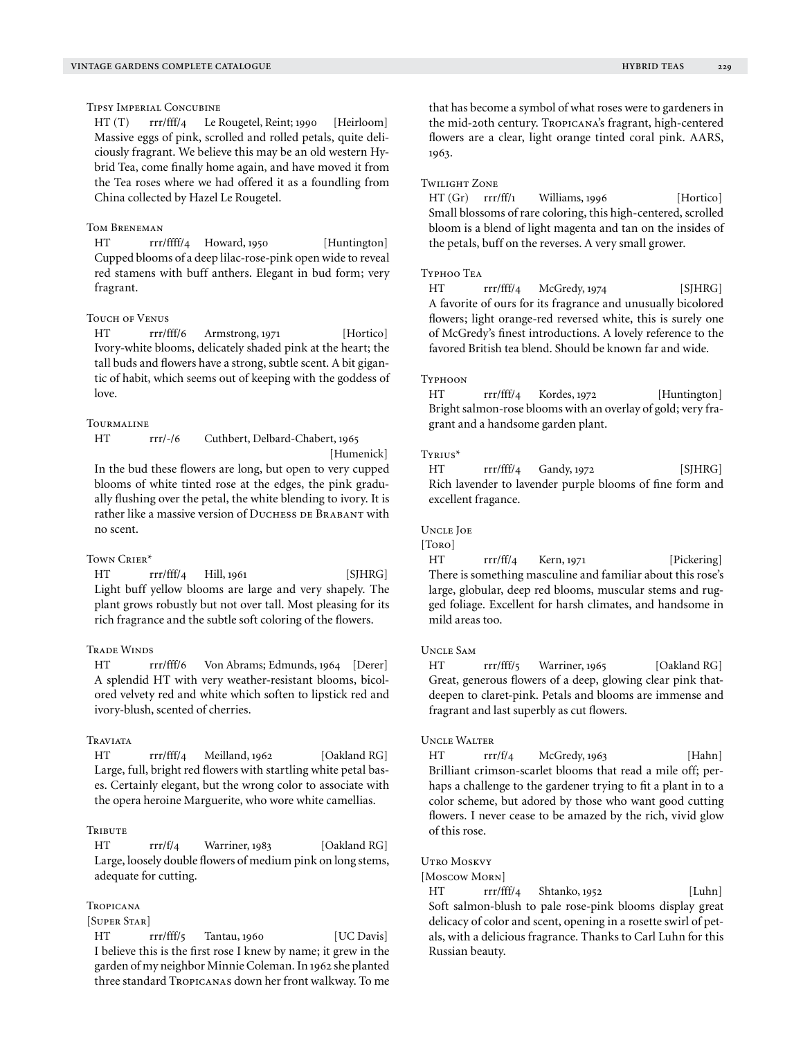### Tipsy Imperial Concubine

HT (T) rrr/fff/4 Le Rougetel, Reint; 1990 [Heirloom]
Massive eggs of pink, scrolled and rolled petals, quite deliciously fragrant. We believe this may be an old western Hybrid Tea, come finally home again, and have moved it from the Tea roses where we had offered it as a foundling from China collected by Hazel Le Rougetel.

### Tom Breneman

HT rrr/ffff/4 Howard, 1950 [Huntington]
Cupped blooms of a deep lilac-rose-pink open wide to reveal red stamens with buff anthers. Elegant in bud form; very fragrant.

### Touch of Venus

HT rrr/fff/6 Armstrong, 1971 [Hortico]
Ivory-white blooms, delicately shaded pink at the heart; the tall buds and flowers have a strong, subtle scent. A bit gigantic of habit, which seems out of keeping with the goddess of love.

### Tourmaline

HT rrr/-/6 Cuthbert, Delbard-Chabert, 1965 [Humenick]
In the bud these flowers are long, but open to very cupped blooms of white tinted rose at the edges, the pink gradually flushing over the petal, the white blending to ivory. It is rather like a massive version of Duchess de Brabant with no scent.

### Town Crier*

HT rrr/fff/4 Hill, 1961 [SJHRG]
Light buff yellow blooms are large and very shapely. The plant grows robustly but not over tall. Most pleasing for its rich fragrance and the subtle soft coloring of the flowers.

### Trade Winds

HT rrr/fff/6 Von Abrams; Edmunds, 1964 [Derer]
A splendid HT with very weather-resistant blooms, bicolored velvety red and white which soften to lipstick red and ivory-blush, scented of cherries.

### Traviata

HT rrr/fff/4 Meilland, 1962 [Oakland RG]
Large, full, bright red flowers with startling white petal bases. Certainly elegant, but the wrong color to associate with the opera heroine Marguerite, who wore white camellias.

### Tribute

HT rrr/f/4 Warriner, 1983 [Oakland RG]
Large, loosely double flowers of medium pink on long stems, adequate for cutting.

### Tropicana

[Super Star]

HT rrr/fff/5 Tantau, 1960 [UC Davis]
I believe this is the first rose I knew by name; it grew in the garden of my neighbor Minnie Coleman. In 1962 she planted three standard Tropicanas down her front walkway. To me that has become a symbol of what roses were to gardeners in the mid-20th century. Tropicana's fragrant, high-centered flowers are a clear, light orange tinted coral pink. AARS, 1963.

### Twilight Zone

HT (Gr) rrr/ff/1 Williams, 1996 [Hortico]
Small blossoms of rare coloring, this high-centered, scrolled bloom is a blend of light magenta and tan on the insides of the petals, buff on the reverses. A very small grower.

### Typhoo Tea

HT rrr/fff/4 McGredy, 1974 [SJHRG]
A favorite of ours for its fragrance and unusually bicolored flowers; light orange-red reversed white, this is surely one of McGredy's finest introductions. A lovely reference to the favored British tea blend. Should be known far and wide.

### Typhoon

HT rrr/fff/4 Kordes, 1972 [Huntington]
Bright salmon-rose blooms with an overlay of gold; very fragrant and a handsome garden plant.

### Tyrius*

HT rrr/fff/4 Gandy, 1972 [SJHRG]
Rich lavender to lavender purple blooms of fine form and excellent fragance.

### Uncle Joe

[Toro]

HT rrr/ff/4 Kern, 1971 [Pickering]
There is something masculine and familiar about this rose's large, globular, deep red blooms, muscular stems and rugged foliage. Excellent for harsh climates, and handsome in mild areas too.

### Uncle Sam

HT rrr/fff/5 Warriner, 1965 [Oakland RG]
Great, generous flowers of a deep, glowing clear pink thatdeepen to claret-pink. Petals and blooms are immense and fragrant and last superbly as cut flowers.

### Uncle Walter

HT rrr/f/4 McGredy, 1963 [Hahn]
Brilliant crimson-scarlet blooms that read a mile off; perhaps a challenge to the gardener trying to fit a plant in to a color scheme, but adored by those who want good cutting flowers. I never cease to be amazed by the rich, vivid glow of this rose.

### Utro Moskvy

[Moscow Morn]

HT rrr/fff/4 Shtanko, 1952 [Luhn]
Soft salmon-blush to pale rose-pink blooms display great delicacy of color and scent, opening in a rosette swirl of petals, with a delicious fragrance. Thanks to Carl Luhn for this Russian beauty.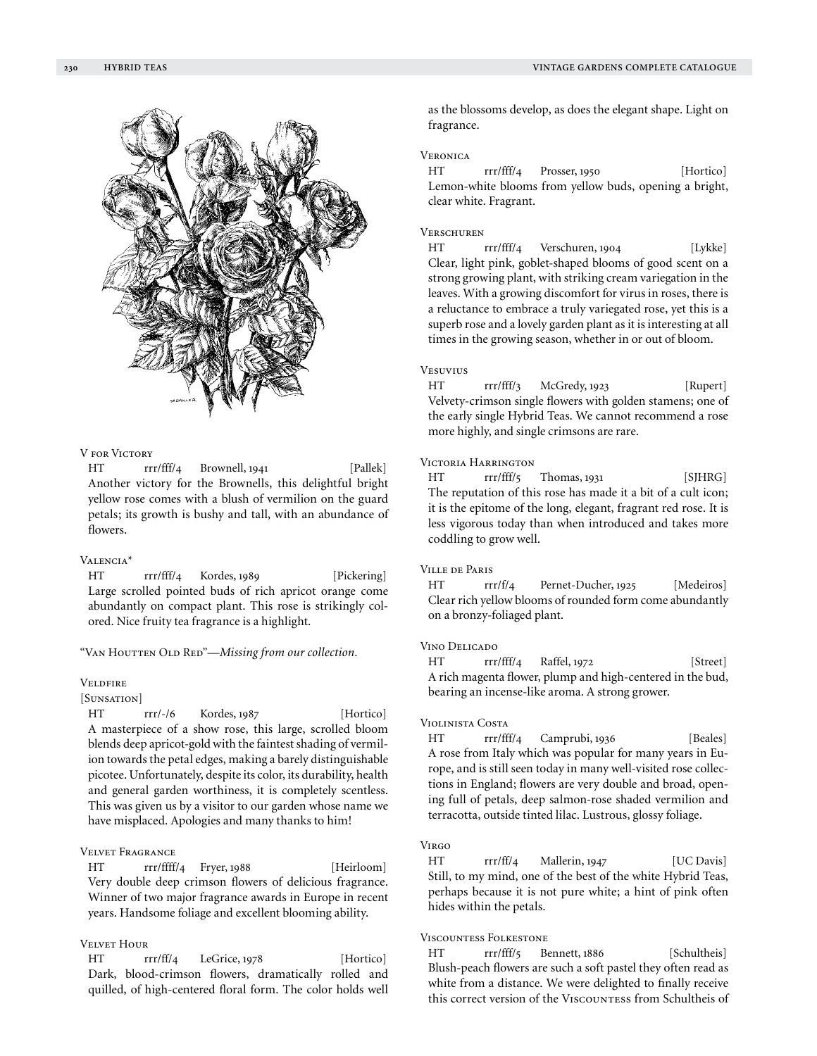### V for Victory

HT rrr/fff/4 Brownell, 1941 [Pallek]

Another victory for the Brownells, this delightful bright yellow rose comes with a blush of vermilion on the guard petals; its growth is bushy and tall, with an abundance of flowers.

### Valencia*

HT rrr/fff/4 Kordes, 1989 [Pickering]

Large scrolled pointed buds of rich apricot orange come abundantly on compact plant. This rose is strikingly colored. Nice fruity tea fragrance is a highlight.

"Van Houtten Old Red"—*Missing from our collection.*

### Veldfire

[Sunsation]

HT rrr/-/6 Kordes, 1987 [Hortico]

A masterpiece of a show rose, this large, scrolled bloom blends deep apricot-gold with the faintest shading of vermilion towards the petal edges, making a barely distinguishable picotee. Unfortunately, despite its color, its durability, health and general garden worthiness, it is completely scentless. This was given us by a visitor to our garden whose name we have misplaced. Apologies and many thanks to him!

### Velvet Fragrance

HT rrr/ffff/4 Fryer, 1988 [Heirloom]

Very double deep crimson flowers of delicious fragrance. Winner of two major fragrance awards in Europe in recent years. Handsome foliage and excellent blooming ability.

### Velvet Hour

HT rrr/ff/4 LeGrice, 1978 [Hortico]

Dark, blood-crimson flowers, dramatically rolled and quilled, of high-centered floral form. The color holds well as the blossoms develop, as does the elegant shape. Light on fragrance.

### Veronica

HT rrr/fff/4 Prosser, 1950 [Hortico]

Lemon-white blooms from yellow buds, opening a bright, clear white. Fragrant.

### Verschuren

HT rrr/fff/4 Verschuren, 1904 [Lykke]

Clear, light pink, goblet-shaped blooms of good scent on a strong growing plant, with striking cream variegation in the leaves. With a growing discomfort for virus in roses, there is a reluctance to embrace a truly variegated rose, yet this is a superb rose and a lovely garden plant as it is interesting at all times in the growing season, whether in or out of bloom.

### Vesuvius

HT rrr/fff/3 McGredy, 1923 [Rupert]

Velvety-crimson single flowers with golden stamens; one of the early single Hybrid Teas. We cannot recommend a rose more highly, and single crimsons are rare.

### Victoria Harrington

HT rrr/fff/5 Thomas, 1931 [SJHRG]

The reputation of this rose has made it a bit of a cult icon; it is the epitome of the long, elegant, fragrant red rose. It is less vigorous today than when introduced and takes more coddling to grow well.

### Ville de Paris

HT rrr/f/4 Pernet-Ducher, 1925 [Medeiros]

Clear rich yellow blooms of rounded form come abundantly on a bronzy-foliaged plant.

### Vino Delicado

HT rrr/fff/4 Raffel, 1972 [Street]

A rich magenta flower, plump and high-centered in the bud, bearing an incense-like aroma. A strong grower.

### Violinista Costa

HT rrr/fff/4 Camprubi, 1936 [Beales]

A rose from Italy which was popular for many years in Europe, and is still seen today in many well-visited rose collections in England; flowers are very double and broad, opening full of petals, deep salmon-rose shaded vermilion and terracotta, outside tinted lilac. Lustrous, glossy foliage.

### Virgo

HT rrr/ff/4 Mallerin, 1947 [UC Davis]

Still, to my mind, one of the best of the white Hybrid Teas, perhaps because it is not pure white; a hint of pink often hides within the petals.

### Viscountess Folkestone

HT rrr/fff/5 Bennett, 1886 [Schultheis]

Blush-peach flowers are such a soft pastel they often read as white from a distance. We were delighted to finally receive this correct version of the Viscountess from Schultheis of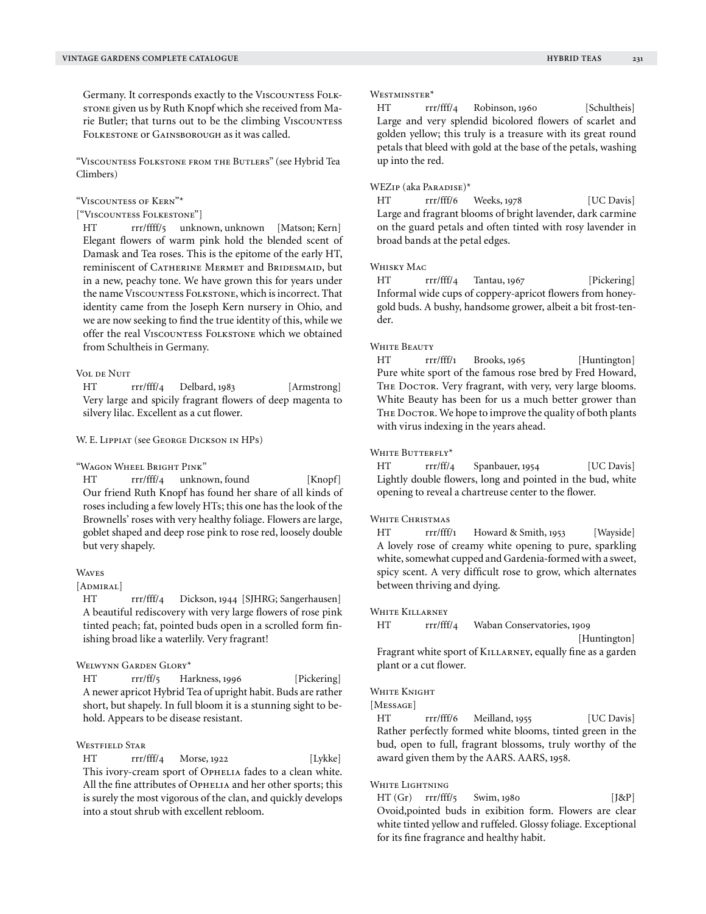Germany. It corresponds exactly to the Viscountess Folkstone given us by Ruth Knopf which she received from Marie Butler; that turns out to be the climbing Viscountess Folkestone or Gainsborough as it was called.

"Viscountess Folkstone from the Butlers" (see Hybrid Tea Climbers)

"Viscountess of Kern"*
["Viscountess Folkestone"]
HT rrr/ffff/5 unknown, unknown [Matson; Kern]
Elegant flowers of warm pink hold the blended scent of Damask and Tea roses. This is the epitome of the early HT, reminiscent of Catherine Mermet and Bridesmaid, but in a new, peachy tone. We have grown this for years under the name Viscountess Folkstone, which is incorrect. That identity came from the Joseph Kern nursery in Ohio, and we are now seeking to find the true identity of this, while we offer the real Viscountess Folkstone which we obtained from Schultheis in Germany.

Vol de Nuit
HT rrr/fff/4 Delbard, 1983 [Armstrong]
Very large and spicily fragrant flowers of deep magenta to silvery lilac. Excellent as a cut flower.

W. E. Lippiat (see George Dickson in HPs)

"Wagon Wheel Bright Pink"
HT rrr/fff/4 unknown, found [Knopf]
Our friend Ruth Knopf has found her share of all kinds of roses including a few lovely HTs; this one has the look of the Brownells' roses with very healthy foliage. Flowers are large, goblet shaped and deep rose pink to rose red, loosely double but very shapely.

Waves
[Admiral]
HT rrr/fff/4 Dickson, 1944 [SJHRG; Sangerhausen]
A beautiful rediscovery with very large flowers of rose pink tinted peach; fat, pointed buds open in a scrolled form finishing broad like a waterlily. Very fragrant!

Welwynn Garden Glory*
HT rrr/ff/5 Harkness, 1996 [Pickering]
A newer apricot Hybrid Tea of upright habit. Buds are rather short, but shapely. In full bloom it is a stunning sight to behold. Appears to be disease resistant.

Westfield Star
HT rrr/fff/4 Morse, 1922 [Lykke]
This ivory-cream sport of Ophelia fades to a clean white. All the fine attributes of Ophelia and her other sports; this is surely the most vigorous of the clan, and quickly develops into a stout shrub with excellent rebloom.

Westminster*
HT rrr/fff/4 Robinson, 1960 [Schultheis]
Large and very splendid bicolored flowers of scarlet and golden yellow; this truly is a treasure with its great round petals that bleed with gold at the base of the petals, washing up into the red.

WEZip (aka Paradise)*
HT rrr/fff/6 Weeks, 1978 [UC Davis]
Large and fragrant blooms of bright lavender, dark carmine on the guard petals and often tinted with rosy lavender in broad bands at the petal edges.

Whisky Mac
HT rrr/fff/4 Tantau, 1967 [Pickering]
Informal wide cups of coppery-apricot flowers from honey-gold buds. A bushy, handsome grower, albeit a bit frost-tender.

White Beauty
HT rrr/fff/1 Brooks, 1965 [Huntington]
Pure white sport of the famous rose bred by Fred Howard, The Doctor. Very fragrant, with very, very large blooms. White Beauty has been for us a much better grower than The Doctor. We hope to improve the quality of both plants with virus indexing in the years ahead.

White Butterfly*
HT rrr/ff/4 Spanbauer, 1954 [UC Davis]
Lightly double flowers, long and pointed in the bud, white opening to reveal a chartreuse center to the flower.

White Christmas
HT rrr/fff/1 Howard & Smith, 1953 [Wayside]
A lovely rose of creamy white opening to pure, sparkling white, somewhat cupped and Gardenia-formed with a sweet, spicy scent. A very difficult rose to grow, which alternates between thriving and dying.

White Killarney
HT rrr/fff/4 Waban Conservatories, 1909 [Huntington]
Fragrant white sport of Killarney, equally fine as a garden plant or a cut flower.

White Knight
[Message]
HT rrr/fff/6 Meilland, 1955 [UC Davis]
Rather perfectly formed white blooms, tinted green in the bud, open to full, fragrant blossoms, truly worthy of the award given them by the AARS. AARS, 1958.

White Lightning
HT (Gr) rrr/fff/5 Swim, 1980 [J&P]
Ovoid,pointed buds in exibition form. Flowers are clear white tinted yellow and ruffeled. Glossy foliage. Exceptional for its fine fragrance and healthy habit.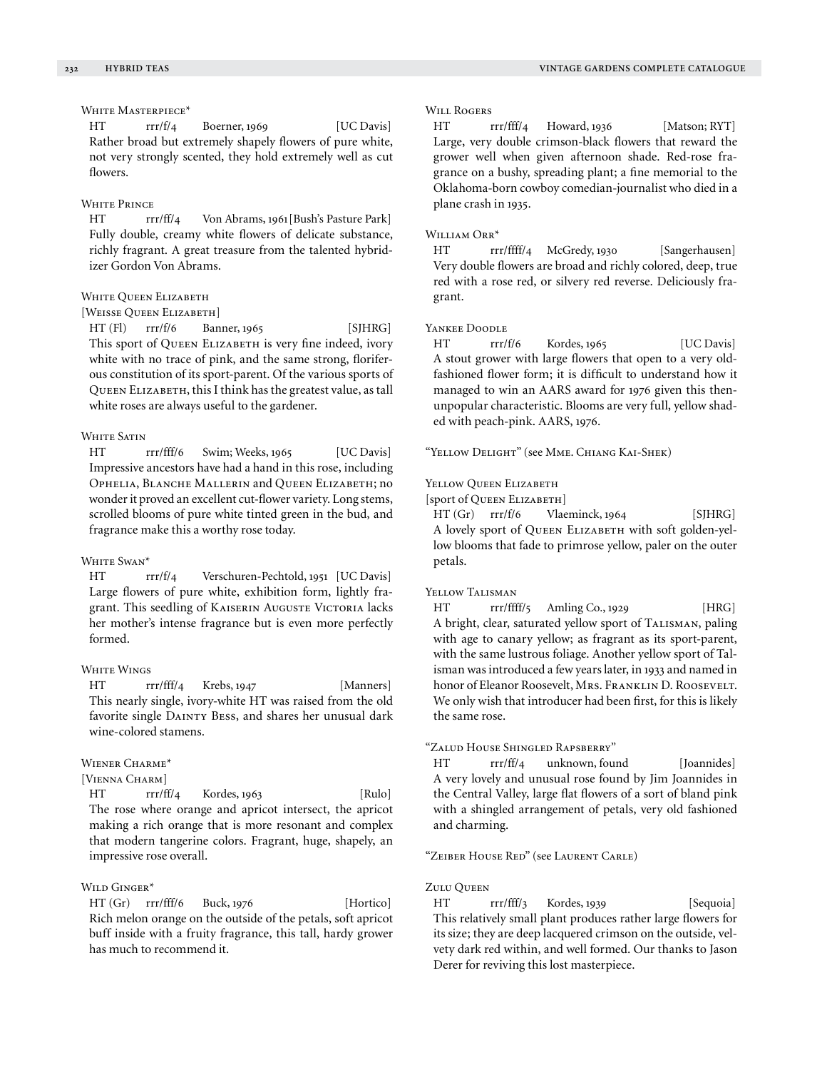White Masterpiece*

HT rrr/f/4 Boerner, 1969 [UC Davis]

Rather broad but extremely shapely flowers of pure white, not very strongly scented, they hold extremely well as cut flowers.

White Prince

HT rrr/ff/4 Von Abrams, 1961 [Bush's Pasture Park]

Fully double, creamy white flowers of delicate substance, richly fragrant. A great treasure from the talented hybridizer Gordon Von Abrams.

White Queen Elizabeth

[Weisse Queen Elizabeth]

HT (Fl) rrr/f/6 Banner, 1965 [SJHRG]

This sport of Queen Elizabeth is very fine indeed, ivory white with no trace of pink, and the same strong, floriferous constitution of its sport-parent. Of the various sports of Queen Elizabeth, this I think has the greatest value, as tall white roses are always useful to the gardener.

White Satin

HT rrr/fff/6 Swim; Weeks, 1965 [UC Davis]

Impressive ancestors have had a hand in this rose, including Ophelia, Blanche Mallerin and Queen Elizabeth; no wonder it proved an excellent cut-flower variety. Long stems, scrolled blooms of pure white tinted green in the bud, and fragrance make this a worthy rose today.

White Swan*

HT rrr/f/4 Verschuren-Pechtold, 1951 [UC Davis]

Large flowers of pure white, exhibition form, lightly fragrant. This seedling of Kaiserin Auguste Victoria lacks her mother's intense fragrance but is even more perfectly formed.

White Wings

HT rrr/fff/4 Krebs, 1947 [Manners]

This nearly single, ivory-white HT was raised from the old favorite single Dainty Bess, and shares her unusual dark wine-colored stamens.

Wiener Charme*

[Vienna Charm]

HT rrr/ff/4 Kordes, 1963 [Rulo]

The rose where orange and apricot intersect, the apricot making a rich orange that is more resonant and complex that modern tangerine colors. Fragrant, huge, shapely, an impressive rose overall.

Wild Ginger*

HT (Gr) rrr/fff/6 Buck, 1976 [Hortico]

Rich melon orange on the outside of the petals, soft apricot buff inside with a fruity fragrance, this tall, hardy grower has much to recommend it.

Will Rogers

HT rrr/fff/4 Howard, 1936 [Matson; RYT]

Large, very double crimson-black flowers that reward the grower well when given afternoon shade. Red-rose fragrance on a bushy, spreading plant; a fine memorial to the Oklahoma-born cowboy comedian-journalist who died in a plane crash in 1935.

William Orr*

HT rrr/ffff/4 McGredy, 1930 [Sangerhausen]

Very double flowers are broad and richly colored, deep, true red with a rose red, or silvery red reverse. Deliciously fragrant.

Yankee Doodle

HT rrr/f/6 Kordes, 1965 [UC Davis]

A stout grower with large flowers that open to a very old-fashioned flower form; it is difficult to understand how it managed to win an AARS award for 1976 given this then-unpopular characteristic. Blooms are very full, yellow shaded with peach-pink. AARS, 1976.

"Yellow Delight" (see Mme. Chiang Kai-Shek)

Yellow Queen Elizabeth

[sport of Queen Elizabeth]

HT (Gr) rrr/f/6 Vlaeminck, 1964 [SJHRG]

A lovely sport of Queen Elizabeth with soft golden-yellow blooms that fade to primrose yellow, paler on the outer petals.

Yellow Talisman

HT rrr/ffff/5 Amling Co., 1929 [HRG]

A bright, clear, saturated yellow sport of Talisman, paling with age to canary yellow; as fragrant as its sport-parent, with the same lustrous foliage. Another yellow sport of Talisman was introduced a few years later, in 1933 and named in honor of Eleanor Roosevelt, Mrs. Franklin D. Roosevelt. We only wish that introducer had been first, for this is likely the same rose.

"Zalud House Shingled Rapsberry"

HT rrr/ff/4 unknown, found [Joannides]

A very lovely and unusual rose found by Jim Joannides in the Central Valley, large flat flowers of a sort of bland pink with a shingled arrangement of petals, very old fashioned and charming.

"Zeiber House Red" (see Laurent Carle)

Zulu Queen

HT rrr/fff/3 Kordes, 1939 [Sequoia]

This relatively small plant produces rather large flowers for its size; they are deep lacquered crimson on the outside, velvety dark red within, and well formed. Our thanks to Jason Derer for reviving this lost masterpiece.